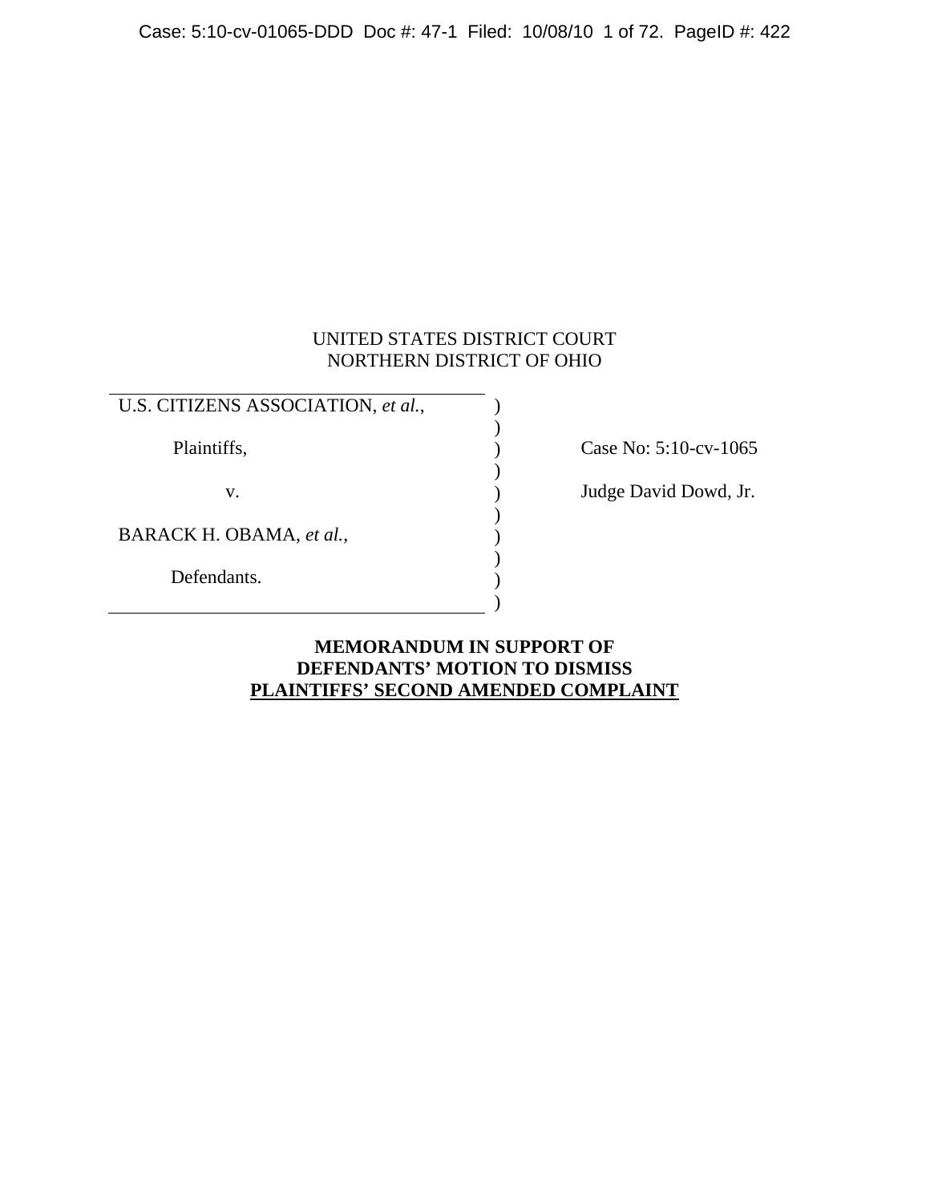UNITED STATES DISTRICT COURT
NORTHERN DISTRICT OF OHIO

| | | |
|---|---|---|
| U.S. CITIZENS ASSOCIATION, *et al.*, | ) | |
| Plaintiffs, | ) | Case No: 5:10-cv-1065 |
| v. | ) | Judge David Dowd, Jr. |
| BARACK H. OBAMA, *et al.*, | ) | |
| Defendants. | ) | |

**MEMORANDUM IN SUPPORT OF DEFENDANTS' MOTION TO DISMISS PLAINTIFFS' SECOND AMENDED COMPLAINT**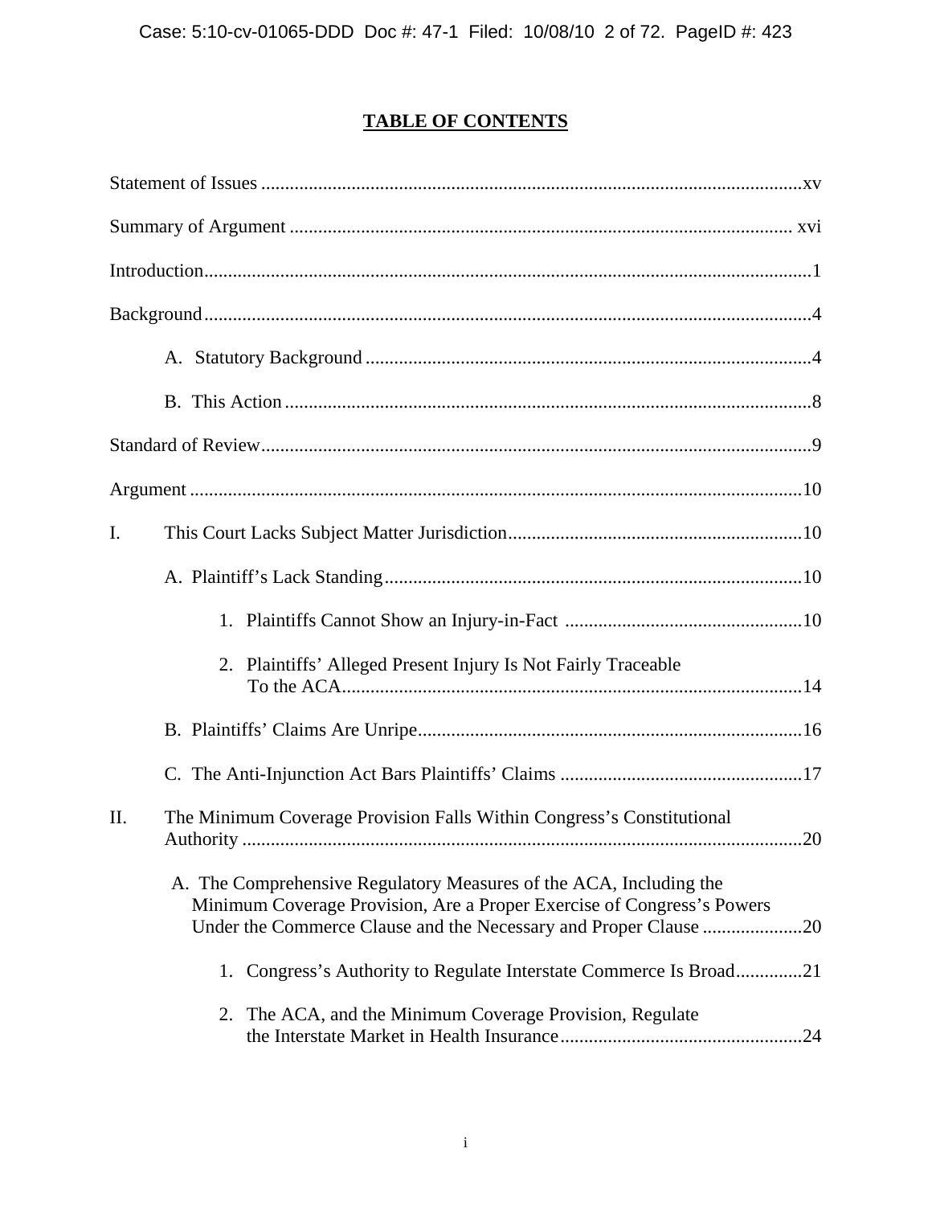## TABLE OF CONTENTS

Statement of Issues ..................................................................................................................xv

Summary of Argument ........................................................................................................ xvi

Introduction..............................................................................................................................1

Background...............................................................................................................................4

A. Statutory Background ............................................................................................4

B. This Action ..............................................................................................................8

Standard of Review...................................................................................................................9

Argument ................................................................................................................................10

I. This Court Lacks Subject Matter Jurisdiction.............................................................10

A. Plaintiff's Lack Standing.......................................................................................10

1. Plaintiffs Cannot Show an Injury-in-Fact .................................................10

2. Plaintiffs' Alleged Present Injury Is Not Fairly Traceable To the ACA................................................................................................14

B. Plaintiffs' Claims Are Unripe................................................................................16

C. The Anti-Injunction Act Bars Plaintiffs' Claims ..................................................17

II. The Minimum Coverage Provision Falls Within Congress's Constitutional Authority ......................................................................................................................20

A. The Comprehensive Regulatory Measures of the ACA, Including the Minimum Coverage Provision, Are a Proper Exercise of Congress's Powers Under the Commerce Clause and the Necessary and Proper Clause .....................20

1. Congress's Authority to Regulate Interstate Commerce Is Broad.............21

2. The ACA, and the Minimum Coverage Provision, Regulate the Interstate Market in Health Insurance..................................................24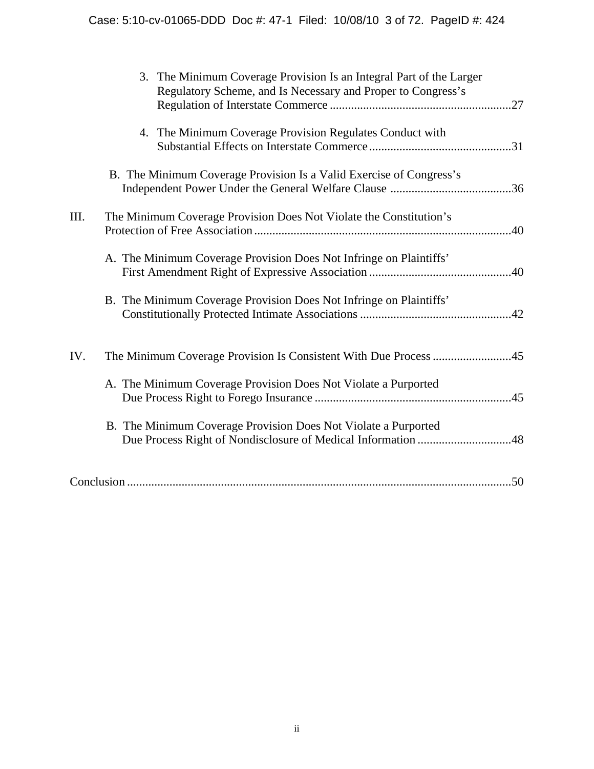3. The Minimum Coverage Provision Is an Integral Part of the Larger Regulatory Scheme, and Is Necessary and Proper to Congress's Regulation of Interstate Commerce ............................................................27

4. The Minimum Coverage Provision Regulates Conduct with Substantial Effects on Interstate Commerce...............................................31

B. The Minimum Coverage Provision Is a Valid Exercise of Congress's Independent Power Under the General Welfare Clause ........................................36

III. The Minimum Coverage Provision Does Not Violate the Constitution's Protection of Free Association....................................................................................40

A. The Minimum Coverage Provision Does Not Infringe on Plaintiffs' First Amendment Right of Expressive Association ...............................................40

B. The Minimum Coverage Provision Does Not Infringe on Plaintiffs' Constitutionally Protected Intimate Associations ..................................................42

IV. The Minimum Coverage Provision Is Consistent With Due Process ..........................45

A. The Minimum Coverage Provision Does Not Violate a Purported Due Process Right to Forego Insurance .................................................................45

B. The Minimum Coverage Provision Does Not Violate a Purported Due Process Right of Nondisclosure of Medical Information ...............................48

Conclusion ..............................................................................................................................50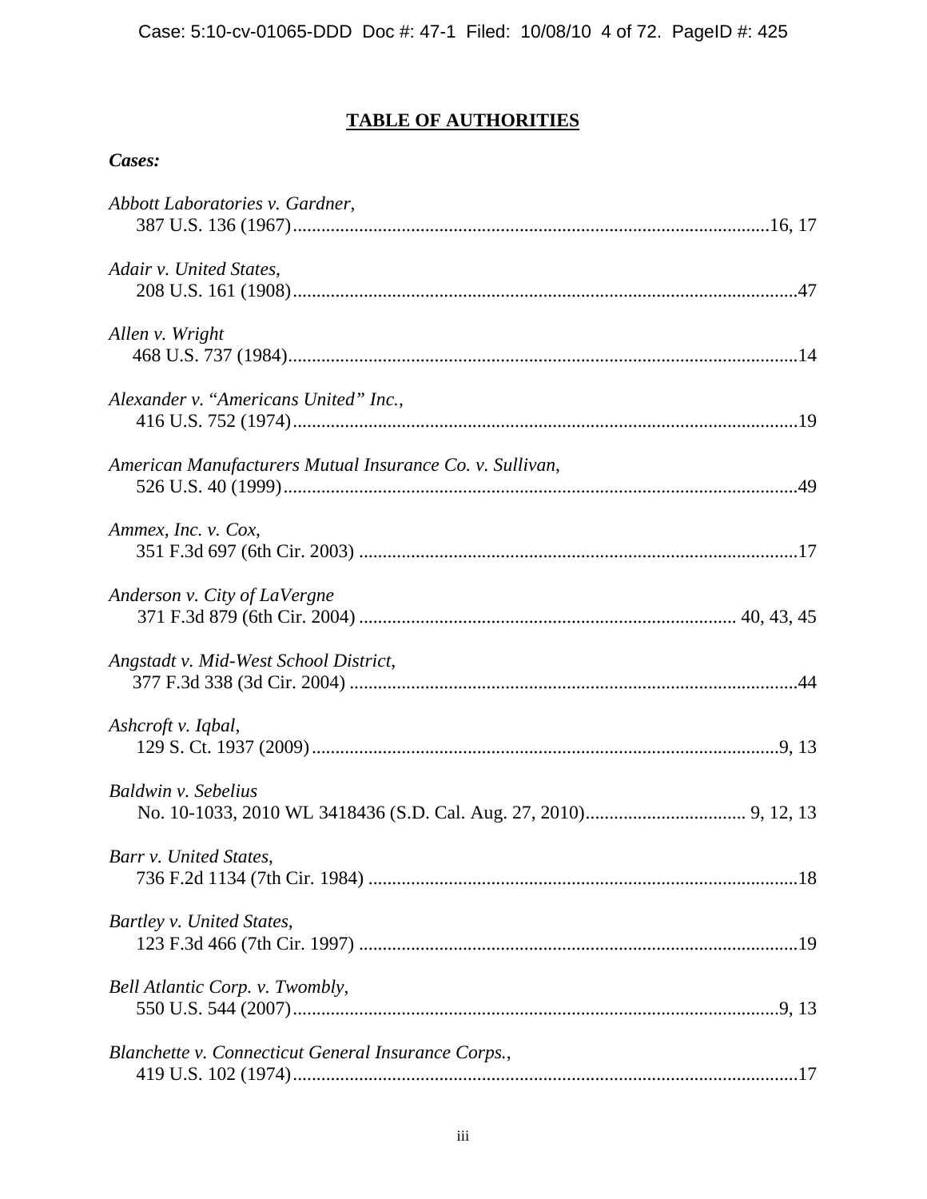## TABLE OF AUTHORITIES

***Cases:***

*Abbott Laboratories v. Gardner*,
387 U.S. 136 (1967) .... 16, 17

*Adair v. United States*,
208 U.S. 161 (1908) .... 47

*Allen v. Wright*
468 U.S. 737 (1984) .... 14

*Alexander v. "Americans United" Inc.*,
416 U.S. 752 (1974) .... 19

*American Manufacturers Mutual Insurance Co. v. Sullivan*,
526 U.S. 40 (1999) .... 49

*Ammex, Inc. v. Cox*,
351 F.3d 697 (6th Cir. 2003) .... 17

*Anderson v. City of LaVergne*
371 F.3d 879 (6th Cir. 2004) .... 40, 43, 45

*Angstadt v. Mid-West School District*,
377 F.3d 338 (3d Cir. 2004) .... 44

*Ashcroft v. Iqbal*,
129 S. Ct. 1937 (2009) .... 9, 13

*Baldwin v. Sebelius*
No. 10-1033, 2010 WL 3418436 (S.D. Cal. Aug. 27, 2010) .... 9, 12, 13

*Barr v. United States*,
736 F.2d 1134 (7th Cir. 1984) .... 18

*Bartley v. United States*,
123 F.3d 466 (7th Cir. 1997) .... 19

*Bell Atlantic Corp. v. Twombly*,
550 U.S. 544 (2007) .... 9, 13

*Blanchette v. Connecticut General Insurance Corps.*,
419 U.S. 102 (1974) .... 17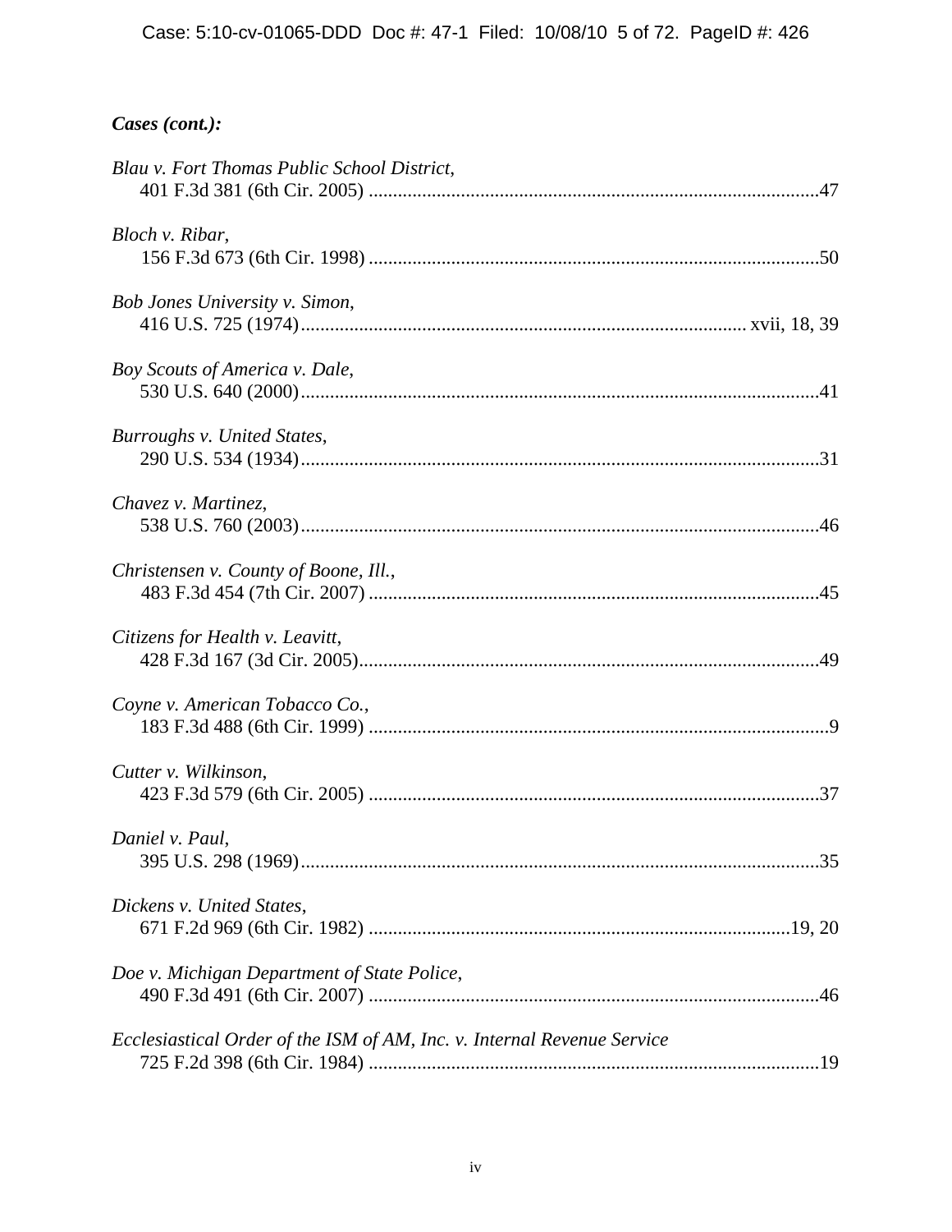***Cases (cont.):***

*Blau v. Fort Thomas Public School District*,
401 F.3d 381 (6th Cir. 2005) ............................................................................................47

*Bloch v. Ribar*,
156 F.3d 673 (6th Cir. 1998) ............................................................................................50

*Bob Jones University v. Simon*,
416 U.S. 725 (1974)........................................................................................... xvii, 18, 39

*Boy Scouts of America v. Dale*,
530 U.S. 640 (2000)..........................................................................................................41

*Burroughs v. United States*,
290 U.S. 534 (1934)..........................................................................................................31

*Chavez v. Martinez*,
538 U.S. 760 (2003)..........................................................................................................46

*Christensen v. County of Boone, Ill.*,
483 F.3d 454 (7th Cir. 2007) ............................................................................................45

*Citizens for Health v. Leavitt*,
428 F.3d 167 (3d Cir. 2005)..............................................................................................49

*Coyne v. American Tobacco Co.*,
183 F.3d 488 (6th Cir. 1999) ..............................................................................................9

*Cutter v. Wilkinson*,
423 F.3d 579 (6th Cir. 2005) ............................................................................................37

*Daniel v. Paul*,
395 U.S. 298 (1969)..........................................................................................................35

*Dickens v. United States*,
671 F.2d 969 (6th Cir. 1982) ......................................................................................19, 20

*Doe v. Michigan Department of State Police*,
490 F.3d 491 (6th Cir. 2007) ............................................................................................46

*Ecclesiastical Order of the ISM of AM, Inc. v. Internal Revenue Service*
725 F.2d 398 (6th Cir. 1984) ............................................................................................19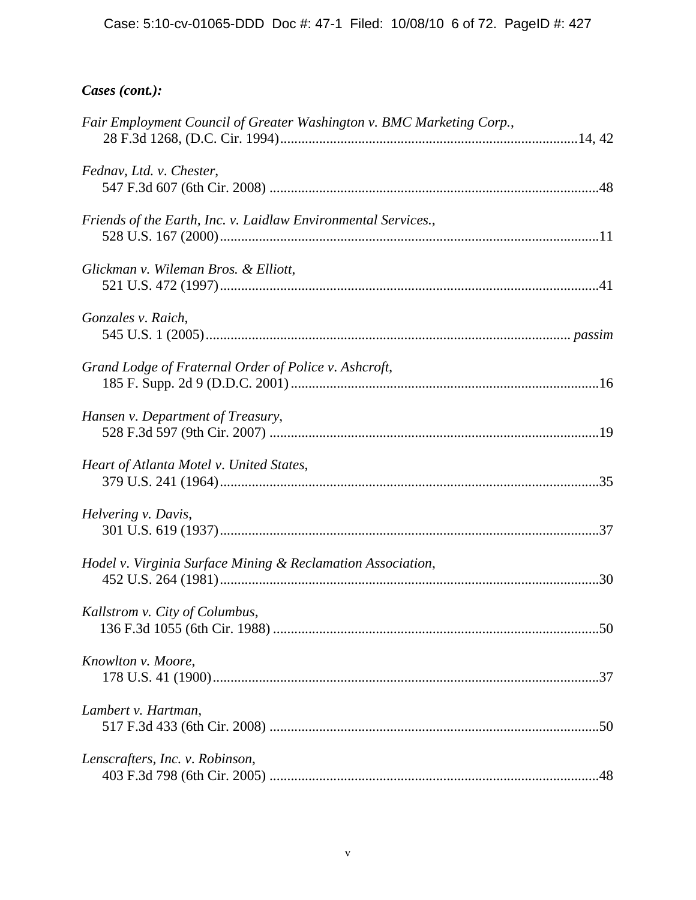***Cases (cont.):***

*Fair Employment Council of Greater Washington v. BMC Marketing Corp.*,
28 F.3d 1268, (D.C. Cir. 1994)....................................................................................14, 42

*Fednav, Ltd. v. Chester*,
547 F.3d 607 (6th Cir. 2008) ............................................................................................48

*Friends of the Earth, Inc. v. Laidlaw Environmental Services.*,
528 U.S. 167 (2000).........................................................................................................11

*Glickman v. Wileman Bros. & Elliott*,
521 U.S. 472 (1997).........................................................................................................41

*Gonzales v. Raich*,
545 U.S. 1 (2005)...................................................................................................... *passim*

*Grand Lodge of Fraternal Order of Police v. Ashcroft*,
185 F. Supp. 2d 9 (D.D.C. 2001).......................................................................................16

*Hansen v. Department of Treasury*,
528 F.3d 597 (9th Cir. 2007) .............................................................................................19

*Heart of Atlanta Motel v. United States*,
379 U.S. 241 (1964)..........................................................................................................35

*Helvering v. Davis*,
301 U.S. 619 (1937)..........................................................................................................37

*Hodel v. Virginia Surface Mining & Reclamation Association*,
452 U.S. 264 (1981)..........................................................................................................30

*Kallstrom v. City of Columbus*,
136 F.3d 1055 (6th Cir. 1988) ............................................................................................50

*Knowlton v. Moore*,
178 U.S. 41 (1900)............................................................................................................37

*Lambert v. Hartman*,
517 F.3d 433 (6th Cir. 2008) .............................................................................................50

*Lenscrafters, Inc. v. Robinson*,
403 F.3d 798 (6th Cir. 2005) .............................................................................................48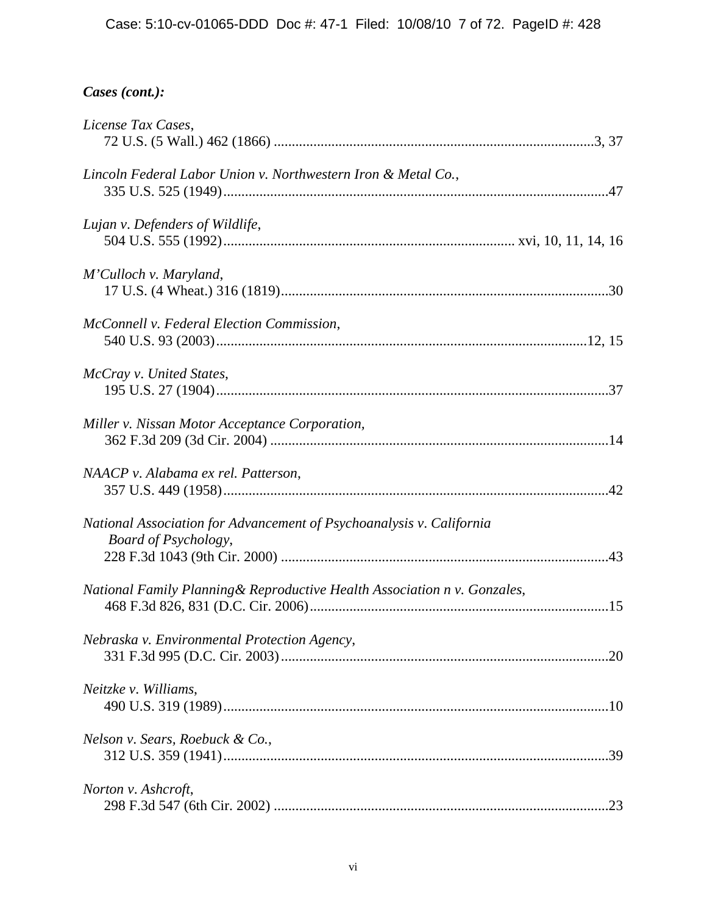***Cases (cont.):***

*License Tax Cases*,
72 U.S. (5 Wall.) 462 (1866) ........................................................................................3, 37

*Lincoln Federal Labor Union v. Northwestern Iron & Metal Co.*,
335 U.S. 525 (1949)..........................................................................................................47

*Lujan v. Defenders of Wildlife*,
504 U.S. 555 (1992)............................................................................... xvi, 10, 11, 14, 16

*M'Culloch v. Maryland*,
17 U.S. (4 Wheat.) 316 (1819).........................................................................................30

*McConnell v. Federal Election Commission*,
540 U.S. 93 (2003).......................................................................................................12, 15

*McCray v. United States*,
195 U.S. 27 (1904)............................................................................................................37

*Miller v. Nissan Motor Acceptance Corporation*,
362 F.3d 209 (3d Cir. 2004) .............................................................................................14

*NAACP v. Alabama ex rel. Patterson*,
357 U.S. 449 (1958)..........................................................................................................42

*National Association for Advancement of Psychoanalysis v. California Board of Psychology*,
228 F.3d 1043 (9th Cir. 2000) ..........................................................................................43

*National Family Planning& Reproductive Health Association n v. Gonzales*,
468 F.3d 826, 831 (D.C. Cir. 2006).................................................................................15

*Nebraska v. Environmental Protection Agency*,
331 F.3d 995 (D.C. Cir. 2003)..........................................................................................20

*Neitzke v. Williams*,
490 U.S. 319 (1989)..........................................................................................................10

*Nelson v. Sears, Roebuck & Co.*,
312 U.S. 359 (1941)..........................................................................................................39

*Norton v. Ashcroft*,
298 F.3d 547 (6th Cir. 2002) ............................................................................................23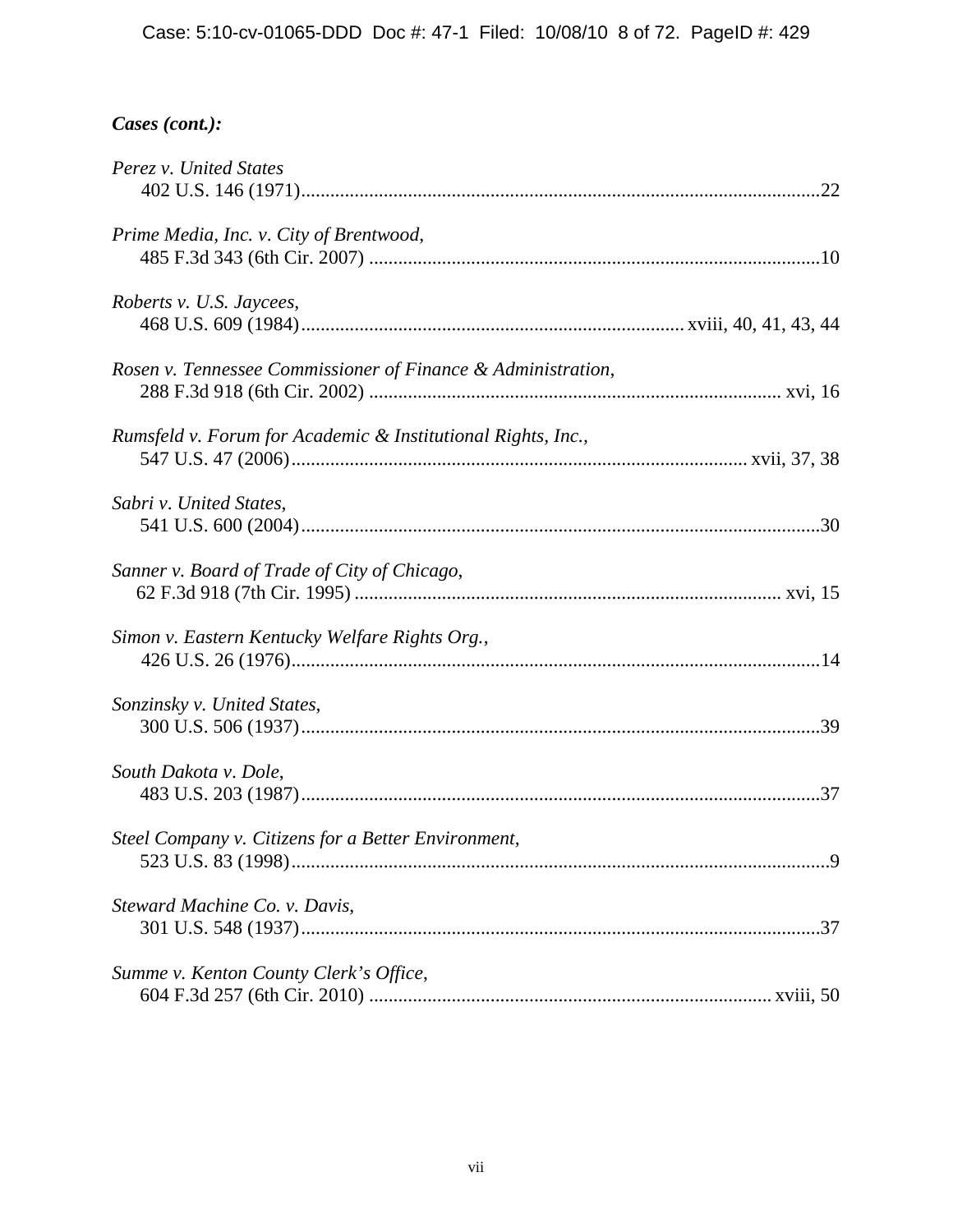***Cases (cont.):***

*Perez v. United States*
402 U.S. 146 (1971)........................................................................................................22

*Prime Media, Inc. v. City of Brentwood*,
485 F.3d 343 (6th Cir. 2007) .........................................................................................10

*Roberts v. U.S. Jaycees*,
468 U.S. 609 (1984)........................................................................... xviii, 40, 41, 43, 44

*Rosen v. Tennessee Commissioner of Finance & Administration*,
288 F.3d 918 (6th Cir. 2002) ................................................................................. xvi, 16

*Rumsfeld v. Forum for Academic & Institutional Rights, Inc.*,
547 U.S. 47 (2006)........................................................................................ xvii, 37, 38

*Sabri v. United States*,
541 U.S. 600 (2004)........................................................................................................30

*Sanner v. Board of Trade of City of Chicago*,
62 F.3d 918 (7th Cir. 1995) ..................................................................................... xvi, 15

*Simon v. Eastern Kentucky Welfare Rights Org.*,
426 U.S. 26 (1976)..........................................................................................................14

*Sonzinsky v. United States*,
300 U.S. 506 (1937)........................................................................................................39

*South Dakota v. Dole*,
483 U.S. 203 (1987)........................................................................................................37

*Steel Company v. Citizens for a Better Environment*,
523 U.S. 83 (1998)............................................................................................................9

*Steward Machine Co. v. Davis*,
301 U.S. 548 (1937)........................................................................................................37

*Summe v. Kenton County Clerk's Office*,
604 F.3d 257 (6th Cir. 2010) ................................................................................. xviii, 50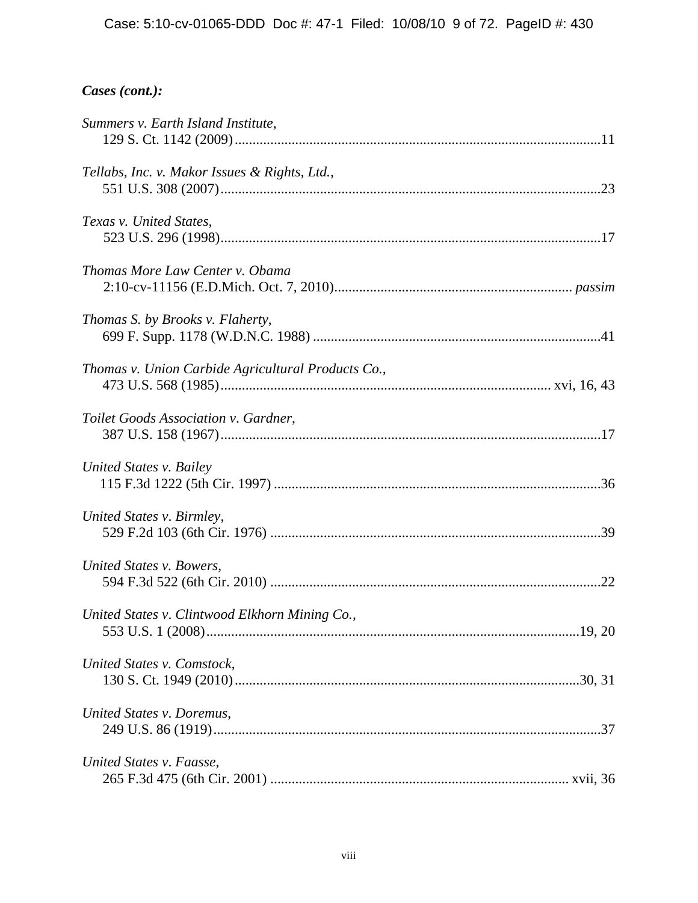***Cases (cont.):***

*Summers v. Earth Island Institute*,
129 S. Ct. 1142 (2009)......................................................................................................11

*Tellabs, Inc. v. Makor Issues & Rights, Ltd.*,
551 U.S. 308 (2007)..........................................................................................................23

*Texas v. United States,*
523 U.S. 296 (1998)..........................................................................................................17

*Thomas More Law Center v. Obama*
2:10-cv-11156 (E.D.Mich. Oct. 7, 2010).................................................................. *passim*

*Thomas S. by Brooks v. Flaherty*,
699 F. Supp. 1178 (W.D.N.C. 1988) ................................................................................41

*Thomas v. Union Carbide Agricultural Products Co.*,
473 U.S. 568 (1985)........................................................................................... xvi, 16, 43

*Toilet Goods Association v. Gardner*,
387 U.S. 158 (1967)..........................................................................................................17

*United States v. Bailey*
115 F.3d 1222 (5th Cir. 1997) ...........................................................................................36

*United States v. Birmley*,
529 F.2d 103 (6th Cir. 1976) ............................................................................................39

*United States v. Bowers*,
594 F.3d 522 (6th Cir. 2010) ............................................................................................22

*United States v. Clintwood Elkhorn Mining Co.,*
553 U.S. 1 (2008)........................................................................................................19, 20

*United States v. Comstock,*
130 S. Ct. 1949 (2010)................................................................................................30, 31

*United States v. Doremus*,
249 U.S. 86 (1919)............................................................................................................37

*United States v. Faasse*,
265 F.3d 475 (6th Cir. 2001) ................................................................................... xvii, 36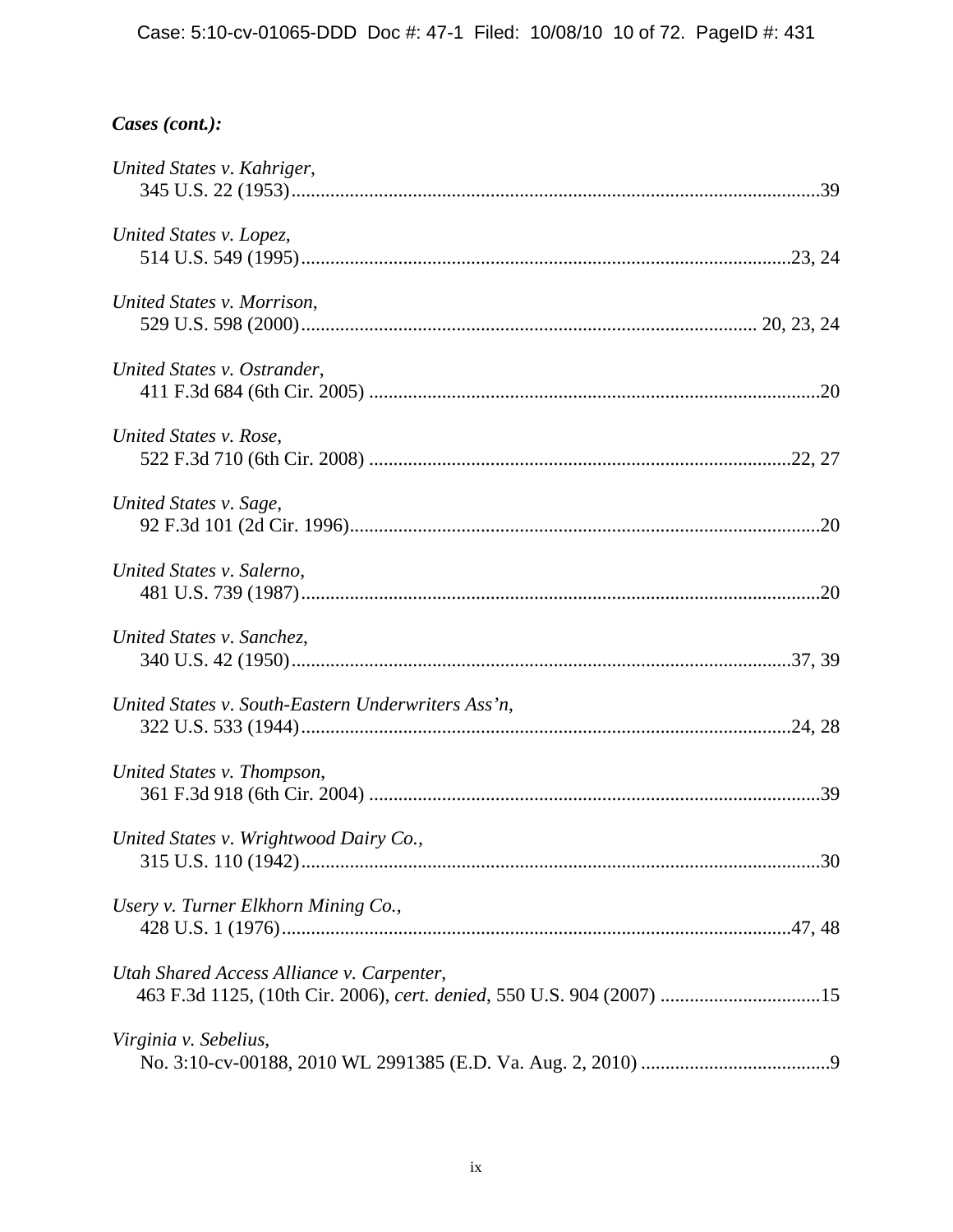***Cases (cont.):***

*United States v. Kahriger*,
345 U.S. 22 (1953)..............................................................................................................39

*United States v. Lopez*,
514 U.S. 549 (1995)....................................................................................................23, 24

*United States v. Morrison*,
529 U.S. 598 (2000)............................................................................................ 20, 23, 24

*United States v. Ostrander*,
411 F.3d 684 (6th Cir. 2005) ............................................................................................20

*United States v. Rose*,
522 F.3d 710 (6th Cir. 2008) .......................................................................................22, 27

*United States v. Sage*,
92 F.3d 101 (2d Cir. 1996)................................................................................................20

*United States v. Salerno*,
481 U.S. 739 (1987)...........................................................................................................20

*United States v. Sanchez*,
340 U.S. 42 (1950).......................................................................................................37, 39

*United States v. South-Eastern Underwriters Ass'n*,
322 U.S. 533 (1944)....................................................................................................24, 28

*United States v. Thompson*,
361 F.3d 918 (6th Cir. 2004) ............................................................................................39

*United States v. Wrightwood Dairy Co.*,
315 U.S. 110 (1942)...........................................................................................................30

*Usery v. Turner Elkhorn Mining Co.*,
428 U.S. 1 (1976)........................................................................................................47, 48

*Utah Shared Access Alliance v. Carpenter*,
463 F.3d 1125, (10th Cir. 2006), *cert. denied*, 550 U.S. 904 (2007) .................................15

*Virginia v. Sebelius*,
No. 3:10-cv-00188, 2010 WL 2991385 (E.D. Va. Aug. 2, 2010) .......................................9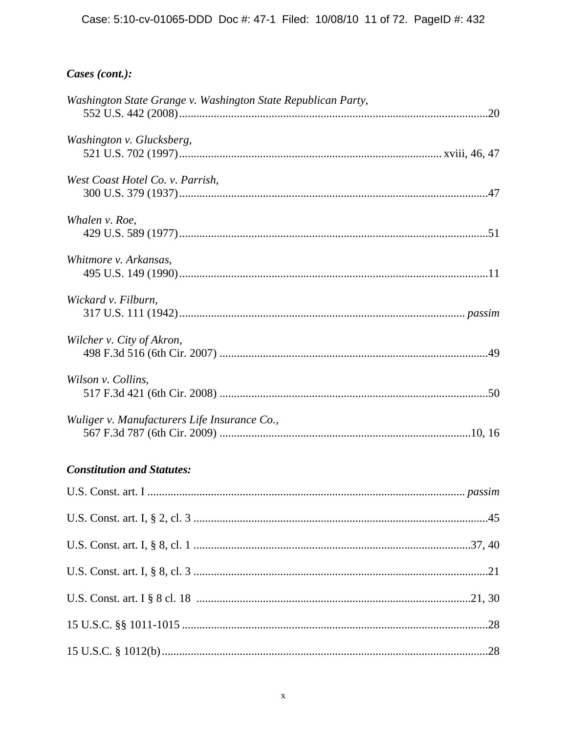***Cases (cont.):***

*Washington State Grange v. Washington State Republican Party*,
552 U.S. 442 (2008).........................................................................................................20

*Washington v. Glucksberg*,
521 U.S. 702 (1997)......................................................................................... xviii, 46, 47

*West Coast Hotel Co. v. Parrish*,
300 U.S. 379 (1937).........................................................................................................47

*Whalen v. Roe*,
429 U.S. 589 (1977).........................................................................................................51

*Whitmore v. Arkansas*,
495 U.S. 149 (1990).........................................................................................................11

*Wickard v. Filburn*,
317 U.S. 111 (1942)................................................................................................ *passim*

*Wilcher v. City of Akron*,
498 F.3d 516 (6th Cir. 2007) ...........................................................................................49

*Wilson v. Collins*,
517 F.3d 421 (6th Cir. 2008) ...........................................................................................50

*Wuliger v. Manufacturers Life Insurance Co.*,
567 F.3d 787 (6th Cir. 2009) .....................................................................................10, 16

***Constitution and Statutes:***

U.S. Const. art. I ........................................................................................................... *passim*

U.S. Const. art. I, § 2, cl. 3 ....................................................................................................45

U.S. Const. art. I, § 8, cl. 1 ...............................................................................................37, 40

U.S. Const. art. I, § 8, cl. 3 ....................................................................................................21

U.S. Const. art. I § 8 cl. 18 ..............................................................................................21, 30

15 U.S.C. §§ 1011-1015 ........................................................................................................28

15 U.S.C. § 1012(b)...............................................................................................................28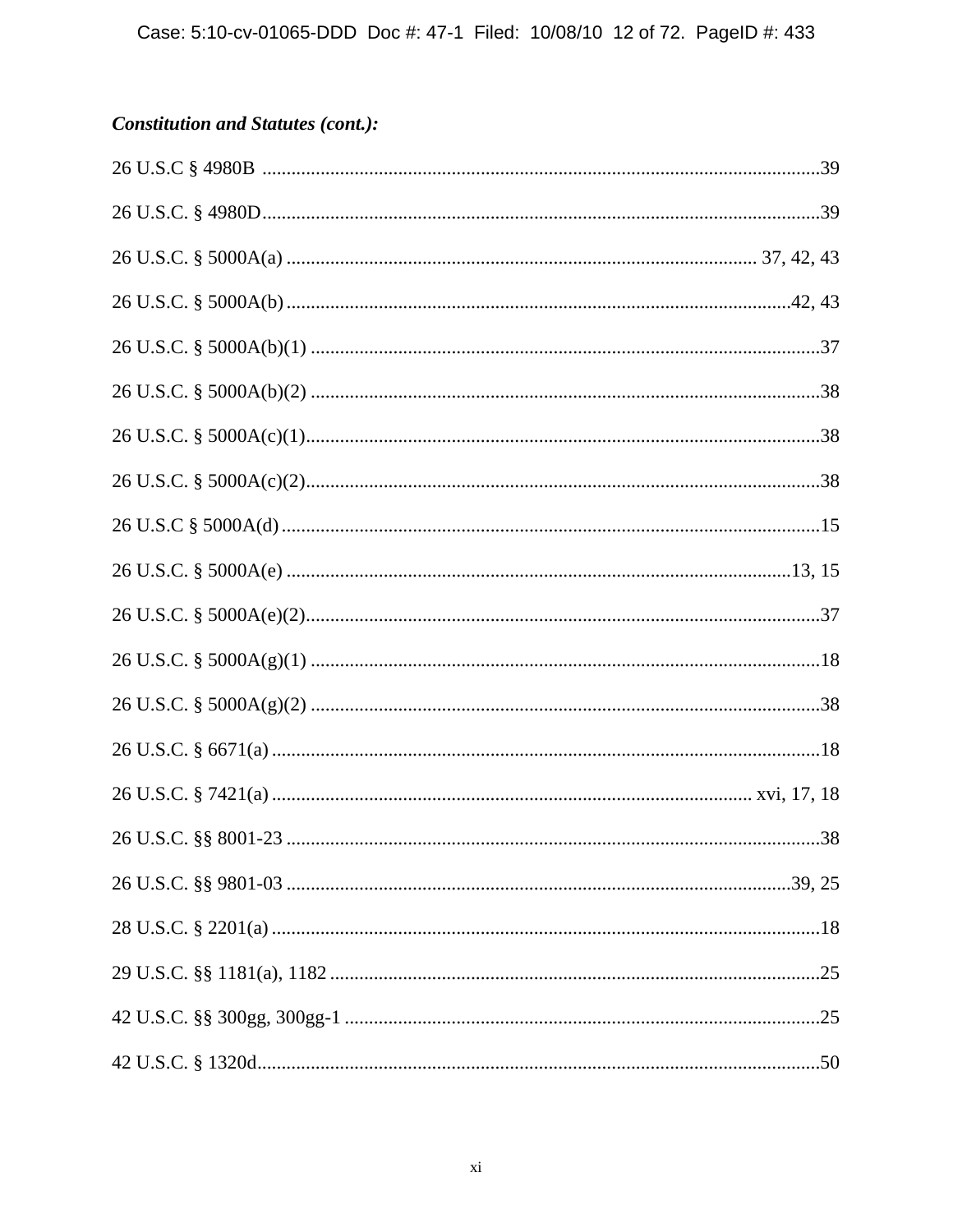***Constitution and Statutes (cont.):***

26 U.S.C § 4980B ..................................................................................................................39

26 U.S.C. § 4980D..................................................................................................................39

26 U.S.C. § 5000A(a) .............................................................................................. 37, 42, 43

26 U.S.C. § 5000A(b) .......................................................................................................42, 43

26 U.S.C. § 5000A(b)(1) ........................................................................................................37

26 U.S.C. § 5000A(b)(2) ........................................................................................................38

26 U.S.C. § 5000A(c)(1).........................................................................................................38

26 U.S.C. § 5000A(c)(2).........................................................................................................38

26 U.S.C § 5000A(d) .............................................................................................................15

26 U.S.C. § 5000A(e) .......................................................................................................13, 15

26 U.S.C. § 5000A(e)(2).........................................................................................................37

26 U.S.C. § 5000A(g)(1) ........................................................................................................18

26 U.S.C. § 5000A(g)(2) ........................................................................................................38

26 U.S.C. § 6671(a) ................................................................................................................18

26 U.S.C. § 7421(a) ................................................................................................ xvi, 17, 18

26 U.S.C. §§ 8001-23 .............................................................................................................38

26 U.S.C. §§ 9801-03 .......................................................................................................39, 25

28 U.S.C. § 2201(a) ................................................................................................................18

29 U.S.C. §§ 1181(a), 1182 ....................................................................................................25

42 U.S.C. §§ 300gg, 300gg-1 .................................................................................................25

42 U.S.C. § 1320d...................................................................................................................50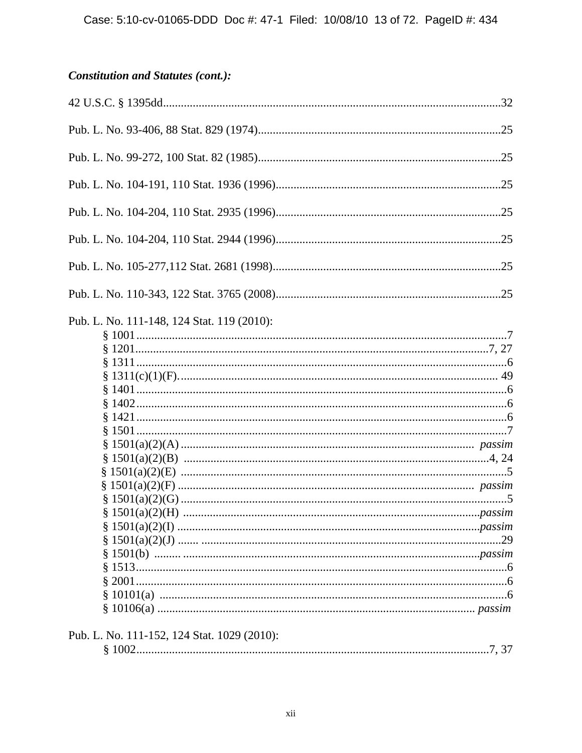***Constitution and Statutes (cont.):***

42 U.S.C. § 1395dd....................................................................................................................32

Pub. L. No. 93-406, 88 Stat. 829 (1974)..................................................................................25

Pub. L. No. 99-272, 100 Stat. 82 (1985)..................................................................................25

Pub. L. No. 104-191, 110 Stat. 1936 (1996)............................................................................25

Pub. L. No. 104-204, 110 Stat. 2935 (1996)............................................................................25

Pub. L. No. 104-204, 110 Stat. 2944 (1996)............................................................................25

Pub. L. No. 105-277,112 Stat. 2681 (1998).............................................................................25

Pub. L. No. 110-343, 122 Stat. 3765 (2008)............................................................................25

Pub. L. No. 111-148, 124 Stat. 119 (2010):

- § 1001..........................................................................................................................7
- § 1201......................................................................................................................7, 27
- § 1311..........................................................................................................................6
- § 1311(c)(1)(F)........................................................................................................... 49
- § 1401..........................................................................................................................6
- § 1402..........................................................................................................................6
- § 1421..........................................................................................................................6
- § 1501..........................................................................................................................7
- § 1501(a)(2)(A) ................................................................................................ *passim*
- § 1501(a)(2)(B) .....................................................................................................4, 24
- § 1501(a)(2)(E) ..........................................................................................................5
- § 1501(a)(2)(F) ................................................................................................ *passim*
- § 1501(a)(2)(G) ..........................................................................................................5
- § 1501(a)(2)(H) ...............................................................................................*passim*
- § 1501(a)(2)(I) .................................................................................................*passim*
- § 1501(a)(2)(J) ....... ...................................................................................................29
- § 1501(b) ......... ...............................................................................................*passim*
- § 1513..........................................................................................................................6
- § 2001..........................................................................................................................6
- § 10101(a) ...................................................................................................................6
- § 10106(a) .......................................................................................................... *passim*

Pub. L. No. 111-152, 124 Stat. 1029 (2010):

- § 1002......................................................................................................................7, 37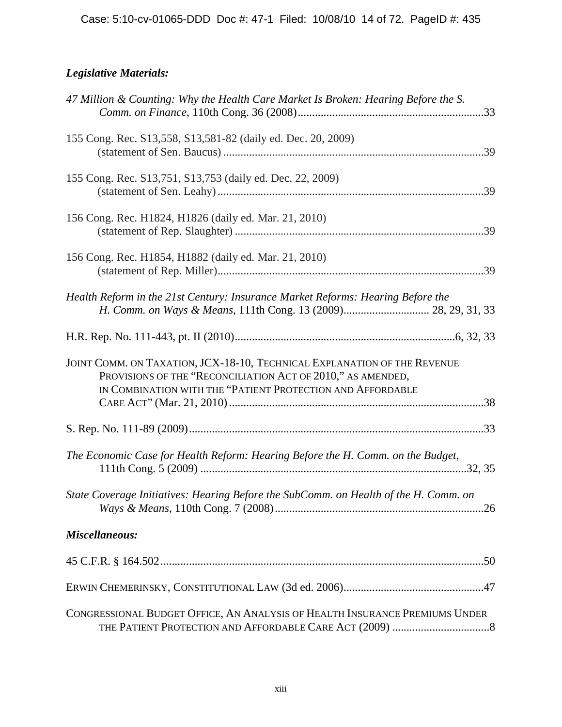### *Legislative Materials:*

*47 Million & Counting: Why the Health Care Market Is Broken: Hearing Before the S. Comm. on Finance*, 110th Cong. 36 (2008).................................................................33

155 Cong. Rec. S13,558, S13,581-82 (daily ed. Dec. 20, 2009) (statement of Sen. Baucus)...........................................................................................39

155 Cong. Rec. S13,751, S13,753 (daily ed. Dec. 22, 2009) (statement of Sen. Leahy).............................................................................................39

156 Cong. Rec. H1824, H1826 (daily ed. Mar. 21, 2010) (statement of Rep. Slaughter).......................................................................................39

156 Cong. Rec. H1854, H1882 (daily ed. Mar. 21, 2010) (statement of Rep. Miller).............................................................................................39

*Health Reform in the 21st Century: Insurance Market Reforms: Hearing Before the H. Comm. on Ways & Means*, 111th Cong. 13 (2009).............................. 28, 29, 31, 33

H.R. Rep. No. 111-443, pt. II (2010).............................................................................6, 32, 33

JOINT COMM. ON TAXATION, JCX-18-10, TECHNICAL EXPLANATION OF THE REVENUE PROVISIONS OF THE "RECONCILIATION ACT OF 2010," AS AMENDED, IN COMBINATION WITH THE "PATIENT PROTECTION AND AFFORDABLE CARE ACT" (Mar. 21, 2010).........................................................................................38

S. Rep. No. 111-89 (2009).......................................................................................................33

*The Economic Case for Health Reform: Hearing Before the H. Comm. on the Budget*, 111th Cong. 5 (2009) ............................................................................................32, 35

*State Coverage Initiatives: Hearing Before the SubComm. on Health of the H. Comm. on Ways & Means*, 110th Cong. 7 (2008).........................................................................26

### *Miscellaneous:*

45 C.F.R. § 164.502.................................................................................................................50

ERWIN CHEMERINSKY, CONSTITUTIONAL LAW (3d ed. 2006).................................................47

CONGRESSIONAL BUDGET OFFICE, AN ANALYSIS OF HEALTH INSURANCE PREMIUMS UNDER THE PATIENT PROTECTION AND AFFORDABLE CARE ACT (2009) ..................................8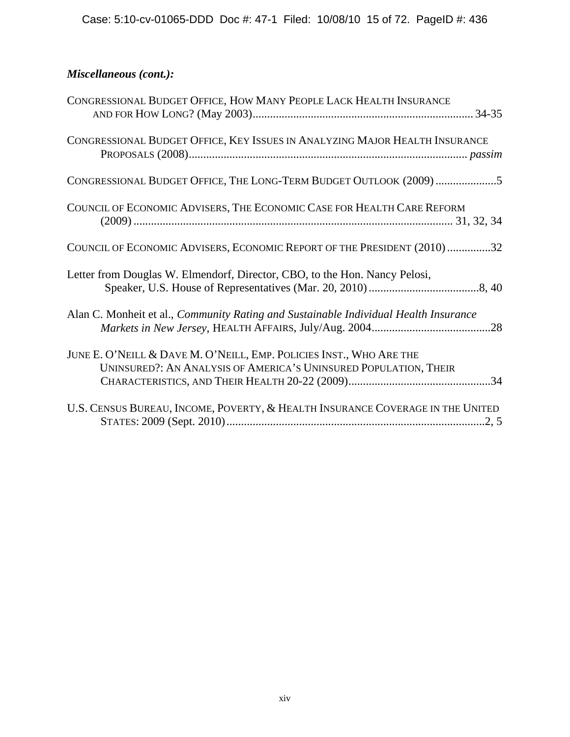***Miscellaneous (cont.):***

CONGRESSIONAL BUDGET OFFICE, HOW MANY PEOPLE LACK HEALTH INSURANCE AND FOR HOW LONG? (May 2003)............................................................................ 34-35

CONGRESSIONAL BUDGET OFFICE, KEY ISSUES IN ANALYZING MAJOR HEALTH INSURANCE PROPOSALS (2008)................................................................................................ *passim*

CONGRESSIONAL BUDGET OFFICE, THE LONG-TERM BUDGET OUTLOOK (2009) .....................5

COUNCIL OF ECONOMIC ADVISERS, THE ECONOMIC CASE FOR HEALTH CARE REFORM (2009) ............................................................................................................. 31, 32, 34

COUNCIL OF ECONOMIC ADVISERS, ECONOMIC REPORT OF THE PRESIDENT (2010) ...............32

Letter from Douglas W. Elmendorf, Director, CBO, to the Hon. Nancy Pelosi, Speaker, U.S. House of Representatives (Mar. 20, 2010) ......................................8, 40

Alan C. Monheit et al., *Community Rating and Sustainable Individual Health Insurance Markets in New Jersey*, HEALTH AFFAIRS, July/Aug. 2004.........................................28

JUNE E. O'NEILL & DAVE M. O'NEILL, EMP. POLICIES INST., WHO ARE THE UNINSURED?: AN ANALYSIS OF AMERICA'S UNINSURED POPULATION, THEIR CHARACTERISTICS, AND THEIR HEALTH 20-22 (2009).................................................34

U.S. CENSUS BUREAU, INCOME, POVERTY, & HEALTH INSURANCE COVERAGE IN THE UNITED STATES: 2009 (Sept. 2010).........................................................................................2, 5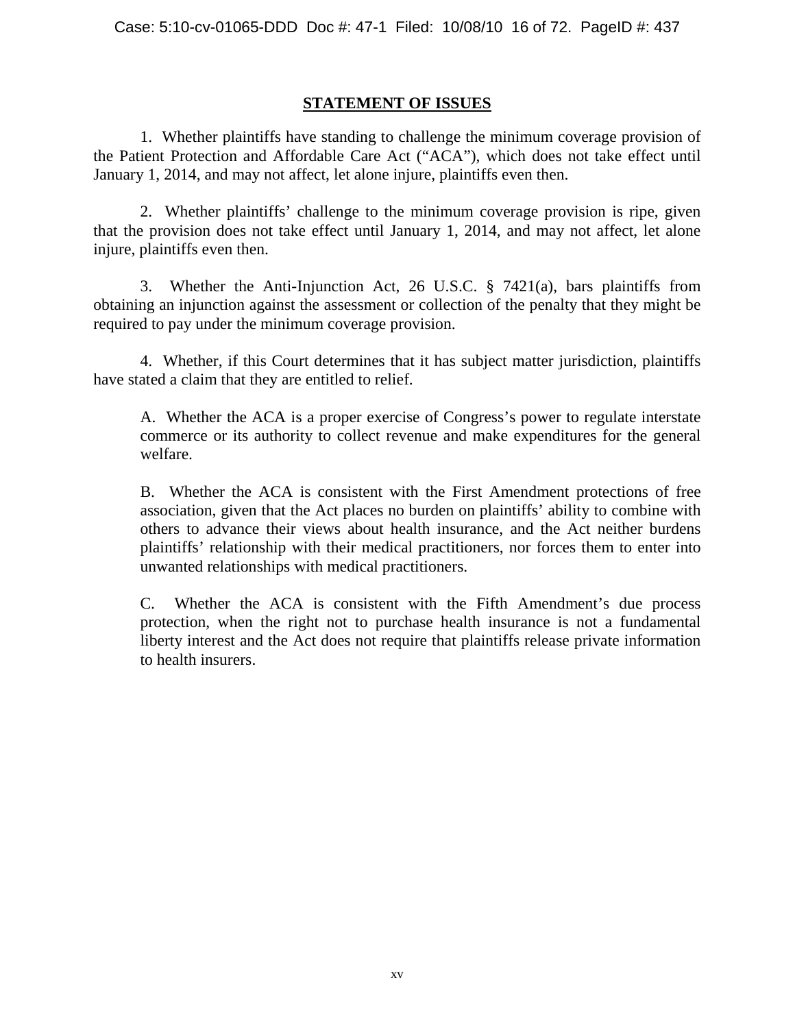## STATEMENT OF ISSUES

1. Whether plaintiffs have standing to challenge the minimum coverage provision of the Patient Protection and Affordable Care Act ("ACA"), which does not take effect until January 1, 2014, and may not affect, let alone injure, plaintiffs even then.

2. Whether plaintiffs' challenge to the minimum coverage provision is ripe, given that the provision does not take effect until January 1, 2014, and may not affect, let alone injure, plaintiffs even then.

3. Whether the Anti-Injunction Act, 26 U.S.C. § 7421(a), bars plaintiffs from obtaining an injunction against the assessment or collection of the penalty that they might be required to pay under the minimum coverage provision.

4. Whether, if this Court determines that it has subject matter jurisdiction, plaintiffs have stated a claim that they are entitled to relief.

> A. Whether the ACA is a proper exercise of Congress's power to regulate interstate commerce or its authority to collect revenue and make expenditures for the general welfare.
>
> B. Whether the ACA is consistent with the First Amendment protections of free association, given that the Act places no burden on plaintiffs' ability to combine with others to advance their views about health insurance, and the Act neither burdens plaintiffs' relationship with their medical practitioners, nor forces them to enter into unwanted relationships with medical practitioners.
>
> C. Whether the ACA is consistent with the Fifth Amendment's due process protection, when the right not to purchase health insurance is not a fundamental liberty interest and the Act does not require that plaintiffs release private information to health insurers.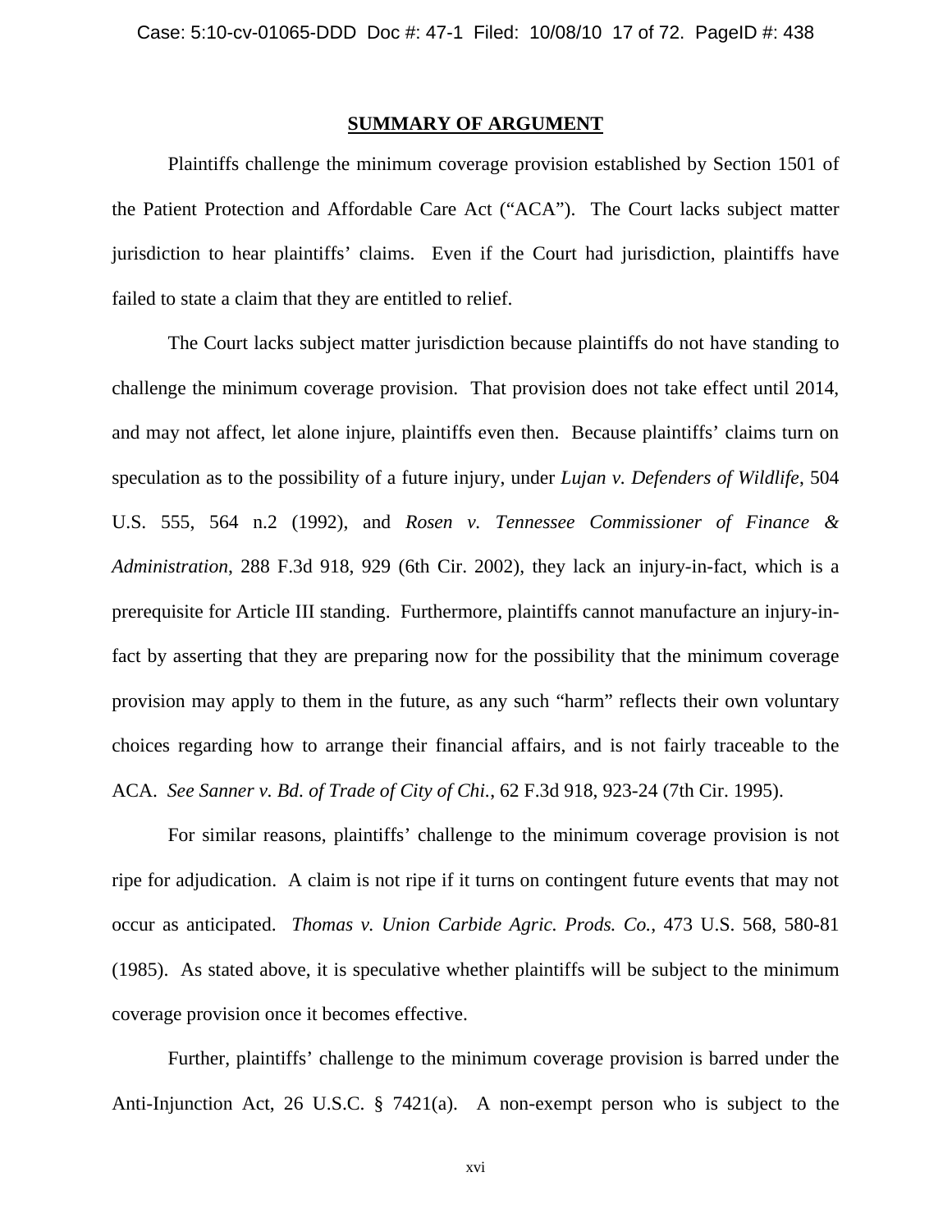**SUMMARY OF ARGUMENT**

Plaintiffs challenge the minimum coverage provision established by Section 1501 of the Patient Protection and Affordable Care Act ("ACA"). The Court lacks subject matter jurisdiction to hear plaintiffs' claims. Even if the Court had jurisdiction, plaintiffs have failed to state a claim that they are entitled to relief.

The Court lacks subject matter jurisdiction because plaintiffs do not have standing to challenge the minimum coverage provision. That provision does not take effect until 2014, and may not affect, let alone injure, plaintiffs even then. Because plaintiffs' claims turn on speculation as to the possibility of a future injury, under *Lujan v. Defenders of Wildlife*, 504 U.S. 555, 564 n.2 (1992), and *Rosen v. Tennessee Commissioner of Finance & Administration*, 288 F.3d 918, 929 (6th Cir. 2002), they lack an injury-in-fact, which is a prerequisite for Article III standing. Furthermore, plaintiffs cannot manufacture an injury-in-fact by asserting that they are preparing now for the possibility that the minimum coverage provision may apply to them in the future, as any such "harm" reflects their own voluntary choices regarding how to arrange their financial affairs, and is not fairly traceable to the ACA. *See Sanner v. Bd. of Trade of City of Chi.*, 62 F.3d 918, 923-24 (7th Cir. 1995).

For similar reasons, plaintiffs' challenge to the minimum coverage provision is not ripe for adjudication. A claim is not ripe if it turns on contingent future events that may not occur as anticipated. *Thomas v. Union Carbide Agric. Prods. Co.*, 473 U.S. 568, 580-81 (1985). As stated above, it is speculative whether plaintiffs will be subject to the minimum coverage provision once it becomes effective.

Further, plaintiffs' challenge to the minimum coverage provision is barred under the Anti-Injunction Act, 26 U.S.C. § 7421(a). A non-exempt person who is subject to the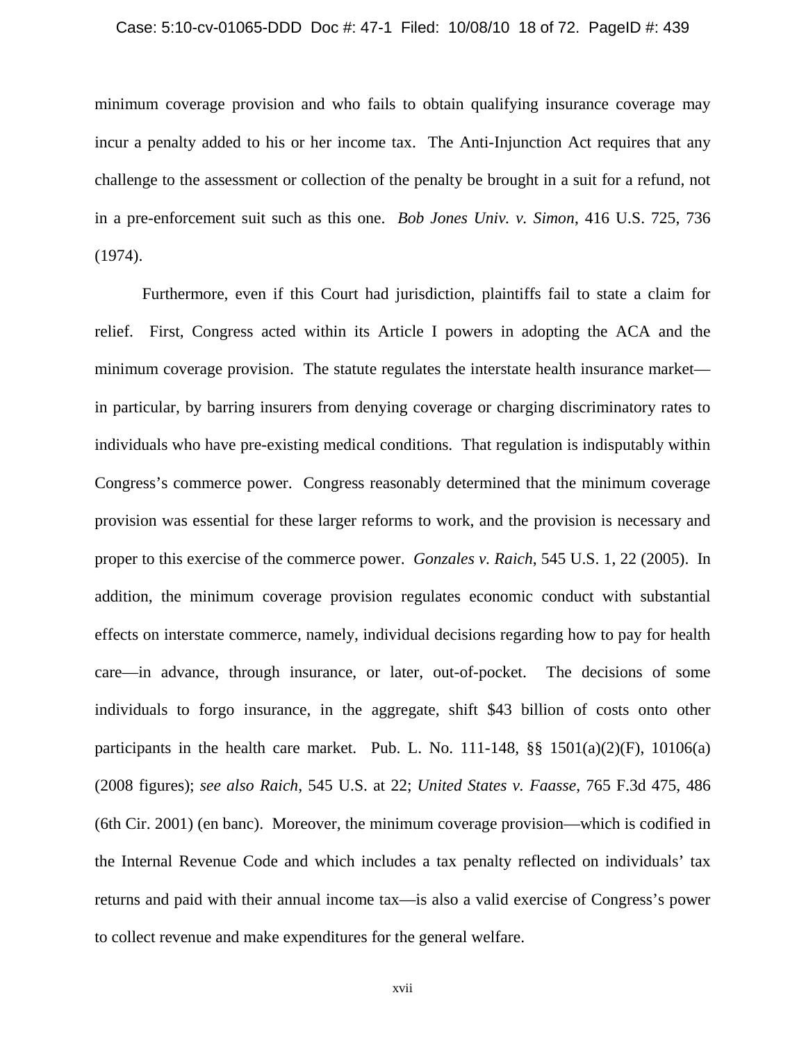minimum coverage provision and who fails to obtain qualifying insurance coverage may incur a penalty added to his or her income tax. The Anti-Injunction Act requires that any challenge to the assessment or collection of the penalty be brought in a suit for a refund, not in a pre-enforcement suit such as this one. *Bob Jones Univ. v. Simon*, 416 U.S. 725, 736 (1974).

Furthermore, even if this Court had jurisdiction, plaintiffs fail to state a claim for relief. First, Congress acted within its Article I powers in adopting the ACA and the minimum coverage provision. The statute regulates the interstate health insurance market—in particular, by barring insurers from denying coverage or charging discriminatory rates to individuals who have pre-existing medical conditions. That regulation is indisputably within Congress's commerce power. Congress reasonably determined that the minimum coverage provision was essential for these larger reforms to work, and the provision is necessary and proper to this exercise of the commerce power. *Gonzales v. Raich*, 545 U.S. 1, 22 (2005). In addition, the minimum coverage provision regulates economic conduct with substantial effects on interstate commerce, namely, individual decisions regarding how to pay for health care—in advance, through insurance, or later, out-of-pocket. The decisions of some individuals to forgo insurance, in the aggregate, shift $43 billion of costs onto other participants in the health care market. Pub. L. No. 111-148, §§ 1501(a)(2)(F), 10106(a) (2008 figures); *see also Raich*, 545 U.S. at 22; *United States v. Faasse*, 765 F.3d 475, 486 (6th Cir. 2001) (en banc). Moreover, the minimum coverage provision—which is codified in the Internal Revenue Code and which includes a tax penalty reflected on individuals' tax returns and paid with their annual income tax—is also a valid exercise of Congress's power to collect revenue and make expenditures for the general welfare.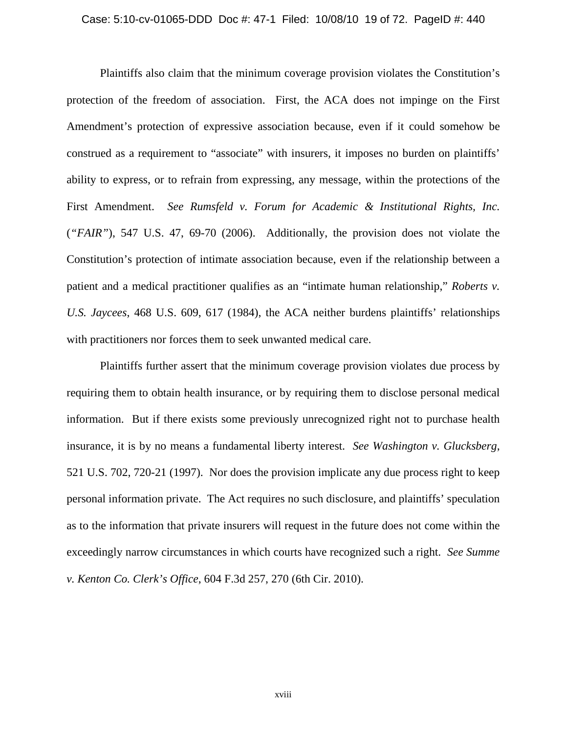Plaintiffs also claim that the minimum coverage provision violates the Constitution's protection of the freedom of association. First, the ACA does not impinge on the First Amendment's protection of expressive association because, even if it could somehow be construed as a requirement to "associate" with insurers, it imposes no burden on plaintiffs' ability to express, or to refrain from expressing, any message, within the protections of the First Amendment. *See Rumsfeld v. Forum for Academic & Institutional Rights, Inc.* (*"FAIR"*), 547 U.S. 47, 69-70 (2006). Additionally, the provision does not violate the Constitution's protection of intimate association because, even if the relationship between a patient and a medical practitioner qualifies as an "intimate human relationship," *Roberts v. U.S. Jaycees*, 468 U.S. 609, 617 (1984), the ACA neither burdens plaintiffs' relationships with practitioners nor forces them to seek unwanted medical care.

Plaintiffs further assert that the minimum coverage provision violates due process by requiring them to obtain health insurance, or by requiring them to disclose personal medical information. But if there exists some previously unrecognized right not to purchase health insurance, it is by no means a fundamental liberty interest. *See Washington v. Glucksberg*, 521 U.S. 702, 720-21 (1997). Nor does the provision implicate any due process right to keep personal information private. The Act requires no such disclosure, and plaintiffs' speculation as to the information that private insurers will request in the future does not come within the exceedingly narrow circumstances in which courts have recognized such a right. *See Summe v. Kenton Co. Clerk's Office*, 604 F.3d 257, 270 (6th Cir. 2010).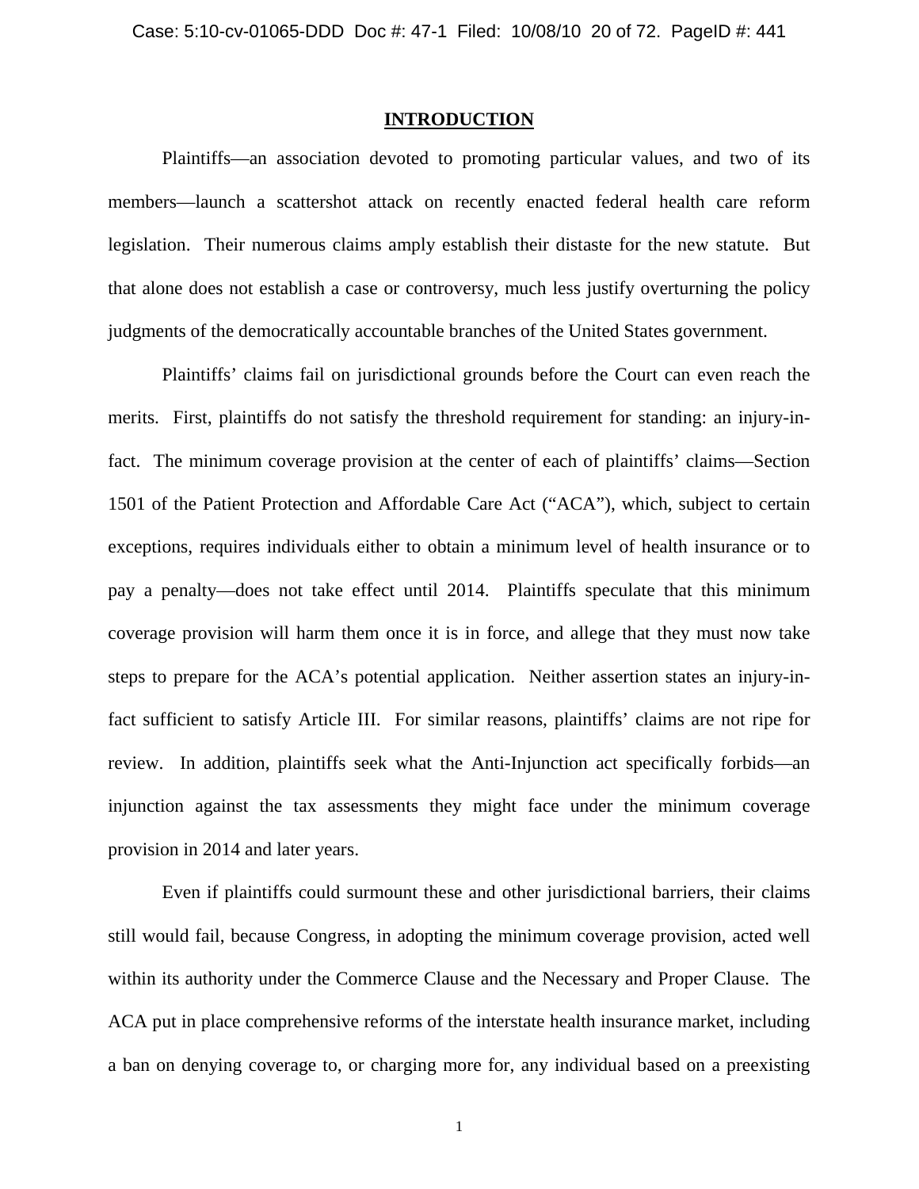## INTRODUCTION

Plaintiffs—an association devoted to promoting particular values, and two of its members—launch a scattershot attack on recently enacted federal health care reform legislation. Their numerous claims amply establish their distaste for the new statute. But that alone does not establish a case or controversy, much less justify overturning the policy judgments of the democratically accountable branches of the United States government.

Plaintiffs' claims fail on jurisdictional grounds before the Court can even reach the merits. First, plaintiffs do not satisfy the threshold requirement for standing: an injury-in-fact. The minimum coverage provision at the center of each of plaintiffs' claims—Section 1501 of the Patient Protection and Affordable Care Act ("ACA"), which, subject to certain exceptions, requires individuals either to obtain a minimum level of health insurance or to pay a penalty—does not take effect until 2014. Plaintiffs speculate that this minimum coverage provision will harm them once it is in force, and allege that they must now take steps to prepare for the ACA's potential application. Neither assertion states an injury-in-fact sufficient to satisfy Article III. For similar reasons, plaintiffs' claims are not ripe for review. In addition, plaintiffs seek what the Anti-Injunction act specifically forbids—an injunction against the tax assessments they might face under the minimum coverage provision in 2014 and later years.

Even if plaintiffs could surmount these and other jurisdictional barriers, their claims still would fail, because Congress, in adopting the minimum coverage provision, acted well within its authority under the Commerce Clause and the Necessary and Proper Clause. The ACA put in place comprehensive reforms of the interstate health insurance market, including a ban on denying coverage to, or charging more for, any individual based on a preexisting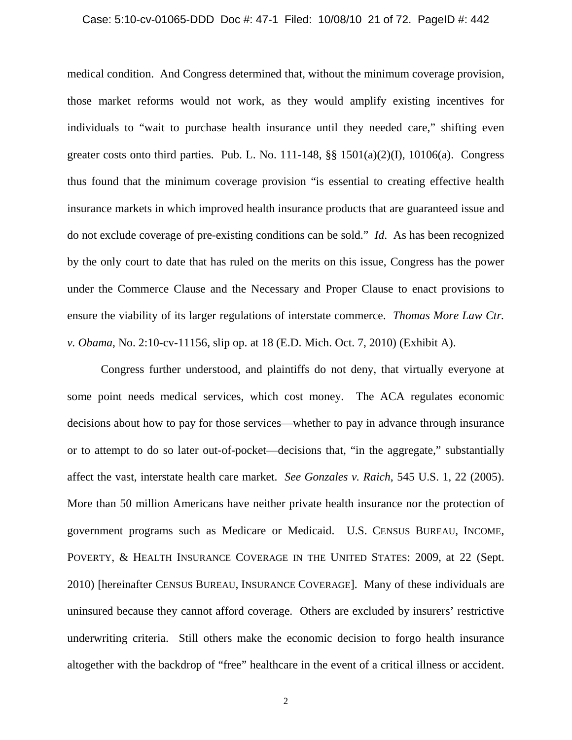medical condition. And Congress determined that, without the minimum coverage provision, those market reforms would not work, as they would amplify existing incentives for individuals to "wait to purchase health insurance until they needed care," shifting even greater costs onto third parties. Pub. L. No. 111-148, §§ 1501(a)(2)(I), 10106(a). Congress thus found that the minimum coverage provision "is essential to creating effective health insurance markets in which improved health insurance products that are guaranteed issue and do not exclude coverage of pre-existing conditions can be sold." *Id.* As has been recognized by the only court to date that has ruled on the merits on this issue, Congress has the power under the Commerce Clause and the Necessary and Proper Clause to enact provisions to ensure the viability of its larger regulations of interstate commerce. *Thomas More Law Ctr. v. Obama*, No. 2:10-cv-11156, slip op. at 18 (E.D. Mich. Oct. 7, 2010) (Exhibit A).

Congress further understood, and plaintiffs do not deny, that virtually everyone at some point needs medical services, which cost money. The ACA regulates economic decisions about how to pay for those services—whether to pay in advance through insurance or to attempt to do so later out-of-pocket—decisions that, "in the aggregate," substantially affect the vast, interstate health care market. *See Gonzales v. Raich*, 545 U.S. 1, 22 (2005). More than 50 million Americans have neither private health insurance nor the protection of government programs such as Medicare or Medicaid. U.S. CENSUS BUREAU, INCOME, POVERTY, & HEALTH INSURANCE COVERAGE IN THE UNITED STATES: 2009, at 22 (Sept. 2010) [hereinafter CENSUS BUREAU, INSURANCE COVERAGE]. Many of these individuals are uninsured because they cannot afford coverage. Others are excluded by insurers' restrictive underwriting criteria. Still others make the economic decision to forgo health insurance altogether with the backdrop of "free" healthcare in the event of a critical illness or accident.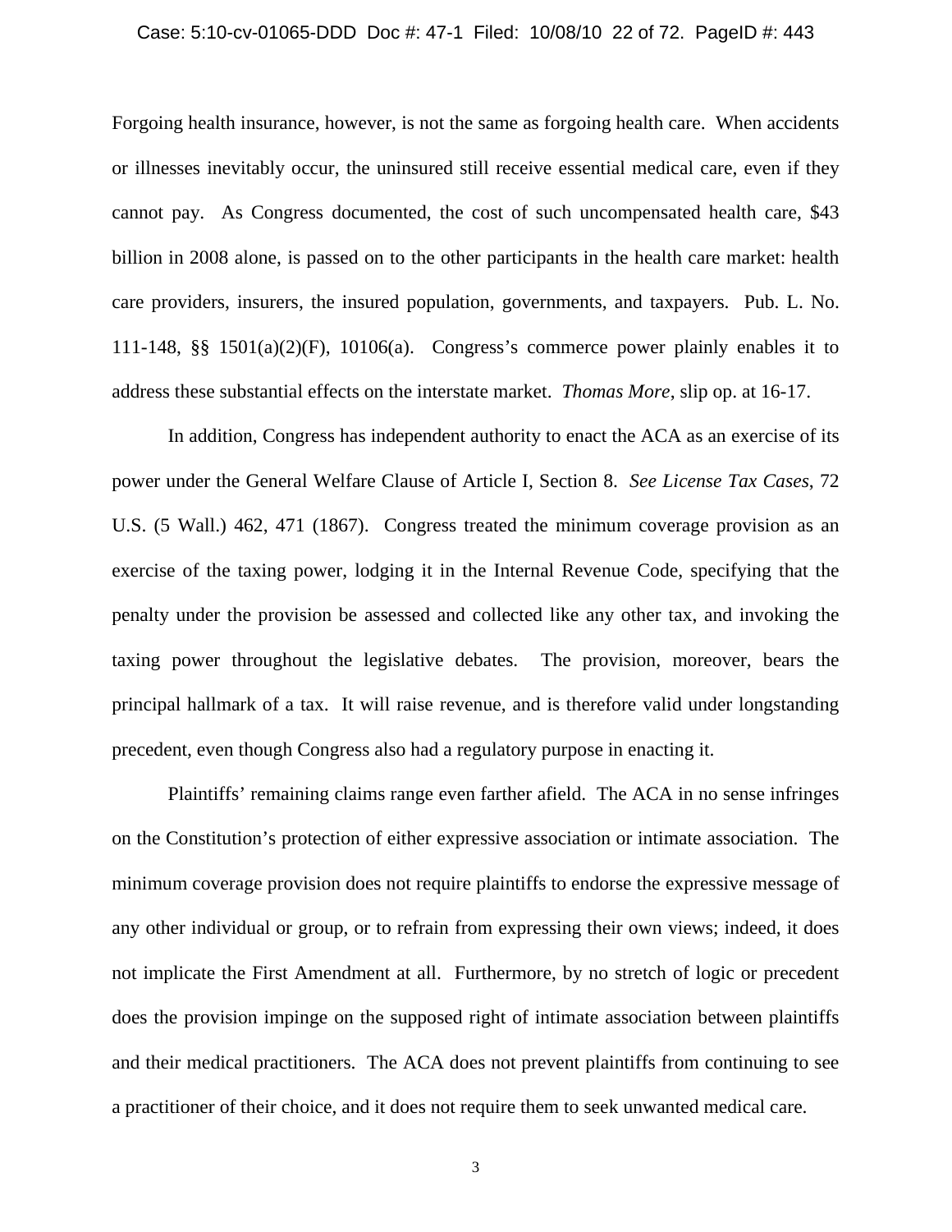Forgoing health insurance, however, is not the same as forgoing health care. When accidents or illnesses inevitably occur, the uninsured still receive essential medical care, even if they cannot pay. As Congress documented, the cost of such uncompensated health care, $43 billion in 2008 alone, is passed on to the other participants in the health care market: health care providers, insurers, the insured population, governments, and taxpayers. Pub. L. No. 111-148, §§ 1501(a)(2)(F), 10106(a). Congress's commerce power plainly enables it to address these substantial effects on the interstate market. *Thomas More*, slip op. at 16-17.

In addition, Congress has independent authority to enact the ACA as an exercise of its power under the General Welfare Clause of Article I, Section 8. *See License Tax Cases*, 72 U.S. (5 Wall.) 462, 471 (1867). Congress treated the minimum coverage provision as an exercise of the taxing power, lodging it in the Internal Revenue Code, specifying that the penalty under the provision be assessed and collected like any other tax, and invoking the taxing power throughout the legislative debates. The provision, moreover, bears the principal hallmark of a tax. It will raise revenue, and is therefore valid under longstanding precedent, even though Congress also had a regulatory purpose in enacting it.

Plaintiffs' remaining claims range even farther afield. The ACA in no sense infringes on the Constitution's protection of either expressive association or intimate association. The minimum coverage provision does not require plaintiffs to endorse the expressive message of any other individual or group, or to refrain from expressing their own views; indeed, it does not implicate the First Amendment at all. Furthermore, by no stretch of logic or precedent does the provision impinge on the supposed right of intimate association between plaintiffs and their medical practitioners. The ACA does not prevent plaintiffs from continuing to see a practitioner of their choice, and it does not require them to seek unwanted medical care.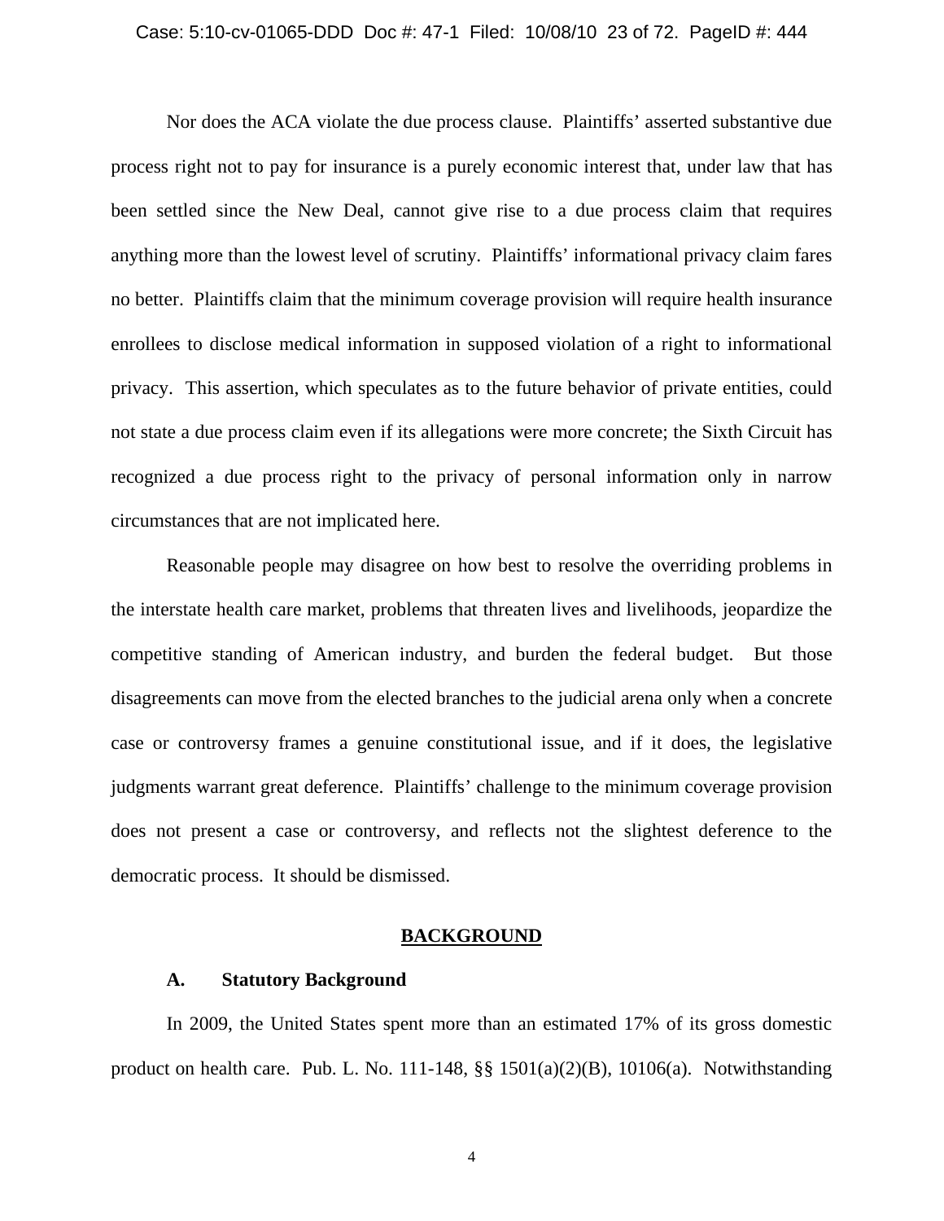Nor does the ACA violate the due process clause. Plaintiffs' asserted substantive due process right not to pay for insurance is a purely economic interest that, under law that has been settled since the New Deal, cannot give rise to a due process claim that requires anything more than the lowest level of scrutiny. Plaintiffs' informational privacy claim fares no better. Plaintiffs claim that the minimum coverage provision will require health insurance enrollees to disclose medical information in supposed violation of a right to informational privacy. This assertion, which speculates as to the future behavior of private entities, could not state a due process claim even if its allegations were more concrete; the Sixth Circuit has recognized a due process right to the privacy of personal information only in narrow circumstances that are not implicated here.

Reasonable people may disagree on how best to resolve the overriding problems in the interstate health care market, problems that threaten lives and livelihoods, jeopardize the competitive standing of American industry, and burden the federal budget. But those disagreements can move from the elected branches to the judicial arena only when a concrete case or controversy frames a genuine constitutional issue, and if it does, the legislative judgments warrant great deference. Plaintiffs' challenge to the minimum coverage provision does not present a case or controversy, and reflects not the slightest deference to the democratic process. It should be dismissed.

## BACKGROUND

### A. Statutory Background

In 2009, the United States spent more than an estimated 17% of its gross domestic product on health care. Pub. L. No. 111-148, §§ 1501(a)(2)(B), 10106(a). Notwithstanding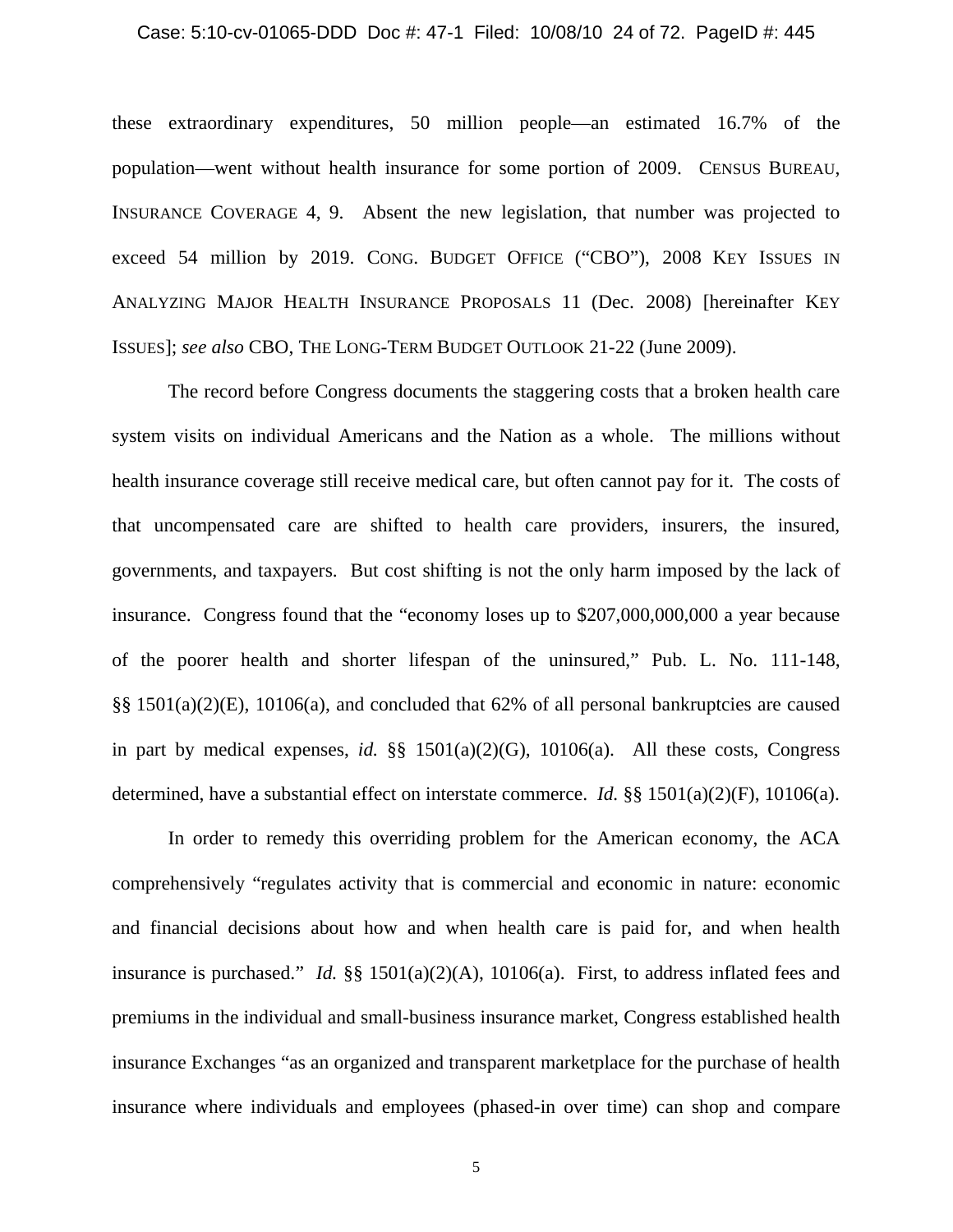these extraordinary expenditures, 50 million people—an estimated 16.7% of the population—went without health insurance for some portion of 2009. CENSUS BUREAU, INSURANCE COVERAGE 4, 9. Absent the new legislation, that number was projected to exceed 54 million by 2019. CONG. BUDGET OFFICE ("CBO"), 2008 KEY ISSUES IN ANALYZING MAJOR HEALTH INSURANCE PROPOSALS 11 (Dec. 2008) [hereinafter KEY ISSUES]; *see also* CBO, THE LONG-TERM BUDGET OUTLOOK 21-22 (June 2009).

The record before Congress documents the staggering costs that a broken health care system visits on individual Americans and the Nation as a whole. The millions without health insurance coverage still receive medical care, but often cannot pay for it. The costs of that uncompensated care are shifted to health care providers, insurers, the insured, governments, and taxpayers. But cost shifting is not the only harm imposed by the lack of insurance. Congress found that the "economy loses up to $207,000,000,000 a year because of the poorer health and shorter lifespan of the uninsured," Pub. L. No. 111-148, §§ 1501(a)(2)(E), 10106(a), and concluded that 62% of all personal bankruptcies are caused in part by medical expenses, *id.* §§ 1501(a)(2)(G), 10106(a). All these costs, Congress determined, have a substantial effect on interstate commerce. *Id.* §§ 1501(a)(2)(F), 10106(a).

In order to remedy this overriding problem for the American economy, the ACA comprehensively "regulates activity that is commercial and economic in nature: economic and financial decisions about how and when health care is paid for, and when health insurance is purchased." *Id.* §§ 1501(a)(2)(A), 10106(a). First, to address inflated fees and premiums in the individual and small-business insurance market, Congress established health insurance Exchanges "as an organized and transparent marketplace for the purchase of health insurance where individuals and employees (phased-in over time) can shop and compare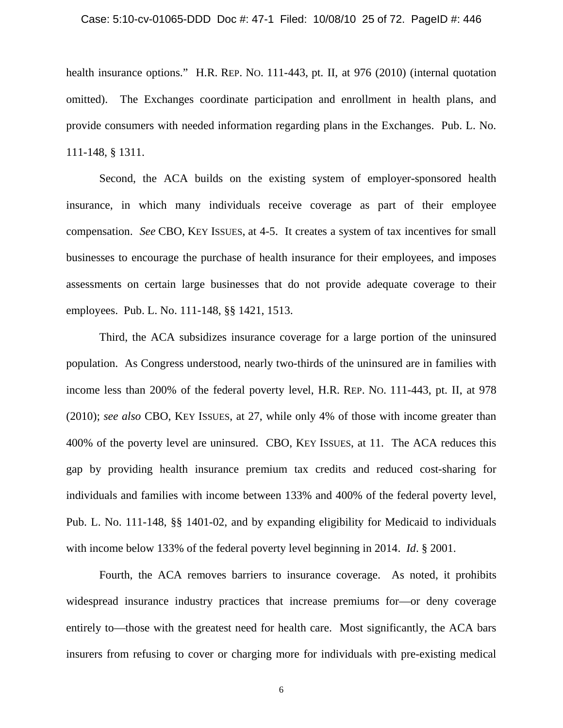health insurance options." H.R. REP. NO. 111-443, pt. II, at 976 (2010) (internal quotation omitted). The Exchanges coordinate participation and enrollment in health plans, and provide consumers with needed information regarding plans in the Exchanges. Pub. L. No. 111-148, § 1311.

Second, the ACA builds on the existing system of employer-sponsored health insurance, in which many individuals receive coverage as part of their employee compensation. *See* CBO, KEY ISSUES, at 4-5. It creates a system of tax incentives for small businesses to encourage the purchase of health insurance for their employees, and imposes assessments on certain large businesses that do not provide adequate coverage to their employees. Pub. L. No. 111-148, §§ 1421, 1513.

Third, the ACA subsidizes insurance coverage for a large portion of the uninsured population. As Congress understood, nearly two-thirds of the uninsured are in families with income less than 200% of the federal poverty level, H.R. REP. NO. 111-443, pt. II, at 978 (2010); *see also* CBO, KEY ISSUES, at 27, while only 4% of those with income greater than 400% of the poverty level are uninsured. CBO, KEY ISSUES, at 11. The ACA reduces this gap by providing health insurance premium tax credits and reduced cost-sharing for individuals and families with income between 133% and 400% of the federal poverty level, Pub. L. No. 111-148, §§ 1401-02, and by expanding eligibility for Medicaid to individuals with income below 133% of the federal poverty level beginning in 2014. *Id*. § 2001.

Fourth, the ACA removes barriers to insurance coverage. As noted, it prohibits widespread insurance industry practices that increase premiums for—or deny coverage entirely to—those with the greatest need for health care. Most significantly, the ACA bars insurers from refusing to cover or charging more for individuals with pre-existing medical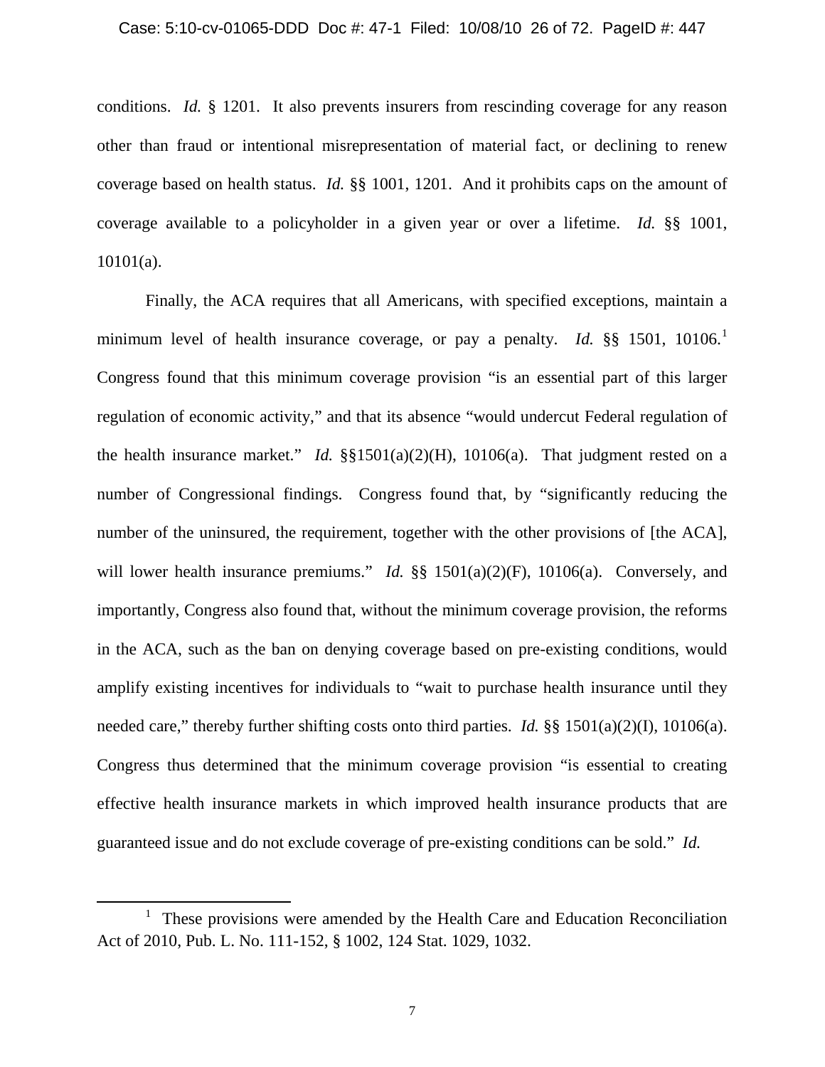conditions. *Id.* § 1201. It also prevents insurers from rescinding coverage for any reason other than fraud or intentional misrepresentation of material fact, or declining to renew coverage based on health status. *Id.* §§ 1001, 1201. And it prohibits caps on the amount of coverage available to a policyholder in a given year or over a lifetime. *Id.* §§ 1001, 10101(a).

Finally, the ACA requires that all Americans, with specified exceptions, maintain a minimum level of health insurance coverage, or pay a penalty. *Id.* §§ 1501, 10106.[1] Congress found that this minimum coverage provision "is an essential part of this larger regulation of economic activity," and that its absence "would undercut Federal regulation of the health insurance market." *Id.* §§1501(a)(2)(H), 10106(a). That judgment rested on a number of Congressional findings. Congress found that, by "significantly reducing the number of the uninsured, the requirement, together with the other provisions of [the ACA], will lower health insurance premiums." *Id.* §§ 1501(a)(2)(F), 10106(a). Conversely, and importantly, Congress also found that, without the minimum coverage provision, the reforms in the ACA, such as the ban on denying coverage based on pre-existing conditions, would amplify existing incentives for individuals to "wait to purchase health insurance until they needed care," thereby further shifting costs onto third parties. *Id.* §§ 1501(a)(2)(I), 10106(a). Congress thus determined that the minimum coverage provision "is essential to creating effective health insurance markets in which improved health insurance products that are guaranteed issue and do not exclude coverage of pre-existing conditions can be sold." *Id.*

---

[1] These provisions were amended by the Health Care and Education Reconciliation Act of 2010, Pub. L. No. 111-152, § 1002, 124 Stat. 1029, 1032.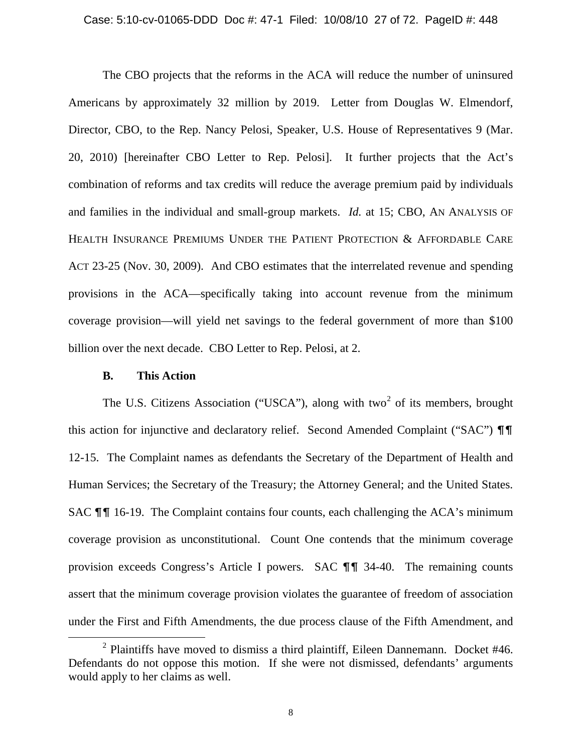The CBO projects that the reforms in the ACA will reduce the number of uninsured Americans by approximately 32 million by 2019. Letter from Douglas W. Elmendorf, Director, CBO, to the Rep. Nancy Pelosi, Speaker, U.S. House of Representatives 9 (Mar. 20, 2010) [hereinafter CBO Letter to Rep. Pelosi]. It further projects that the Act's combination of reforms and tax credits will reduce the average premium paid by individuals and families in the individual and small-group markets. *Id.* at 15; CBO, AN ANALYSIS OF HEALTH INSURANCE PREMIUMS UNDER THE PATIENT PROTECTION & AFFORDABLE CARE ACT 23-25 (Nov. 30, 2009). And CBO estimates that the interrelated revenue and spending provisions in the ACA—specifically taking into account revenue from the minimum coverage provision—will yield net savings to the federal government of more than $100 billion over the next decade. CBO Letter to Rep. Pelosi, at 2.

**B. This Action**

The U.S. Citizens Association ("USCA"), along with two[2] of its members, brought this action for injunctive and declaratory relief. Second Amended Complaint ("SAC") ¶¶ 12-15. The Complaint names as defendants the Secretary of the Department of Health and Human Services; the Secretary of the Treasury; the Attorney General; and the United States. SAC ¶¶ 16-19. The Complaint contains four counts, each challenging the ACA's minimum coverage provision as unconstitutional. Count One contends that the minimum coverage provision exceeds Congress's Article I powers. SAC ¶¶ 34-40. The remaining counts assert that the minimum coverage provision violates the guarantee of freedom of association under the First and Fifth Amendments, the due process clause of the Fifth Amendment, and

[2] Plaintiffs have moved to dismiss a third plaintiff, Eileen Dannemann. Docket #46. Defendants do not oppose this motion. If she were not dismissed, defendants' arguments would apply to her claims as well.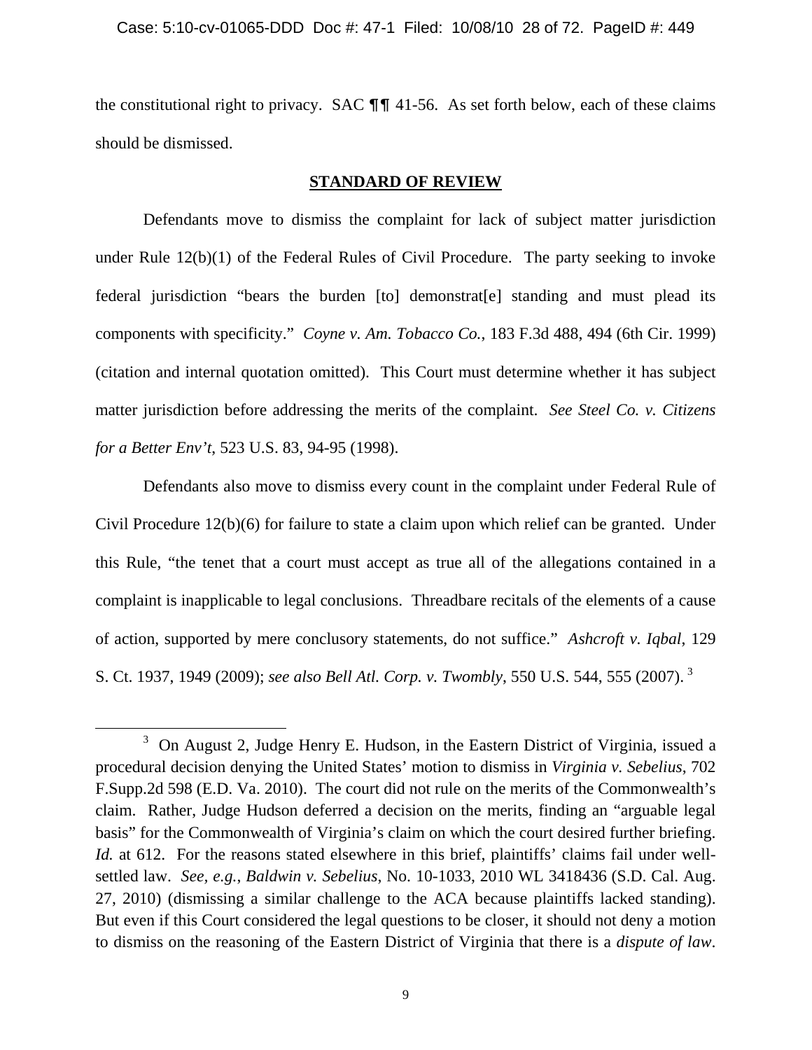the constitutional right to privacy. SAC ¶¶ 41-56. As set forth below, each of these claims should be dismissed.

## STANDARD OF REVIEW

Defendants move to dismiss the complaint for lack of subject matter jurisdiction under Rule 12(b)(1) of the Federal Rules of Civil Procedure. The party seeking to invoke federal jurisdiction "bears the burden [to] demonstrat[e] standing and must plead its components with specificity." *Coyne v. Am. Tobacco Co.*, 183 F.3d 488, 494 (6th Cir. 1999) (citation and internal quotation omitted). This Court must determine whether it has subject matter jurisdiction before addressing the merits of the complaint. *See Steel Co. v. Citizens for a Better Env't*, 523 U.S. 83, 94-95 (1998).

Defendants also move to dismiss every count in the complaint under Federal Rule of Civil Procedure 12(b)(6) for failure to state a claim upon which relief can be granted. Under this Rule, "the tenet that a court must accept as true all of the allegations contained in a complaint is inapplicable to legal conclusions. Threadbare recitals of the elements of a cause of action, supported by mere conclusory statements, do not suffice." *Ashcroft v. Iqbal*, 129 S. Ct. 1937, 1949 (2009); *see also Bell Atl. Corp. v. Twombly*, 550 U.S. 544, 555 (2007).[3]

---

[3] On August 2, Judge Henry E. Hudson, in the Eastern District of Virginia, issued a procedural decision denying the United States' motion to dismiss in *Virginia v. Sebelius*, 702 F.Supp.2d 598 (E.D. Va. 2010). The court did not rule on the merits of the Commonwealth's claim. Rather, Judge Hudson deferred a decision on the merits, finding an "arguable legal basis" for the Commonwealth of Virginia's claim on which the court desired further briefing. *Id.* at 612. For the reasons stated elsewhere in this brief, plaintiffs' claims fail under well-settled law. *See, e.g.*, *Baldwin v. Sebelius*, No. 10-1033, 2010 WL 3418436 (S.D. Cal. Aug. 27, 2010) (dismissing a similar challenge to the ACA because plaintiffs lacked standing). But even if this Court considered the legal questions to be closer, it should not deny a motion to dismiss on the reasoning of the Eastern District of Virginia that there is a *dispute of law*.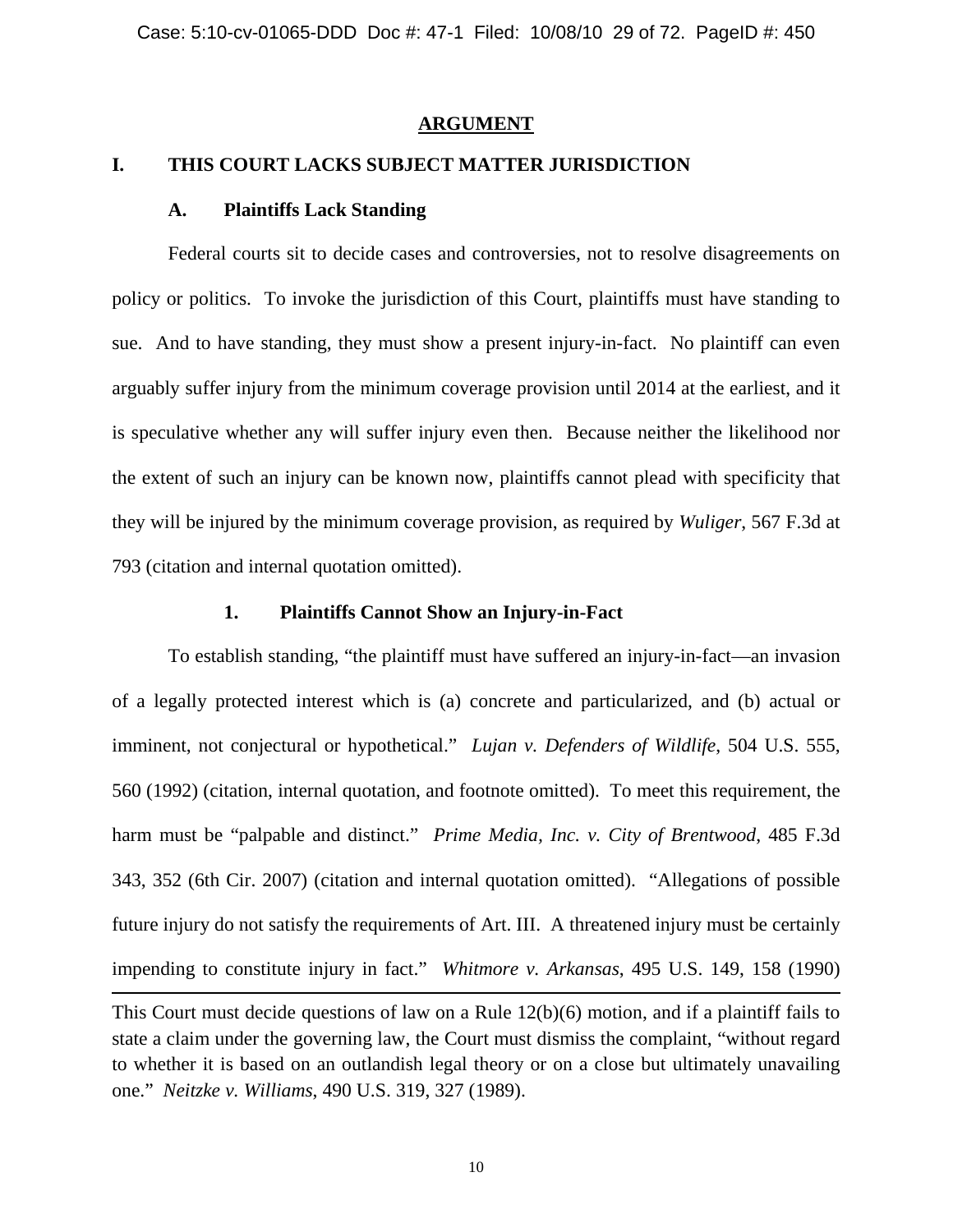## ARGUMENT

## I. THIS COURT LACKS SUBJECT MATTER JURISDICTION

### A. Plaintiffs Lack Standing

Federal courts sit to decide cases and controversies, not to resolve disagreements on policy or politics. To invoke the jurisdiction of this Court, plaintiffs must have standing to sue. And to have standing, they must show a present injury-in-fact. No plaintiff can even arguably suffer injury from the minimum coverage provision until 2014 at the earliest, and it is speculative whether any will suffer injury even then. Because neither the likelihood nor the extent of such an injury can be known now, plaintiffs cannot plead with specificity that they will be injured by the minimum coverage provision, as required by *Wuliger*, 567 F.3d at 793 (citation and internal quotation omitted).

#### 1. Plaintiffs Cannot Show an Injury-in-Fact

To establish standing, "the plaintiff must have suffered an injury-in-fact—an invasion of a legally protected interest which is (a) concrete and particularized, and (b) actual or imminent, not conjectural or hypothetical." *Lujan v. Defenders of Wildlife*, 504 U.S. 555, 560 (1992) (citation, internal quotation, and footnote omitted). To meet this requirement, the harm must be "palpable and distinct." *Prime Media, Inc. v. City of Brentwood*, 485 F.3d 343, 352 (6th Cir. 2007) (citation and internal quotation omitted). "Allegations of possible future injury do not satisfy the requirements of Art. III. A threatened injury must be certainly impending to constitute injury in fact." *Whitmore v. Arkansas*, 495 U.S. 149, 158 (1990)

---

This Court must decide questions of law on a Rule 12(b)(6) motion, and if a plaintiff fails to state a claim under the governing law, the Court must dismiss the complaint, "without regard to whether it is based on an outlandish legal theory or on a close but ultimately unavailing one." *Neitzke v. Williams*, 490 U.S. 319, 327 (1989).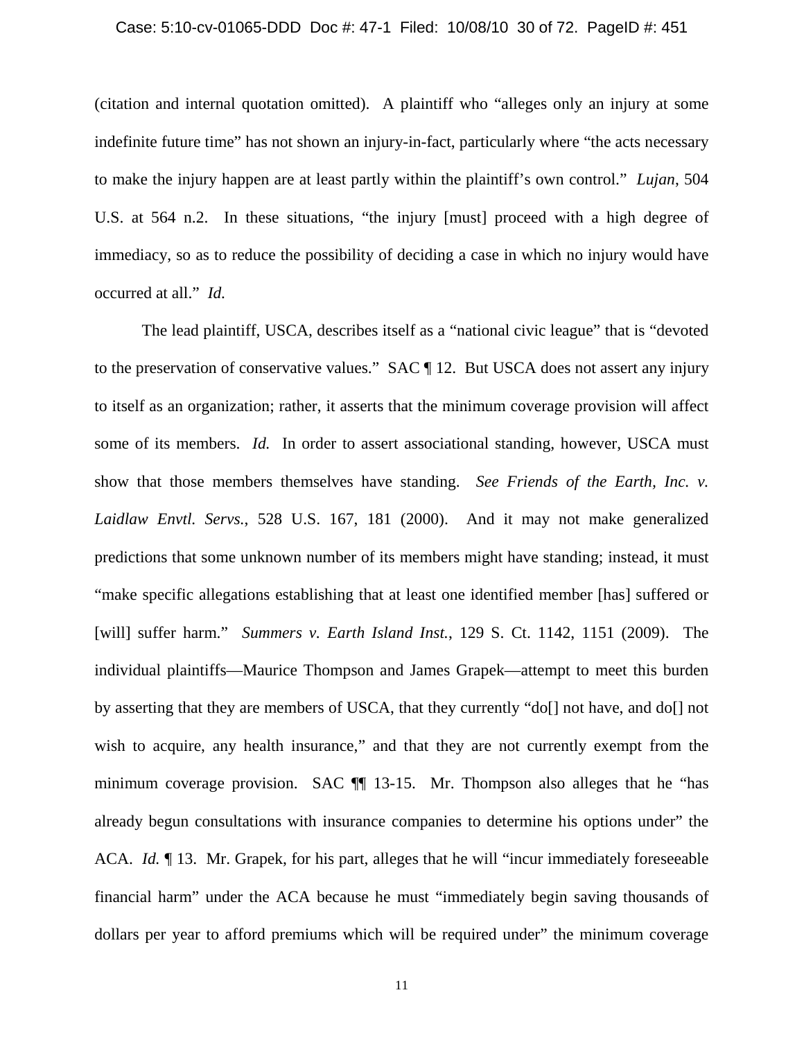(citation and internal quotation omitted). A plaintiff who "alleges only an injury at some indefinite future time" has not shown an injury-in-fact, particularly where "the acts necessary to make the injury happen are at least partly within the plaintiff's own control." *Lujan*, 504 U.S. at 564 n.2. In these situations, "the injury [must] proceed with a high degree of immediacy, so as to reduce the possibility of deciding a case in which no injury would have occurred at all." *Id.*

The lead plaintiff, USCA, describes itself as a "national civic league" that is "devoted to the preservation of conservative values." SAC ¶ 12. But USCA does not assert any injury to itself as an organization; rather, it asserts that the minimum coverage provision will affect some of its members. *Id.* In order to assert associational standing, however, USCA must show that those members themselves have standing. *See Friends of the Earth, Inc. v. Laidlaw Envtl. Servs.*, 528 U.S. 167, 181 (2000). And it may not make generalized predictions that some unknown number of its members might have standing; instead, it must "make specific allegations establishing that at least one identified member [has] suffered or [will] suffer harm." *Summers v. Earth Island Inst.*, 129 S. Ct. 1142, 1151 (2009). The individual plaintiffs—Maurice Thompson and James Grapek—attempt to meet this burden by asserting that they are members of USCA, that they currently "do[] not have, and do[] not wish to acquire, any health insurance," and that they are not currently exempt from the minimum coverage provision. SAC ¶¶ 13-15. Mr. Thompson also alleges that he "has already begun consultations with insurance companies to determine his options under" the ACA. *Id.* ¶ 13. Mr. Grapek, for his part, alleges that he will "incur immediately foreseeable financial harm" under the ACA because he must "immediately begin saving thousands of dollars per year to afford premiums which will be required under" the minimum coverage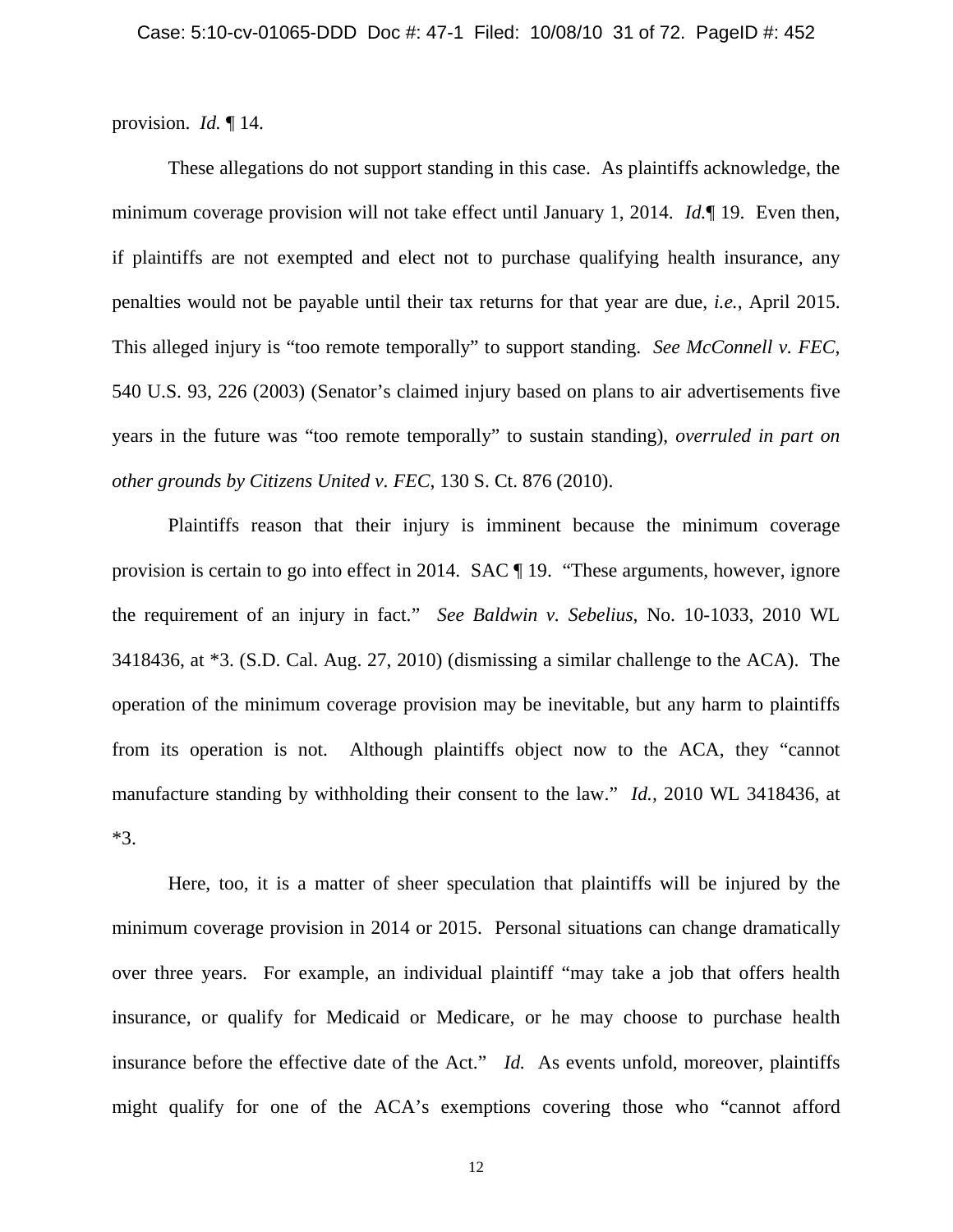provision. *Id.* ¶ 14.

These allegations do not support standing in this case. As plaintiffs acknowledge, the minimum coverage provision will not take effect until January 1, 2014. *Id.*¶ 19. Even then, if plaintiffs are not exempted and elect not to purchase qualifying health insurance, any penalties would not be payable until their tax returns for that year are due, *i.e.*, April 2015. This alleged injury is "too remote temporally" to support standing. *See McConnell v. FEC*, 540 U.S. 93, 226 (2003) (Senator's claimed injury based on plans to air advertisements five years in the future was "too remote temporally" to sustain standing), *overruled in part on other grounds by Citizens United v. FEC*, 130 S. Ct. 876 (2010).

Plaintiffs reason that their injury is imminent because the minimum coverage provision is certain to go into effect in 2014. SAC ¶ 19. "These arguments, however, ignore the requirement of an injury in fact." *See Baldwin v. Sebelius*, No. 10-1033, 2010 WL 3418436, at *3. (S.D. Cal. Aug. 27, 2010) (dismissing a similar challenge to the ACA). The operation of the minimum coverage provision may be inevitable, but any harm to plaintiffs from its operation is not. Although plaintiffs object now to the ACA, they "cannot manufacture standing by withholding their consent to the law." *Id.*, 2010 WL 3418436, at *3.

Here, too, it is a matter of sheer speculation that plaintiffs will be injured by the minimum coverage provision in 2014 or 2015. Personal situations can change dramatically over three years. For example, an individual plaintiff "may take a job that offers health insurance, or qualify for Medicaid or Medicare, or he may choose to purchase health insurance before the effective date of the Act." *Id.* As events unfold, moreover, plaintiffs might qualify for one of the ACA's exemptions covering those who "cannot afford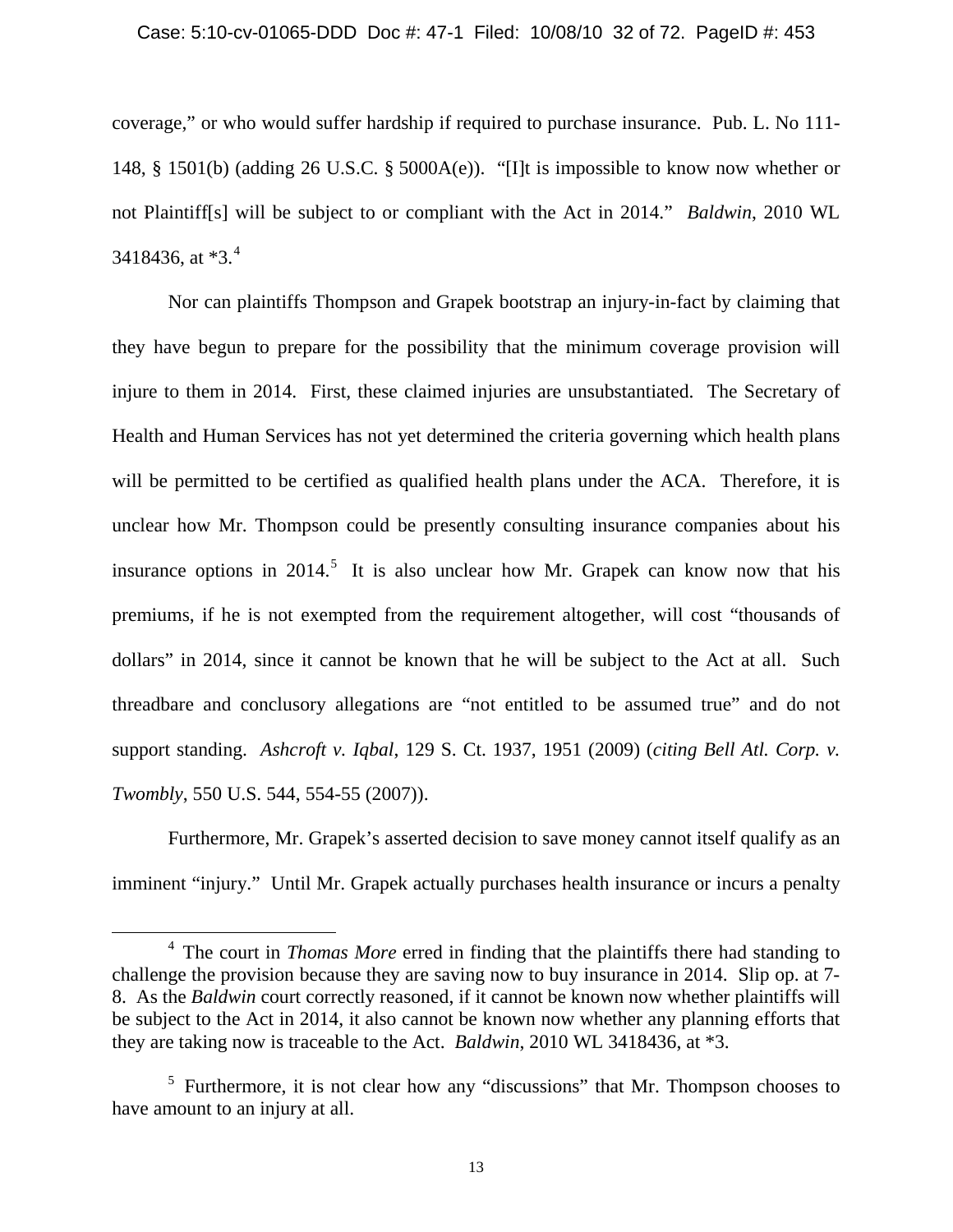coverage," or who would suffer hardship if required to purchase insurance. Pub. L. No 111-148, § 1501(b) (adding 26 U.S.C. § 5000A(e)). "[I]t is impossible to know now whether or not Plaintiff[s] will be subject to or compliant with the Act in 2014." *Baldwin*, 2010 WL 3418436, at *3.[4]

Nor can plaintiffs Thompson and Grapek bootstrap an injury-in-fact by claiming that they have begun to prepare for the possibility that the minimum coverage provision will injure to them in 2014. First, these claimed injuries are unsubstantiated. The Secretary of Health and Human Services has not yet determined the criteria governing which health plans will be permitted to be certified as qualified health plans under the ACA. Therefore, it is unclear how Mr. Thompson could be presently consulting insurance companies about his insurance options in 2014.[5] It is also unclear how Mr. Grapek can know now that his premiums, if he is not exempted from the requirement altogether, will cost "thousands of dollars" in 2014, since it cannot be known that he will be subject to the Act at all. Such threadbare and conclusory allegations are "not entitled to be assumed true" and do not support standing. *Ashcroft v. Iqbal*, 129 S. Ct. 1937, 1951 (2009) (*citing Bell Atl. Corp. v. Twombly*, 550 U.S. 544, 554-55 (2007)).

Furthermore, Mr. Grapek's asserted decision to save money cannot itself qualify as an imminent "injury." Until Mr. Grapek actually purchases health insurance or incurs a penalty

[4] The court in *Thomas More* erred in finding that the plaintiffs there had standing to challenge the provision because they are saving now to buy insurance in 2014. Slip op. at 7-8. As the *Baldwin* court correctly reasoned, if it cannot be known now whether plaintiffs will be subject to the Act in 2014, it also cannot be known now whether any planning efforts that they are taking now is traceable to the Act. *Baldwin*, 2010 WL 3418436, at *3.

[5] Furthermore, it is not clear how any "discussions" that Mr. Thompson chooses to have amount to an injury at all.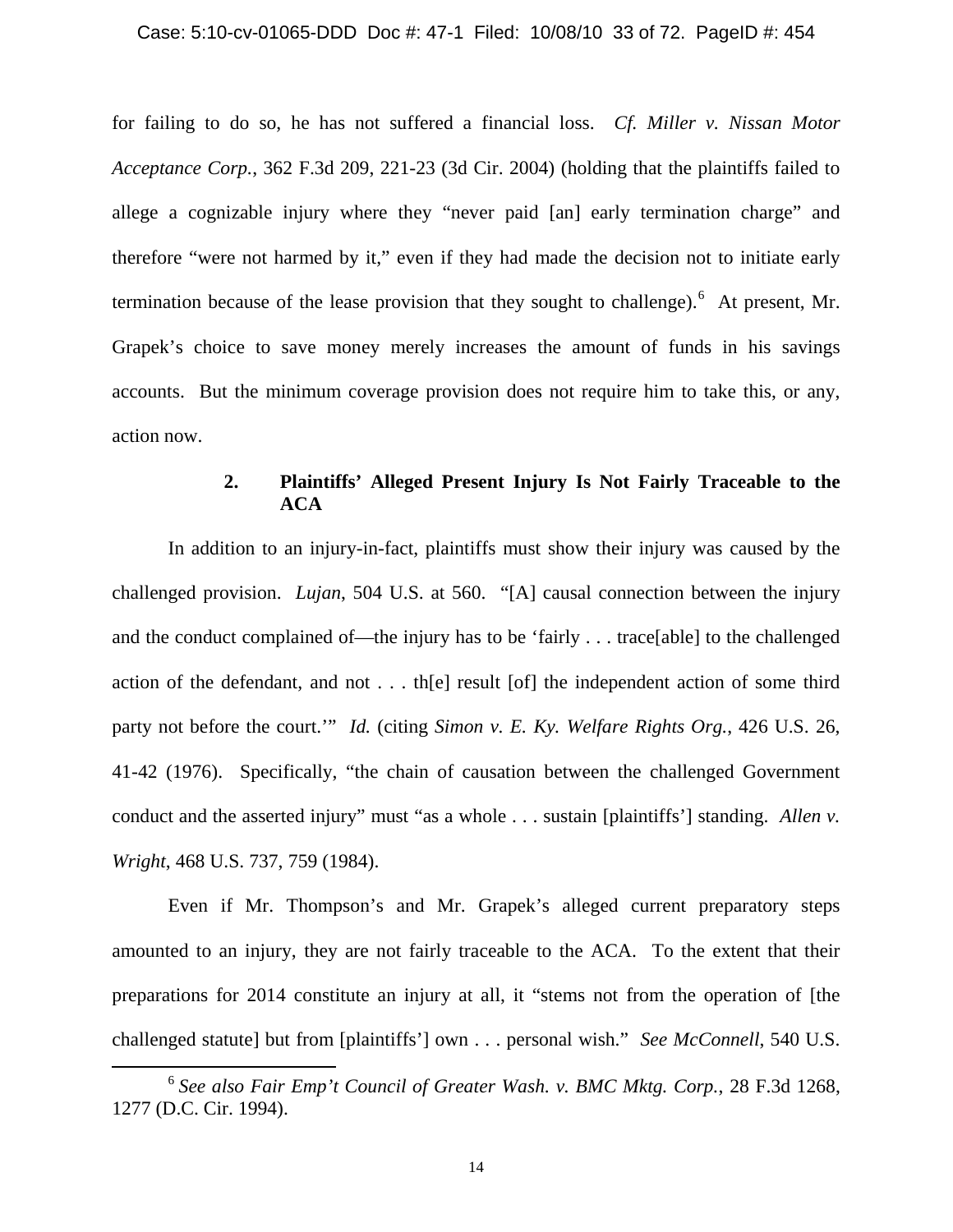for failing to do so, he has not suffered a financial loss. *Cf. Miller v. Nissan Motor Acceptance Corp.*, 362 F.3d 209, 221-23 (3d Cir. 2004) (holding that the plaintiffs failed to allege a cognizable injury where they "never paid [an] early termination charge" and therefore "were not harmed by it," even if they had made the decision not to initiate early termination because of the lease provision that they sought to challenge).[6] At present, Mr. Grapek's choice to save money merely increases the amount of funds in his savings accounts. But the minimum coverage provision does not require him to take this, or any, action now.

**2. Plaintiffs' Alleged Present Injury Is Not Fairly Traceable to the ACA**

In addition to an injury-in-fact, plaintiffs must show their injury was caused by the challenged provision. *Lujan*, 504 U.S. at 560. "[A] causal connection between the injury and the conduct complained of—the injury has to be 'fairly . . . trace[able] to the challenged action of the defendant, and not . . . th[e] result [of] the independent action of some third party not before the court.'" *Id.* (citing *Simon v. E. Ky. Welfare Rights Org.*, 426 U.S. 26, 41-42 (1976). Specifically, "the chain of causation between the challenged Government conduct and the asserted injury" must "as a whole . . . sustain [plaintiffs'] standing. *Allen v. Wright*, 468 U.S. 737, 759 (1984).

Even if Mr. Thompson's and Mr. Grapek's alleged current preparatory steps amounted to an injury, they are not fairly traceable to the ACA. To the extent that their preparations for 2014 constitute an injury at all, it "stems not from the operation of [the challenged statute] but from [plaintiffs'] own . . . personal wish." *See McConnell*, 540 U.S.

[6] *See also Fair Emp't Council of Greater Wash. v. BMC Mktg. Corp.*, 28 F.3d 1268, 1277 (D.C. Cir. 1994).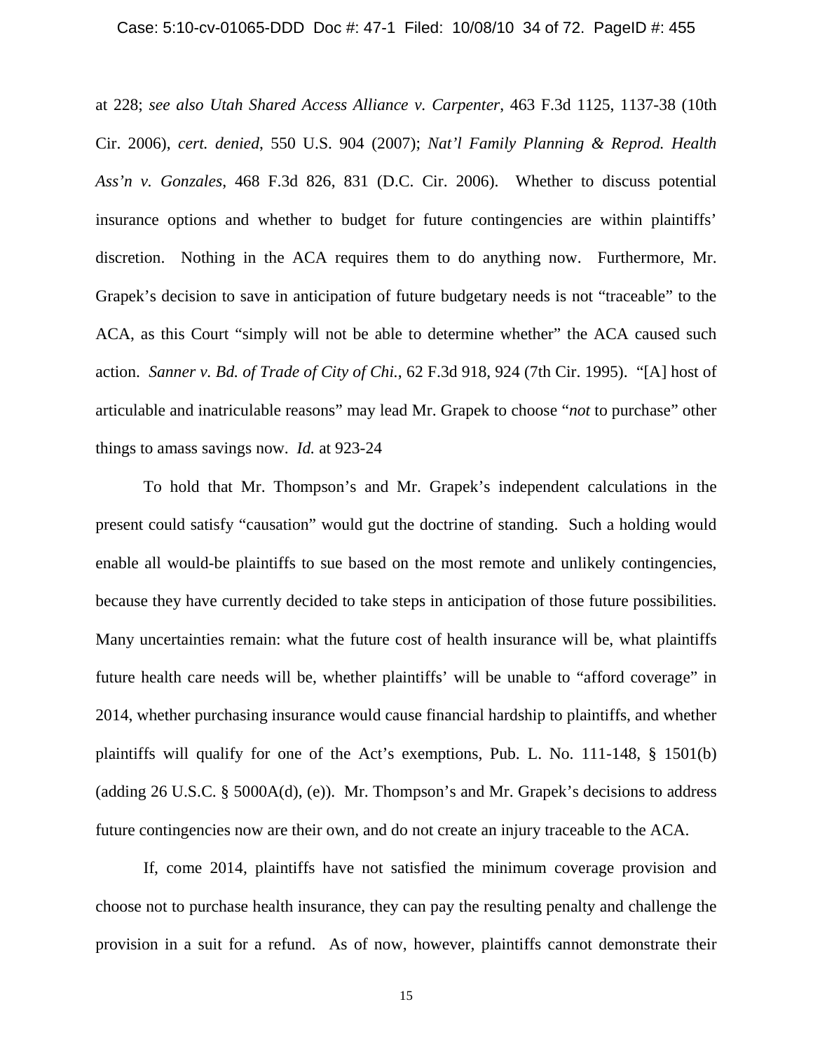at 228; *see also Utah Shared Access Alliance v. Carpenter*, 463 F.3d 1125, 1137-38 (10th Cir. 2006), *cert. denied*, 550 U.S. 904 (2007); *Nat'l Family Planning & Reprod. Health Ass'n v. Gonzales*, 468 F.3d 826, 831 (D.C. Cir. 2006). Whether to discuss potential insurance options and whether to budget for future contingencies are within plaintiffs' discretion. Nothing in the ACA requires them to do anything now. Furthermore, Mr. Grapek's decision to save in anticipation of future budgetary needs is not "traceable" to the ACA, as this Court "simply will not be able to determine whether" the ACA caused such action. *Sanner v. Bd. of Trade of City of Chi.*, 62 F.3d 918, 924 (7th Cir. 1995). "[A] host of articulable and inatriculable reasons" may lead Mr. Grapek to choose "*not* to purchase" other things to amass savings now. *Id.* at 923-24

To hold that Mr. Thompson's and Mr. Grapek's independent calculations in the present could satisfy "causation" would gut the doctrine of standing. Such a holding would enable all would-be plaintiffs to sue based on the most remote and unlikely contingencies, because they have currently decided to take steps in anticipation of those future possibilities. Many uncertainties remain: what the future cost of health insurance will be, what plaintiffs future health care needs will be, whether plaintiffs' will be unable to "afford coverage" in 2014, whether purchasing insurance would cause financial hardship to plaintiffs, and whether plaintiffs will qualify for one of the Act's exemptions, Pub. L. No. 111-148, § 1501(b) (adding 26 U.S.C. § 5000A(d), (e)). Mr. Thompson's and Mr. Grapek's decisions to address future contingencies now are their own, and do not create an injury traceable to the ACA.

If, come 2014, plaintiffs have not satisfied the minimum coverage provision and choose not to purchase health insurance, they can pay the resulting penalty and challenge the provision in a suit for a refund. As of now, however, plaintiffs cannot demonstrate their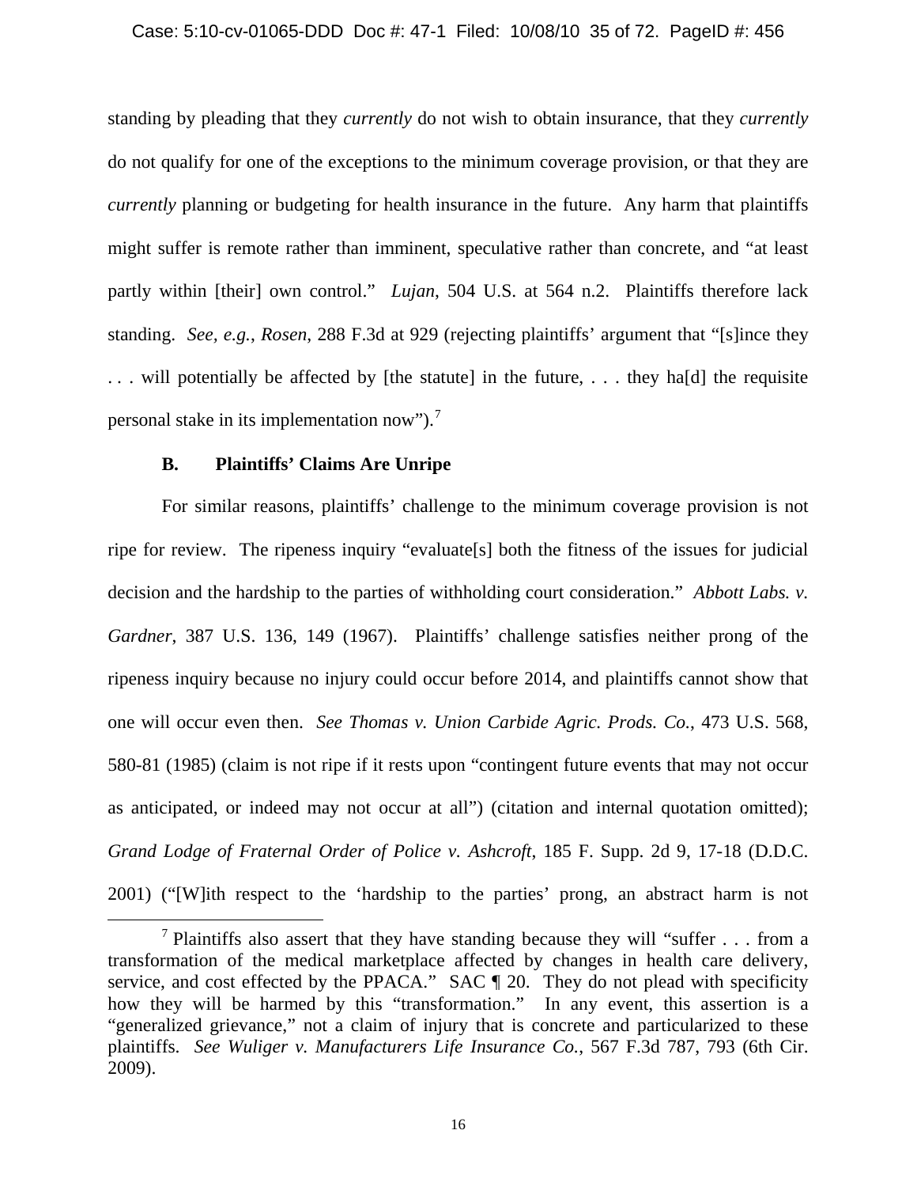standing by pleading that they *currently* do not wish to obtain insurance, that they *currently* do not qualify for one of the exceptions to the minimum coverage provision, or that they are *currently* planning or budgeting for health insurance in the future. Any harm that plaintiffs might suffer is remote rather than imminent, speculative rather than concrete, and "at least partly within [their] own control." *Lujan*, 504 U.S. at 564 n.2. Plaintiffs therefore lack standing. *See, e.g.*, *Rosen*, 288 F.3d at 929 (rejecting plaintiffs' argument that "[s]ince they . . . will potentially be affected by [the statute] in the future, . . . they ha[d] the requisite personal stake in its implementation now").[7]

### B. Plaintiffs' Claims Are Unripe

For similar reasons, plaintiffs' challenge to the minimum coverage provision is not ripe for review. The ripeness inquiry "evaluate[s] both the fitness of the issues for judicial decision and the hardship to the parties of withholding court consideration." *Abbott Labs. v. Gardner*, 387 U.S. 136, 149 (1967). Plaintiffs' challenge satisfies neither prong of the ripeness inquiry because no injury could occur before 2014, and plaintiffs cannot show that one will occur even then. *See Thomas v. Union Carbide Agric. Prods. Co.*, 473 U.S. 568, 580-81 (1985) (claim is not ripe if it rests upon "contingent future events that may not occur as anticipated, or indeed may not occur at all") (citation and internal quotation omitted); *Grand Lodge of Fraternal Order of Police v. Ashcroft*, 185 F. Supp. 2d 9, 17-18 (D.D.C. 2001) ("[W]ith respect to the 'hardship to the parties' prong, an abstract harm is not

[7] Plaintiffs also assert that they have standing because they will "suffer . . . from a transformation of the medical marketplace affected by changes in health care delivery, service, and cost effected by the PPACA." SAC ¶ 20. They do not plead with specificity how they will be harmed by this "transformation." In any event, this assertion is a "generalized grievance," not a claim of injury that is concrete and particularized to these plaintiffs. *See Wuliger v. Manufacturers Life Insurance Co.*, 567 F.3d 787, 793 (6th Cir. 2009).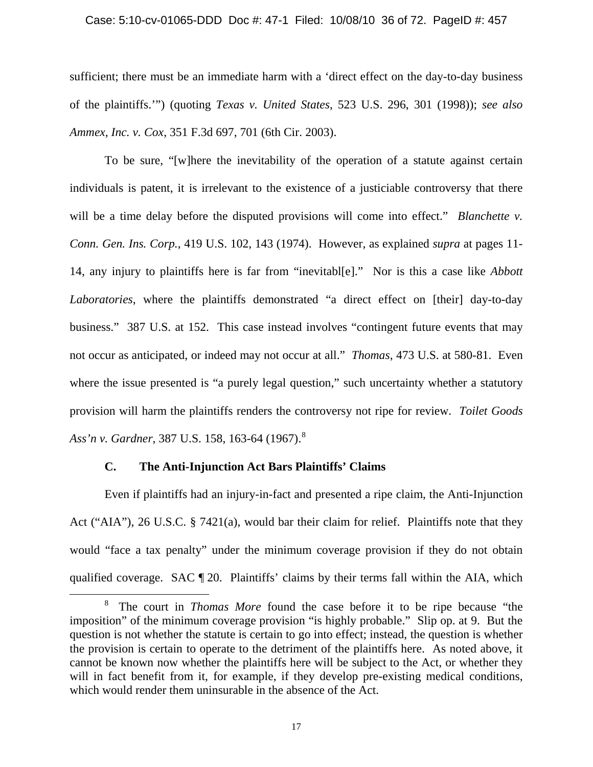sufficient; there must be an immediate harm with a 'direct effect on the day-to-day business of the plaintiffs.'") (quoting *Texas v. United States*, 523 U.S. 296, 301 (1998)); *see also Ammex, Inc. v. Cox*, 351 F.3d 697, 701 (6th Cir. 2003).

To be sure, "[w]here the inevitability of the operation of a statute against certain individuals is patent, it is irrelevant to the existence of a justiciable controversy that there will be a time delay before the disputed provisions will come into effect." *Blanchette v. Conn. Gen. Ins. Corp.*, 419 U.S. 102, 143 (1974). However, as explained *supra* at pages 11-14, any injury to plaintiffs here is far from "inevitabl[e]." Nor is this a case like *Abbott Laboratories*, where the plaintiffs demonstrated "a direct effect on [their] day-to-day business." 387 U.S. at 152. This case instead involves "contingent future events that may not occur as anticipated, or indeed may not occur at all." *Thomas*, 473 U.S. at 580-81. Even where the issue presented is "a purely legal question," such uncertainty whether a statutory provision will harm the plaintiffs renders the controversy not ripe for review. *Toilet Goods Ass'n v. Gardner*, 387 U.S. 158, 163-64 (1967).[8]

### C. The Anti-Injunction Act Bars Plaintiffs' Claims

Even if plaintiffs had an injury-in-fact and presented a ripe claim, the Anti-Injunction Act ("AIA"), 26 U.S.C. § 7421(a), would bar their claim for relief. Plaintiffs note that they would "face a tax penalty" under the minimum coverage provision if they do not obtain qualified coverage. SAC ¶ 20. Plaintiffs' claims by their terms fall within the AIA, which

[8] The court in *Thomas More* found the case before it to be ripe because "the imposition" of the minimum coverage provision "is highly probable." Slip op. at 9. But the question is not whether the statute is certain to go into effect; instead, the question is whether the provision is certain to operate to the detriment of the plaintiffs here. As noted above, it cannot be known now whether the plaintiffs here will be subject to the Act, or whether they will in fact benefit from it, for example, if they develop pre-existing medical conditions, which would render them uninsurable in the absence of the Act.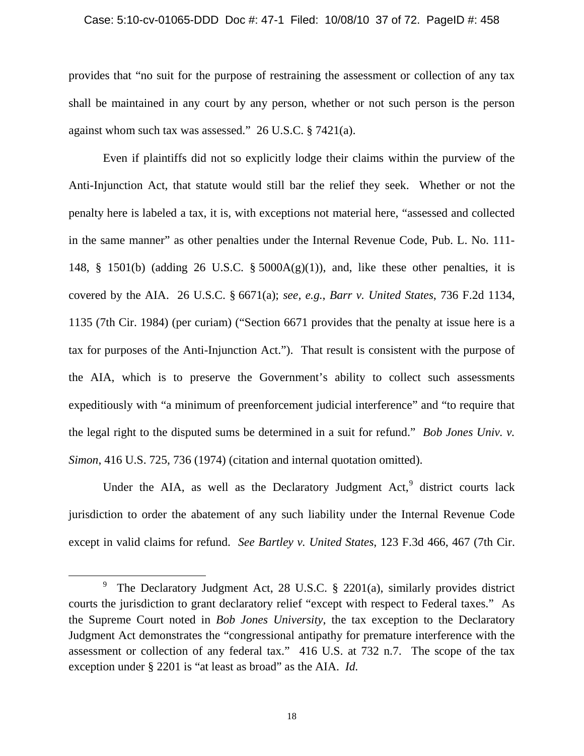provides that "no suit for the purpose of restraining the assessment or collection of any tax shall be maintained in any court by any person, whether or not such person is the person against whom such tax was assessed." 26 U.S.C. § 7421(a).

Even if plaintiffs did not so explicitly lodge their claims within the purview of the Anti-Injunction Act, that statute would still bar the relief they seek. Whether or not the penalty here is labeled a tax, it is, with exceptions not material here, "assessed and collected in the same manner" as other penalties under the Internal Revenue Code, Pub. L. No. 111-148, § 1501(b) (adding 26 U.S.C. § 5000A(g)(1)), and, like these other penalties, it is covered by the AIA. 26 U.S.C. § 6671(a); *see, e.g.*, *Barr v. United States*, 736 F.2d 1134, 1135 (7th Cir. 1984) (per curiam) ("Section 6671 provides that the penalty at issue here is a tax for purposes of the Anti-Injunction Act."). That result is consistent with the purpose of the AIA, which is to preserve the Government's ability to collect such assessments expeditiously with "a minimum of preenforcement judicial interference" and "to require that the legal right to the disputed sums be determined in a suit for refund." *Bob Jones Univ. v. Simon*, 416 U.S. 725, 736 (1974) (citation and internal quotation omitted).

Under the AIA, as well as the Declaratory Judgment Act,[9] district courts lack jurisdiction to order the abatement of any such liability under the Internal Revenue Code except in valid claims for refund. *See Bartley v. United States*, 123 F.3d 466, 467 (7th Cir.

---

[9] The Declaratory Judgment Act, 28 U.S.C. § 2201(a), similarly provides district courts the jurisdiction to grant declaratory relief "except with respect to Federal taxes." As the Supreme Court noted in *Bob Jones University*, the tax exception to the Declaratory Judgment Act demonstrates the "congressional antipathy for premature interference with the assessment or collection of any federal tax." 416 U.S. at 732 n.7. The scope of the tax exception under § 2201 is "at least as broad" as the AIA. *Id.*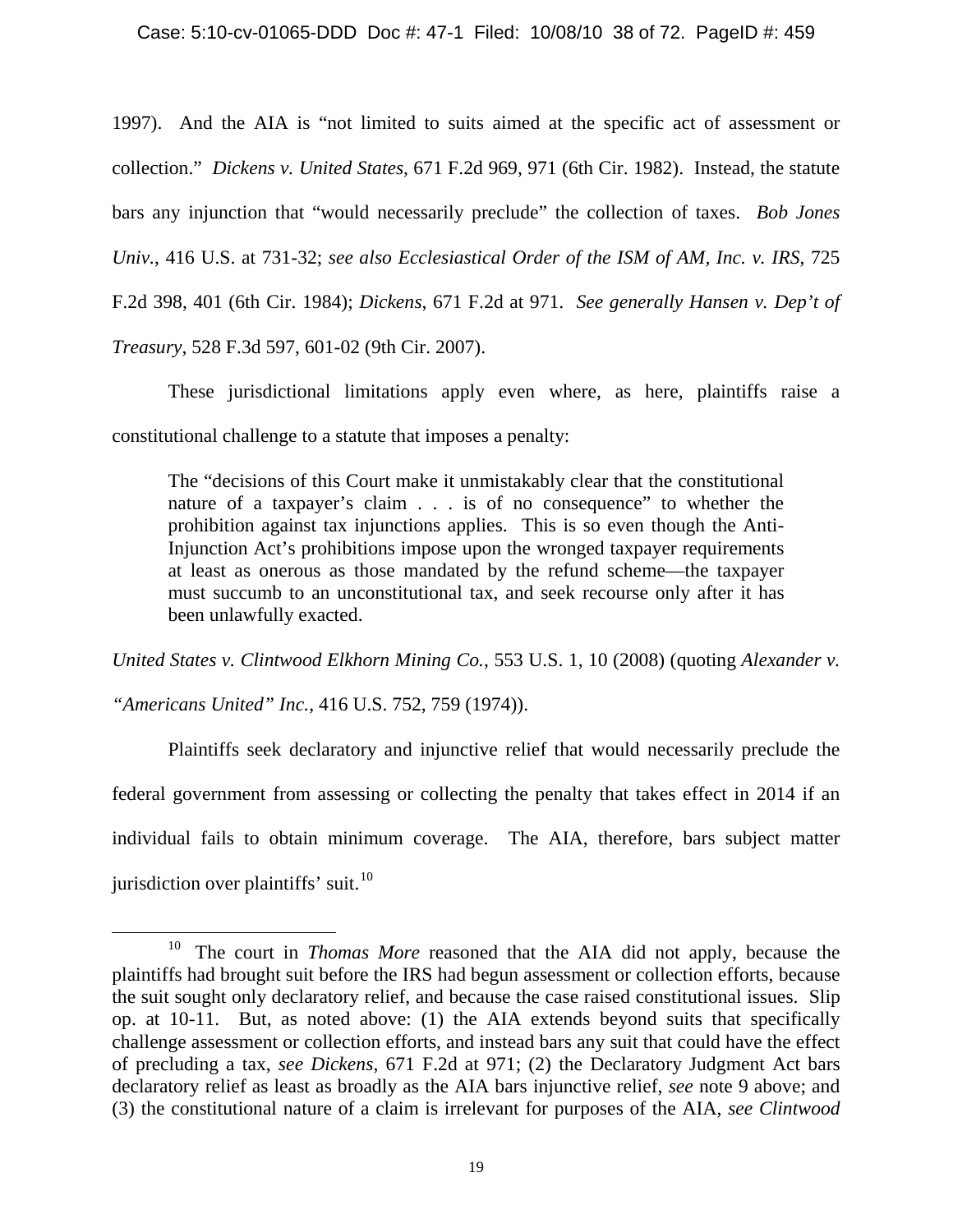1997). And the AIA is "not limited to suits aimed at the specific act of assessment or collection." *Dickens v. United States*, 671 F.2d 969, 971 (6th Cir. 1982). Instead, the statute bars any injunction that "would necessarily preclude" the collection of taxes. *Bob Jones Univ.*, 416 U.S. at 731-32; *see also Ecclesiastical Order of the ISM of AM, Inc. v. IRS*, 725 F.2d 398, 401 (6th Cir. 1984); *Dickens*, 671 F.2d at 971. *See generally Hansen v. Dep't of Treasury*, 528 F.3d 597, 601-02 (9th Cir. 2007).

These jurisdictional limitations apply even where, as here, plaintiffs raise a constitutional challenge to a statute that imposes a penalty:

> The "decisions of this Court make it unmistakably clear that the constitutional nature of a taxpayer's claim . . . is of no consequence" to whether the prohibition against tax injunctions applies. This is so even though the Anti-Injunction Act's prohibitions impose upon the wronged taxpayer requirements at least as onerous as those mandated by the refund scheme—the taxpayer must succumb to an unconstitutional tax, and seek recourse only after it has been unlawfully exacted.

*United States v. Clintwood Elkhorn Mining Co.*, 553 U.S. 1, 10 (2008) (quoting *Alexander v. "Americans United" Inc.*, 416 U.S. 752, 759 (1974)).

Plaintiffs seek declaratory and injunctive relief that would necessarily preclude the federal government from assessing or collecting the penalty that takes effect in 2014 if an individual fails to obtain minimum coverage. The AIA, therefore, bars subject matter jurisdiction over plaintiffs' suit.[10]

---

[10] The court in *Thomas More* reasoned that the AIA did not apply, because the plaintiffs had brought suit before the IRS had begun assessment or collection efforts, because the suit sought only declaratory relief, and because the case raised constitutional issues. Slip op. at 10-11. But, as noted above: (1) the AIA extends beyond suits that specifically challenge assessment or collection efforts, and instead bars any suit that could have the effect of precluding a tax, *see Dickens*, 671 F.2d at 971; (2) the Declaratory Judgment Act bars declaratory relief as least as broadly as the AIA bars injunctive relief, *see* note 9 above; and (3) the constitutional nature of a claim is irrelevant for purposes of the AIA, *see Clintwood*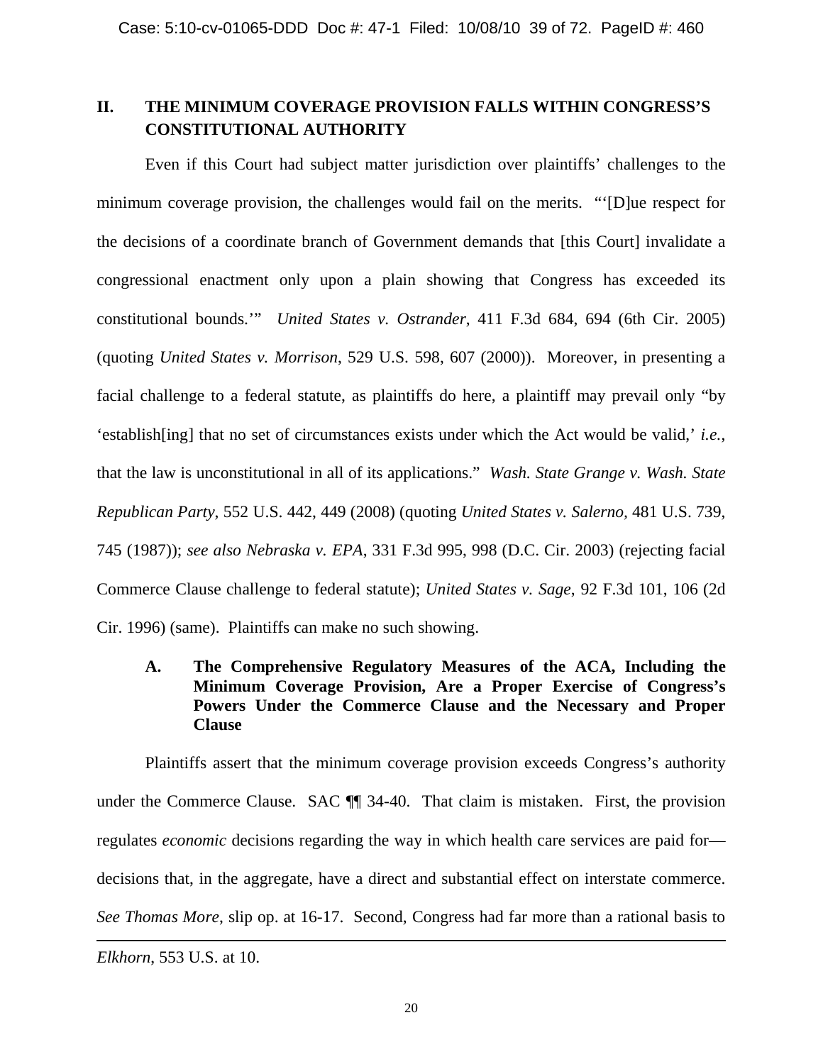## II. THE MINIMUM COVERAGE PROVISION FALLS WITHIN CONGRESS'S CONSTITUTIONAL AUTHORITY

Even if this Court had subject matter jurisdiction over plaintiffs' challenges to the minimum coverage provision, the challenges would fail on the merits. "'[D]ue respect for the decisions of a coordinate branch of Government demands that [this Court] invalidate a congressional enactment only upon a plain showing that Congress has exceeded its constitutional bounds.'" *United States v. Ostrander*, 411 F.3d 684, 694 (6th Cir. 2005) (quoting *United States v. Morrison*, 529 U.S. 598, 607 (2000)). Moreover, in presenting a facial challenge to a federal statute, as plaintiffs do here, a plaintiff may prevail only "by 'establish[ing] that no set of circumstances exists under which the Act would be valid,' *i.e.*, that the law is unconstitutional in all of its applications." *Wash. State Grange v. Wash. State Republican Party*, 552 U.S. 442, 449 (2008) (quoting *United States v. Salerno*, 481 U.S. 739, 745 (1987)); *see also Nebraska v. EPA*, 331 F.3d 995, 998 (D.C. Cir. 2003) (rejecting facial Commerce Clause challenge to federal statute); *United States v. Sage*, 92 F.3d 101, 106 (2d Cir. 1996) (same). Plaintiffs can make no such showing.

### A. The Comprehensive Regulatory Measures of the ACA, Including the Minimum Coverage Provision, Are a Proper Exercise of Congress's Powers Under the Commerce Clause and the Necessary and Proper Clause

Plaintiffs assert that the minimum coverage provision exceeds Congress's authority under the Commerce Clause. SAC ¶¶ 34-40. That claim is mistaken. First, the provision regulates *economic* decisions regarding the way in which health care services are paid for—decisions that, in the aggregate, have a direct and substantial effect on interstate commerce. *See Thomas More*, slip op. at 16-17. Second, Congress had far more than a rational basis to

---

*Elkhorn*, 553 U.S. at 10.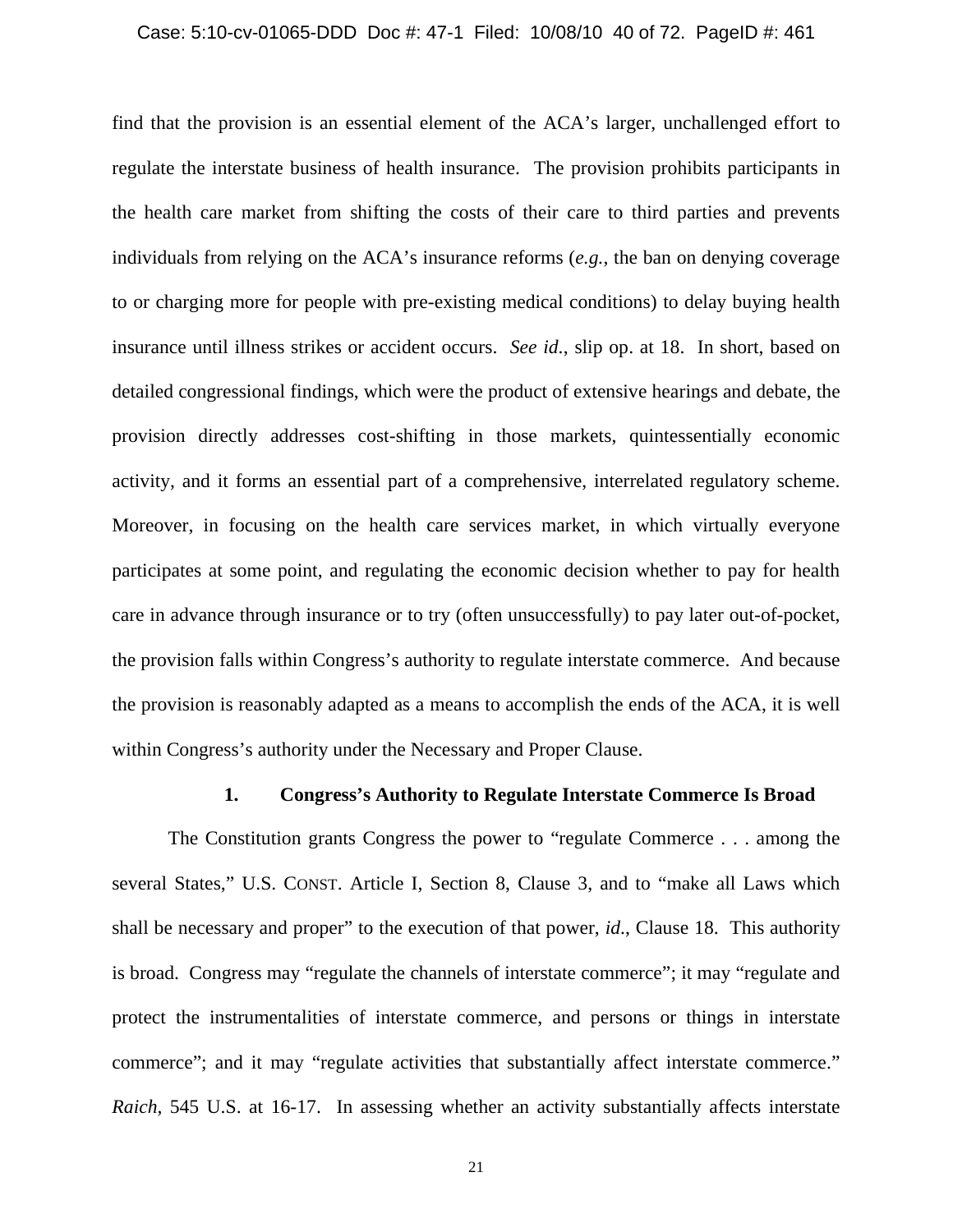find that the provision is an essential element of the ACA's larger, unchallenged effort to regulate the interstate business of health insurance. The provision prohibits participants in the health care market from shifting the costs of their care to third parties and prevents individuals from relying on the ACA's insurance reforms (*e.g.*, the ban on denying coverage to or charging more for people with pre-existing medical conditions) to delay buying health insurance until illness strikes or accident occurs. *See id*., slip op. at 18. In short, based on detailed congressional findings, which were the product of extensive hearings and debate, the provision directly addresses cost-shifting in those markets, quintessentially economic activity, and it forms an essential part of a comprehensive, interrelated regulatory scheme. Moreover, in focusing on the health care services market, in which virtually everyone participates at some point, and regulating the economic decision whether to pay for health care in advance through insurance or to try (often unsuccessfully) to pay later out-of-pocket, the provision falls within Congress's authority to regulate interstate commerce. And because the provision is reasonably adapted as a means to accomplish the ends of the ACA, it is well within Congress's authority under the Necessary and Proper Clause.

### 1. Congress's Authority to Regulate Interstate Commerce Is Broad

The Constitution grants Congress the power to "regulate Commerce . . . among the several States," U.S. CONST. Article I, Section 8, Clause 3, and to "make all Laws which shall be necessary and proper" to the execution of that power, *id*., Clause 18. This authority is broad. Congress may "regulate the channels of interstate commerce"; it may "regulate and protect the instrumentalities of interstate commerce, and persons or things in interstate commerce"; and it may "regulate activities that substantially affect interstate commerce." *Raich*, 545 U.S. at 16-17. In assessing whether an activity substantially affects interstate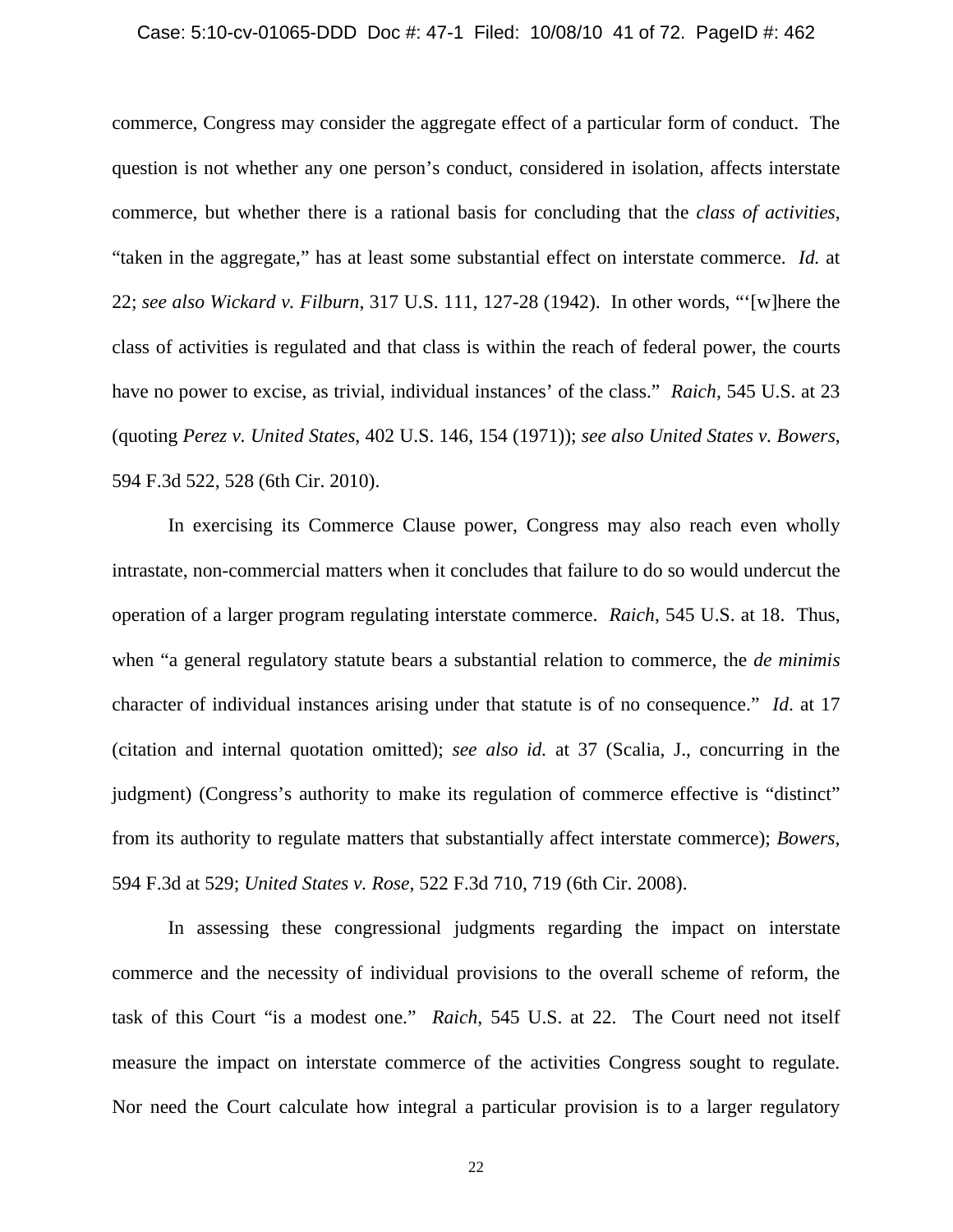commerce, Congress may consider the aggregate effect of a particular form of conduct. The question is not whether any one person's conduct, considered in isolation, affects interstate commerce, but whether there is a rational basis for concluding that the *class of activities*, "taken in the aggregate," has at least some substantial effect on interstate commerce. *Id.* at 22; *see also Wickard v. Filburn*, 317 U.S. 111, 127-28 (1942). In other words, "'[w]here the class of activities is regulated and that class is within the reach of federal power, the courts have no power to excise, as trivial, individual instances' of the class." *Raich*, 545 U.S. at 23 (quoting *Perez v. United States*, 402 U.S. 146, 154 (1971)); *see also United States v. Bowers*, 594 F.3d 522, 528 (6th Cir. 2010).

In exercising its Commerce Clause power, Congress may also reach even wholly intrastate, non-commercial matters when it concludes that failure to do so would undercut the operation of a larger program regulating interstate commerce. *Raich*, 545 U.S. at 18. Thus, when "a general regulatory statute bears a substantial relation to commerce, the *de minimis* character of individual instances arising under that statute is of no consequence." *Id*. at 17 (citation and internal quotation omitted); *see also id.* at 37 (Scalia, J., concurring in the judgment) (Congress's authority to make its regulation of commerce effective is "distinct" from its authority to regulate matters that substantially affect interstate commerce); *Bowers*, 594 F.3d at 529; *United States v. Rose*, 522 F.3d 710, 719 (6th Cir. 2008).

In assessing these congressional judgments regarding the impact on interstate commerce and the necessity of individual provisions to the overall scheme of reform, the task of this Court "is a modest one." *Raich*, 545 U.S. at 22. The Court need not itself measure the impact on interstate commerce of the activities Congress sought to regulate. Nor need the Court calculate how integral a particular provision is to a larger regulatory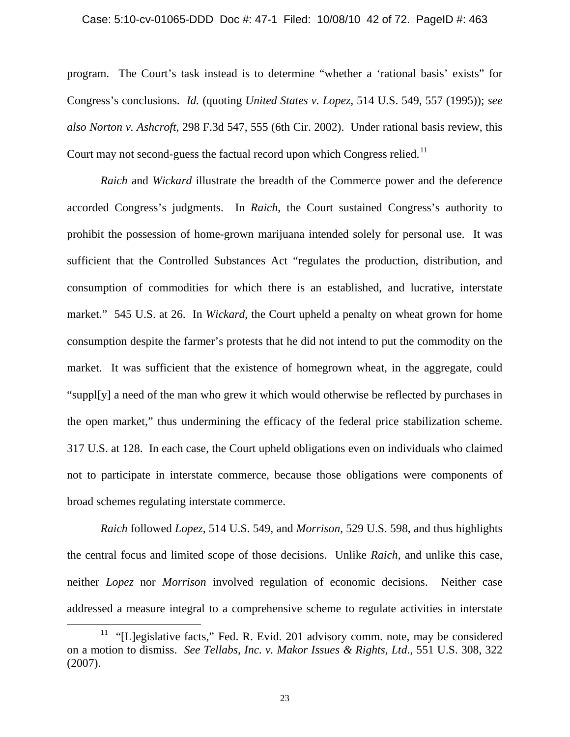program. The Court's task instead is to determine "whether a 'rational basis' exists" for Congress's conclusions. *Id.* (quoting *United States v. Lopez*, 514 U.S. 549, 557 (1995)); *see also Norton v. Ashcroft*, 298 F.3d 547, 555 (6th Cir. 2002). Under rational basis review, this Court may not second-guess the factual record upon which Congress relied.[11]

*Raich* and *Wickard* illustrate the breadth of the Commerce power and the deference accorded Congress's judgments. In *Raich*, the Court sustained Congress's authority to prohibit the possession of home-grown marijuana intended solely for personal use. It was sufficient that the Controlled Substances Act "regulates the production, distribution, and consumption of commodities for which there is an established, and lucrative, interstate market." 545 U.S. at 26. In *Wickard*, the Court upheld a penalty on wheat grown for home consumption despite the farmer's protests that he did not intend to put the commodity on the market. It was sufficient that the existence of homegrown wheat, in the aggregate, could "suppl[y] a need of the man who grew it which would otherwise be reflected by purchases in the open market," thus undermining the efficacy of the federal price stabilization scheme. 317 U.S. at 128. In each case, the Court upheld obligations even on individuals who claimed not to participate in interstate commerce, because those obligations were components of broad schemes regulating interstate commerce.

*Raich* followed *Lopez*, 514 U.S. 549, and *Morrison*, 529 U.S. 598, and thus highlights the central focus and limited scope of those decisions. Unlike *Raich*, and unlike this case, neither *Lopez* nor *Morrison* involved regulation of economic decisions. Neither case addressed a measure integral to a comprehensive scheme to regulate activities in interstate

---

[11] "[L]egislative facts," Fed. R. Evid. 201 advisory comm. note, may be considered on a motion to dismiss. *See Tellabs, Inc. v. Makor Issues & Rights, Ltd.*, 551 U.S. 308, 322 (2007).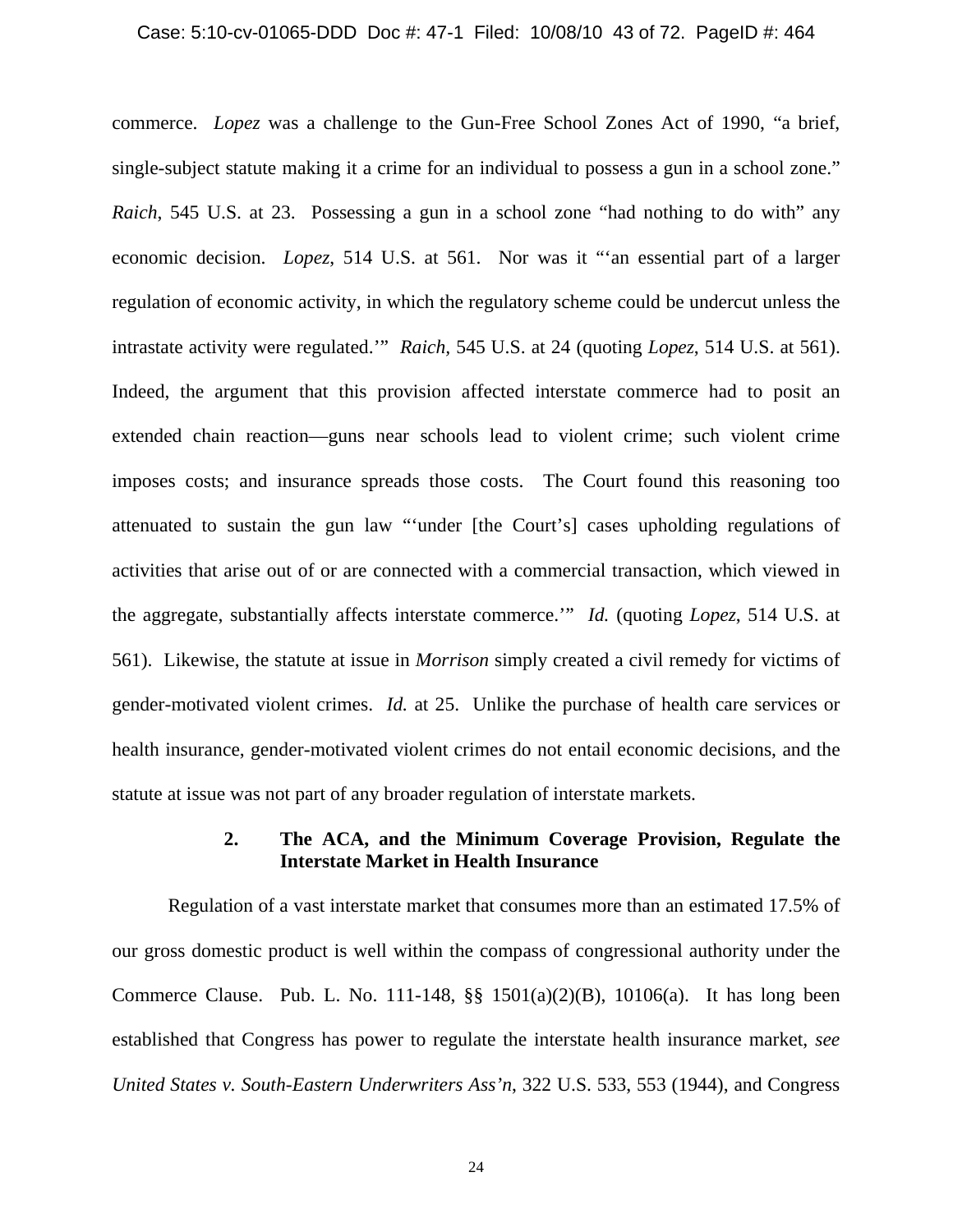commerce. *Lopez* was a challenge to the Gun-Free School Zones Act of 1990, "a brief, single-subject statute making it a crime for an individual to possess a gun in a school zone." *Raich*, 545 U.S. at 23. Possessing a gun in a school zone "had nothing to do with" any economic decision. *Lopez*, 514 U.S. at 561. Nor was it "'an essential part of a larger regulation of economic activity, in which the regulatory scheme could be undercut unless the intrastate activity were regulated.'" *Raich*, 545 U.S. at 24 (quoting *Lopez*, 514 U.S. at 561). Indeed, the argument that this provision affected interstate commerce had to posit an extended chain reaction—guns near schools lead to violent crime; such violent crime imposes costs; and insurance spreads those costs. The Court found this reasoning too attenuated to sustain the gun law "'under [the Court's] cases upholding regulations of activities that arise out of or are connected with a commercial transaction, which viewed in the aggregate, substantially affects interstate commerce.'" *Id.* (quoting *Lopez*, 514 U.S. at 561). Likewise, the statute at issue in *Morrison* simply created a civil remedy for victims of gender-motivated violent crimes. *Id.* at 25. Unlike the purchase of health care services or health insurance, gender-motivated violent crimes do not entail economic decisions, and the statute at issue was not part of any broader regulation of interstate markets.

#### 2. The ACA, and the Minimum Coverage Provision, Regulate the Interstate Market in Health Insurance

Regulation of a vast interstate market that consumes more than an estimated 17.5% of our gross domestic product is well within the compass of congressional authority under the Commerce Clause. Pub. L. No. 111-148, §§ 1501(a)(2)(B), 10106(a). It has long been established that Congress has power to regulate the interstate health insurance market, *see United States v. South-Eastern Underwriters Ass'n*, 322 U.S. 533, 553 (1944), and Congress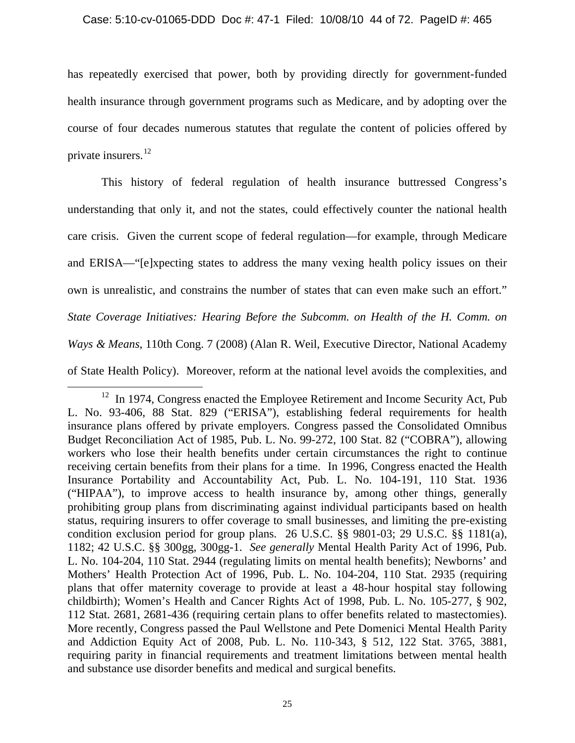has repeatedly exercised that power, both by providing directly for government-funded health insurance through government programs such as Medicare, and by adopting over the course of four decades numerous statutes that regulate the content of policies offered by private insurers.[12]

This history of federal regulation of health insurance buttressed Congress's understanding that only it, and not the states, could effectively counter the national health care crisis. Given the current scope of federal regulation—for example, through Medicare and ERISA—"[e]xpecting states to address the many vexing health policy issues on their own is unrealistic, and constrains the number of states that can even make such an effort." *State Coverage Initiatives: Hearing Before the Subcomm. on Health of the H. Comm. on Ways & Means*, 110th Cong. 7 (2008) (Alan R. Weil, Executive Director, National Academy of State Health Policy). Moreover, reform at the national level avoids the complexities, and

---

[12] In 1974, Congress enacted the Employee Retirement and Income Security Act, Pub L. No. 93-406, 88 Stat. 829 ("ERISA"), establishing federal requirements for health insurance plans offered by private employers. Congress passed the Consolidated Omnibus Budget Reconciliation Act of 1985, Pub. L. No. 99-272, 100 Stat. 82 ("COBRA"), allowing workers who lose their health benefits under certain circumstances the right to continue receiving certain benefits from their plans for a time. In 1996, Congress enacted the Health Insurance Portability and Accountability Act, Pub. L. No. 104-191, 110 Stat. 1936 ("HIPAA"), to improve access to health insurance by, among other things, generally prohibiting group plans from discriminating against individual participants based on health status, requiring insurers to offer coverage to small businesses, and limiting the pre-existing condition exclusion period for group plans. 26 U.S.C. §§ 9801-03; 29 U.S.C. §§ 1181(a), 1182; 42 U.S.C. §§ 300gg, 300gg-1. *See generally* Mental Health Parity Act of 1996, Pub. L. No. 104-204, 110 Stat. 2944 (regulating limits on mental health benefits); Newborns' and Mothers' Health Protection Act of 1996, Pub. L. No. 104-204, 110 Stat. 2935 (requiring plans that offer maternity coverage to provide at least a 48-hour hospital stay following childbirth); Women's Health and Cancer Rights Act of 1998, Pub. L. No. 105-277, § 902, 112 Stat. 2681, 2681-436 (requiring certain plans to offer benefits related to mastectomies). More recently, Congress passed the Paul Wellstone and Pete Domenici Mental Health Parity and Addiction Equity Act of 2008, Pub. L. No. 110-343, § 512, 122 Stat. 3765, 3881, requiring parity in financial requirements and treatment limitations between mental health and substance use disorder benefits and medical and surgical benefits.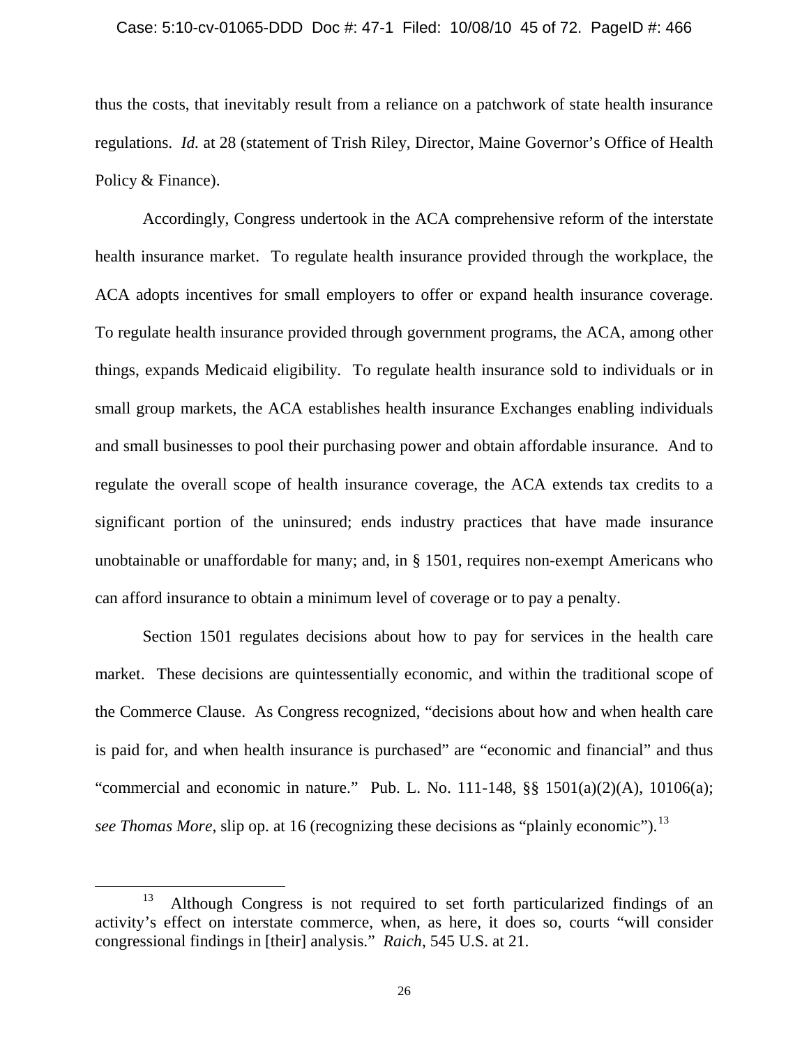thus the costs, that inevitably result from a reliance on a patchwork of state health insurance regulations. *Id.* at 28 (statement of Trish Riley, Director, Maine Governor's Office of Health Policy & Finance).

Accordingly, Congress undertook in the ACA comprehensive reform of the interstate health insurance market. To regulate health insurance provided through the workplace, the ACA adopts incentives for small employers to offer or expand health insurance coverage. To regulate health insurance provided through government programs, the ACA, among other things, expands Medicaid eligibility. To regulate health insurance sold to individuals or in small group markets, the ACA establishes health insurance Exchanges enabling individuals and small businesses to pool their purchasing power and obtain affordable insurance. And to regulate the overall scope of health insurance coverage, the ACA extends tax credits to a significant portion of the uninsured; ends industry practices that have made insurance unobtainable or unaffordable for many; and, in § 1501, requires non-exempt Americans who can afford insurance to obtain a minimum level of coverage or to pay a penalty.

Section 1501 regulates decisions about how to pay for services in the health care market. These decisions are quintessentially economic, and within the traditional scope of the Commerce Clause. As Congress recognized, "decisions about how and when health care is paid for, and when health insurance is purchased" are "economic and financial" and thus "commercial and economic in nature." Pub. L. No. 111-148, §§ 1501(a)(2)(A), 10106(a); *see Thomas More*, slip op. at 16 (recognizing these decisions as "plainly economic").[13]

---

[13] Although Congress is not required to set forth particularized findings of an activity's effect on interstate commerce, when, as here, it does so, courts "will consider congressional findings in [their] analysis." *Raich*, 545 U.S. at 21.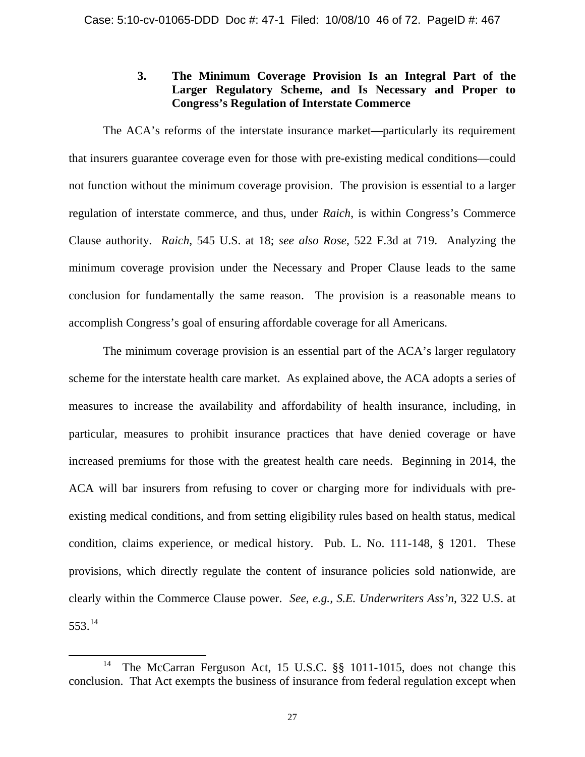### 3. The Minimum Coverage Provision Is an Integral Part of the Larger Regulatory Scheme, and Is Necessary and Proper to Congress's Regulation of Interstate Commerce

The ACA's reforms of the interstate insurance market—particularly its requirement that insurers guarantee coverage even for those with pre-existing medical conditions—could not function without the minimum coverage provision. The provision is essential to a larger regulation of interstate commerce, and thus, under *Raich*, is within Congress's Commerce Clause authority. *Raich*, 545 U.S. at 18; *see also Rose*, 522 F.3d at 719. Analyzing the minimum coverage provision under the Necessary and Proper Clause leads to the same conclusion for fundamentally the same reason. The provision is a reasonable means to accomplish Congress's goal of ensuring affordable coverage for all Americans.

The minimum coverage provision is an essential part of the ACA's larger regulatory scheme for the interstate health care market. As explained above, the ACA adopts a series of measures to increase the availability and affordability of health insurance, including, in particular, measures to prohibit insurance practices that have denied coverage or have increased premiums for those with the greatest health care needs. Beginning in 2014, the ACA will bar insurers from refusing to cover or charging more for individuals with pre-existing medical conditions, and from setting eligibility rules based on health status, medical condition, claims experience, or medical history. Pub. L. No. 111-148, § 1201. These provisions, which directly regulate the content of insurance policies sold nationwide, are clearly within the Commerce Clause power. *See, e.g.*, *S.E. Underwriters Ass'n*, 322 U.S. at 553.[14]

[14] The McCarran Ferguson Act, 15 U.S.C. §§ 1011-1015, does not change this conclusion. That Act exempts the business of insurance from federal regulation except when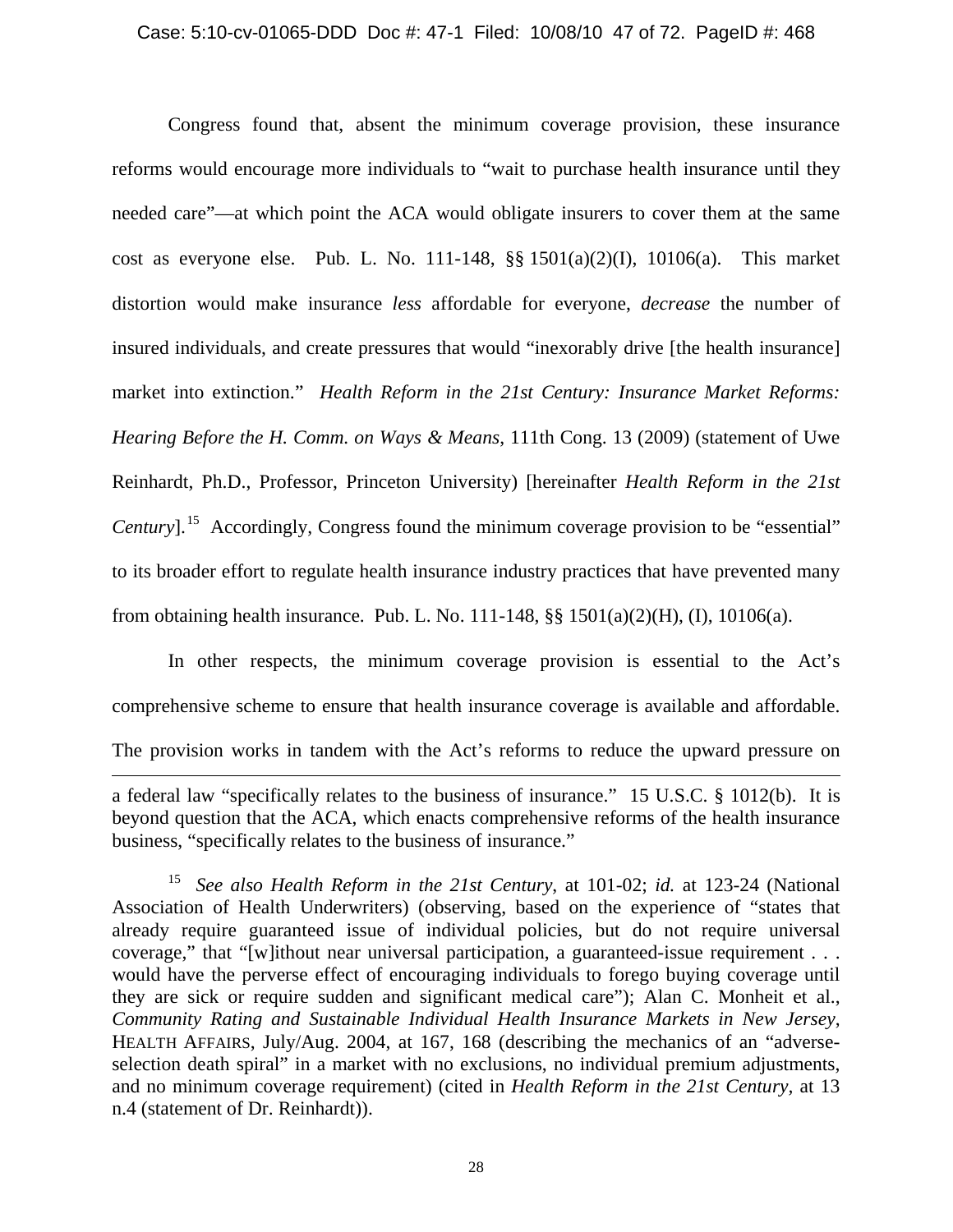Congress found that, absent the minimum coverage provision, these insurance reforms would encourage more individuals to "wait to purchase health insurance until they needed care"—at which point the ACA would obligate insurers to cover them at the same cost as everyone else. Pub. L. No. 111-148, §§ 1501(a)(2)(I), 10106(a). This market distortion would make insurance *less* affordable for everyone, *decrease* the number of insured individuals, and create pressures that would "inexorably drive [the health insurance] market into extinction." *Health Reform in the 21st Century: Insurance Market Reforms: Hearing Before the H. Comm. on Ways & Means*, 111th Cong. 13 (2009) (statement of Uwe Reinhardt, Ph.D., Professor, Princeton University) [hereinafter *Health Reform in the 21st Century*].[15] Accordingly, Congress found the minimum coverage provision to be "essential" to its broader effort to regulate health insurance industry practices that have prevented many from obtaining health insurance. Pub. L. No. 111-148, §§ 1501(a)(2)(H), (I), 10106(a).

In other respects, the minimum coverage provision is essential to the Act's comprehensive scheme to ensure that health insurance coverage is available and affordable. The provision works in tandem with the Act's reforms to reduce the upward pressure on

---

a federal law "specifically relates to the business of insurance." 15 U.S.C. § 1012(b). It is beyond question that the ACA, which enacts comprehensive reforms of the health insurance business, "specifically relates to the business of insurance."

[15] *See also Health Reform in the 21st Century*, at 101-02; *id.* at 123-24 (National Association of Health Underwriters) (observing, based on the experience of "states that already require guaranteed issue of individual policies, but do not require universal coverage," that "[w]ithout near universal participation, a guaranteed-issue requirement . . . would have the perverse effect of encouraging individuals to forego buying coverage until they are sick or require sudden and significant medical care"); Alan C. Monheit et al., *Community Rating and Sustainable Individual Health Insurance Markets in New Jersey*, HEALTH AFFAIRS, July/Aug. 2004, at 167, 168 (describing the mechanics of an "adverse-selection death spiral" in a market with no exclusions, no individual premium adjustments, and no minimum coverage requirement) (cited in *Health Reform in the 21st Century*, at 13 n.4 (statement of Dr. Reinhardt)).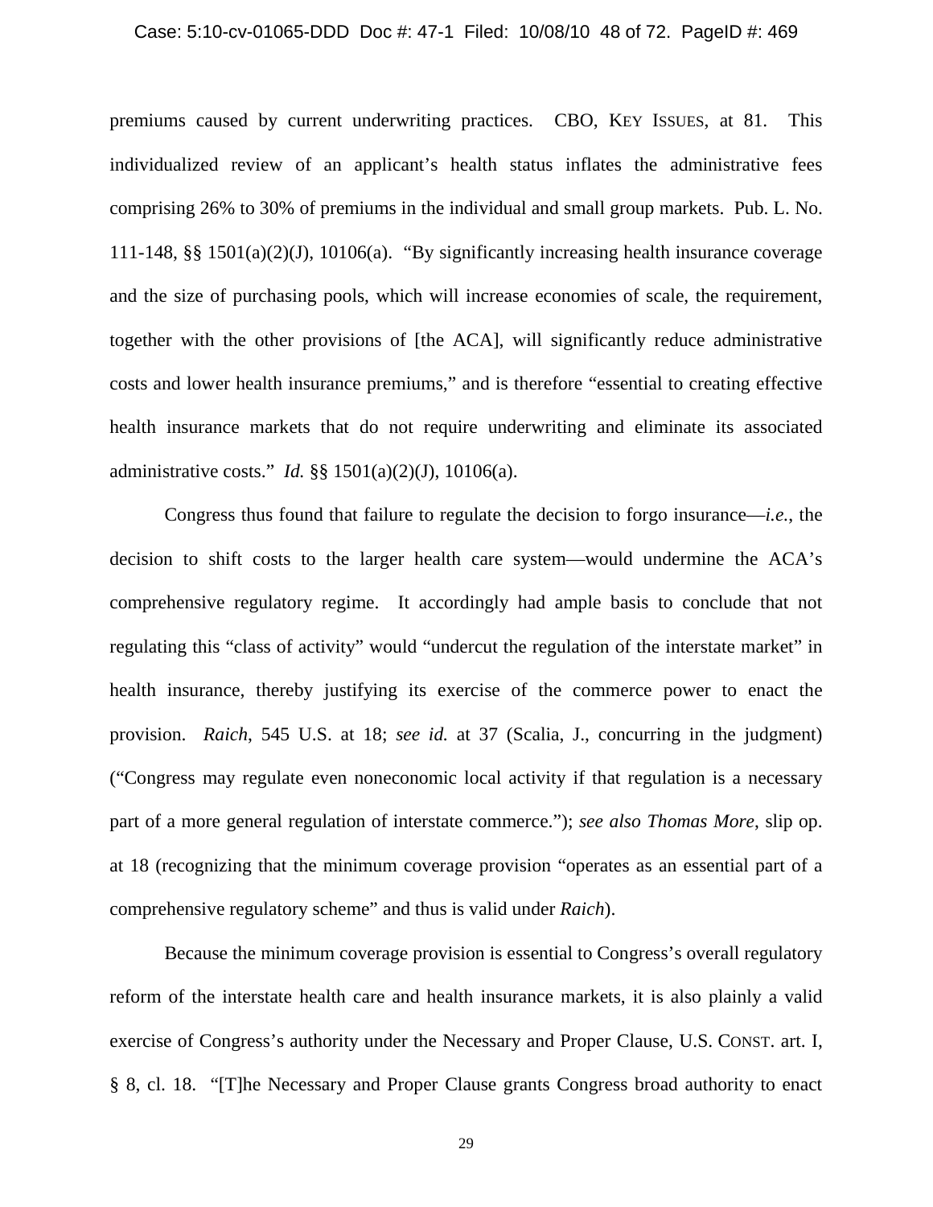premiums caused by current underwriting practices. CBO, KEY ISSUES, at 81. This individualized review of an applicant's health status inflates the administrative fees comprising 26% to 30% of premiums in the individual and small group markets. Pub. L. No. 111-148, §§ 1501(a)(2)(J), 10106(a). "By significantly increasing health insurance coverage and the size of purchasing pools, which will increase economies of scale, the requirement, together with the other provisions of [the ACA], will significantly reduce administrative costs and lower health insurance premiums," and is therefore "essential to creating effective health insurance markets that do not require underwriting and eliminate its associated administrative costs." *Id.* §§ 1501(a)(2)(J), 10106(a).

Congress thus found that failure to regulate the decision to forgo insurance—*i.e.*, the decision to shift costs to the larger health care system—would undermine the ACA's comprehensive regulatory regime. It accordingly had ample basis to conclude that not regulating this "class of activity" would "undercut the regulation of the interstate market" in health insurance, thereby justifying its exercise of the commerce power to enact the provision. *Raich*, 545 U.S. at 18; *see id.* at 37 (Scalia, J., concurring in the judgment) ("Congress may regulate even noneconomic local activity if that regulation is a necessary part of a more general regulation of interstate commerce."); *see also Thomas More*, slip op. at 18 (recognizing that the minimum coverage provision "operates as an essential part of a comprehensive regulatory scheme" and thus is valid under *Raich*).

Because the minimum coverage provision is essential to Congress's overall regulatory reform of the interstate health care and health insurance markets, it is also plainly a valid exercise of Congress's authority under the Necessary and Proper Clause, U.S. CONST. art. I, § 8, cl. 18. "[T]he Necessary and Proper Clause grants Congress broad authority to enact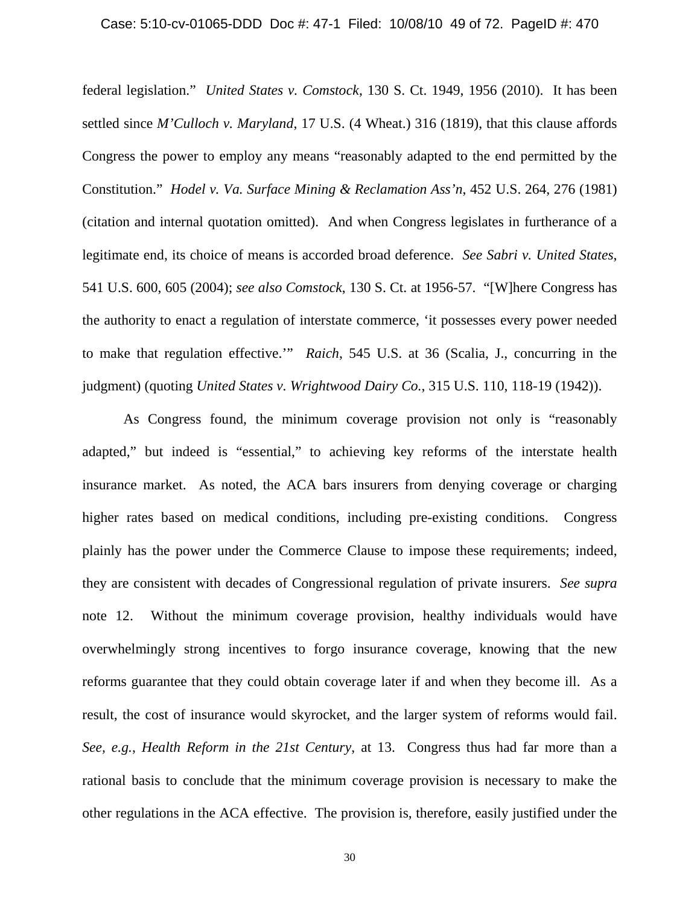federal legislation." *United States v. Comstock*, 130 S. Ct. 1949, 1956 (2010). It has been settled since *M'Culloch v. Maryland*, 17 U.S. (4 Wheat.) 316 (1819), that this clause affords Congress the power to employ any means "reasonably adapted to the end permitted by the Constitution." *Hodel v. Va. Surface Mining & Reclamation Ass'n*, 452 U.S. 264, 276 (1981) (citation and internal quotation omitted). And when Congress legislates in furtherance of a legitimate end, its choice of means is accorded broad deference. *See Sabri v. United States*, 541 U.S. 600, 605 (2004); *see also Comstock*, 130 S. Ct. at 1956-57. "[W]here Congress has the authority to enact a regulation of interstate commerce, 'it possesses every power needed to make that regulation effective.'" *Raich*, 545 U.S. at 36 (Scalia, J., concurring in the judgment) (quoting *United States v. Wrightwood Dairy Co.*, 315 U.S. 110, 118-19 (1942)).

As Congress found, the minimum coverage provision not only is "reasonably adapted," but indeed is "essential," to achieving key reforms of the interstate health insurance market. As noted, the ACA bars insurers from denying coverage or charging higher rates based on medical conditions, including pre-existing conditions. Congress plainly has the power under the Commerce Clause to impose these requirements; indeed, they are consistent with decades of Congressional regulation of private insurers. *See supra* note 12. Without the minimum coverage provision, healthy individuals would have overwhelmingly strong incentives to forgo insurance coverage, knowing that the new reforms guarantee that they could obtain coverage later if and when they become ill. As a result, the cost of insurance would skyrocket, and the larger system of reforms would fail. *See, e.g.*, *Health Reform in the 21st Century*, at 13. Congress thus had far more than a rational basis to conclude that the minimum coverage provision is necessary to make the other regulations in the ACA effective. The provision is, therefore, easily justified under the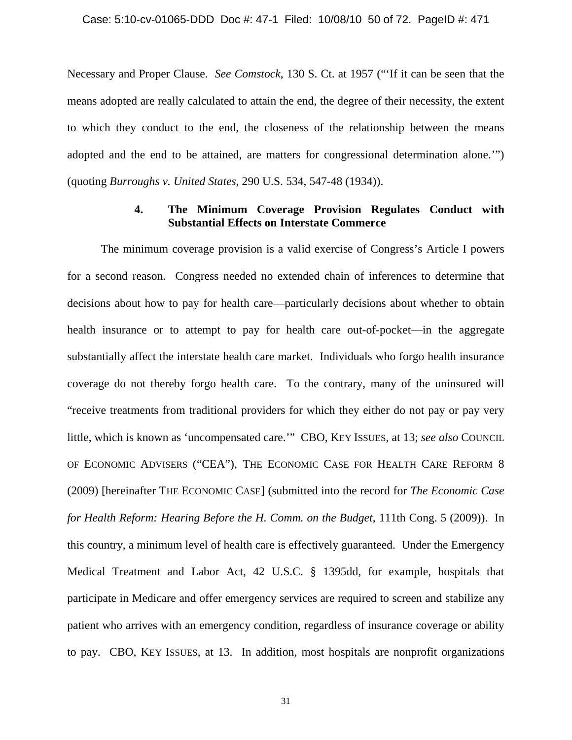Necessary and Proper Clause. *See Comstock*, 130 S. Ct. at 1957 ("'If it can be seen that the means adopted are really calculated to attain the end, the degree of their necessity, the extent to which they conduct to the end, the closeness of the relationship between the means adopted and the end to be attained, are matters for congressional determination alone.'") (quoting *Burroughs v. United States*, 290 U.S. 534, 547-48 (1934)).

### 4. The Minimum Coverage Provision Regulates Conduct with Substantial Effects on Interstate Commerce

The minimum coverage provision is a valid exercise of Congress's Article I powers for a second reason. Congress needed no extended chain of inferences to determine that decisions about how to pay for health care—particularly decisions about whether to obtain health insurance or to attempt to pay for health care out-of-pocket—in the aggregate substantially affect the interstate health care market. Individuals who forgo health insurance coverage do not thereby forgo health care. To the contrary, many of the uninsured will "receive treatments from traditional providers for which they either do not pay or pay very little, which is known as 'uncompensated care.'" CBO, KEY ISSUES, at 13; *see also* COUNCIL OF ECONOMIC ADVISERS ("CEA"), THE ECONOMIC CASE FOR HEALTH CARE REFORM 8 (2009) [hereinafter THE ECONOMIC CASE] (submitted into the record for *The Economic Case for Health Reform: Hearing Before the H. Comm. on the Budget*, 111th Cong. 5 (2009)). In this country, a minimum level of health care is effectively guaranteed. Under the Emergency Medical Treatment and Labor Act, 42 U.S.C. § 1395dd, for example, hospitals that participate in Medicare and offer emergency services are required to screen and stabilize any patient who arrives with an emergency condition, regardless of insurance coverage or ability to pay. CBO, KEY ISSUES, at 13. In addition, most hospitals are nonprofit organizations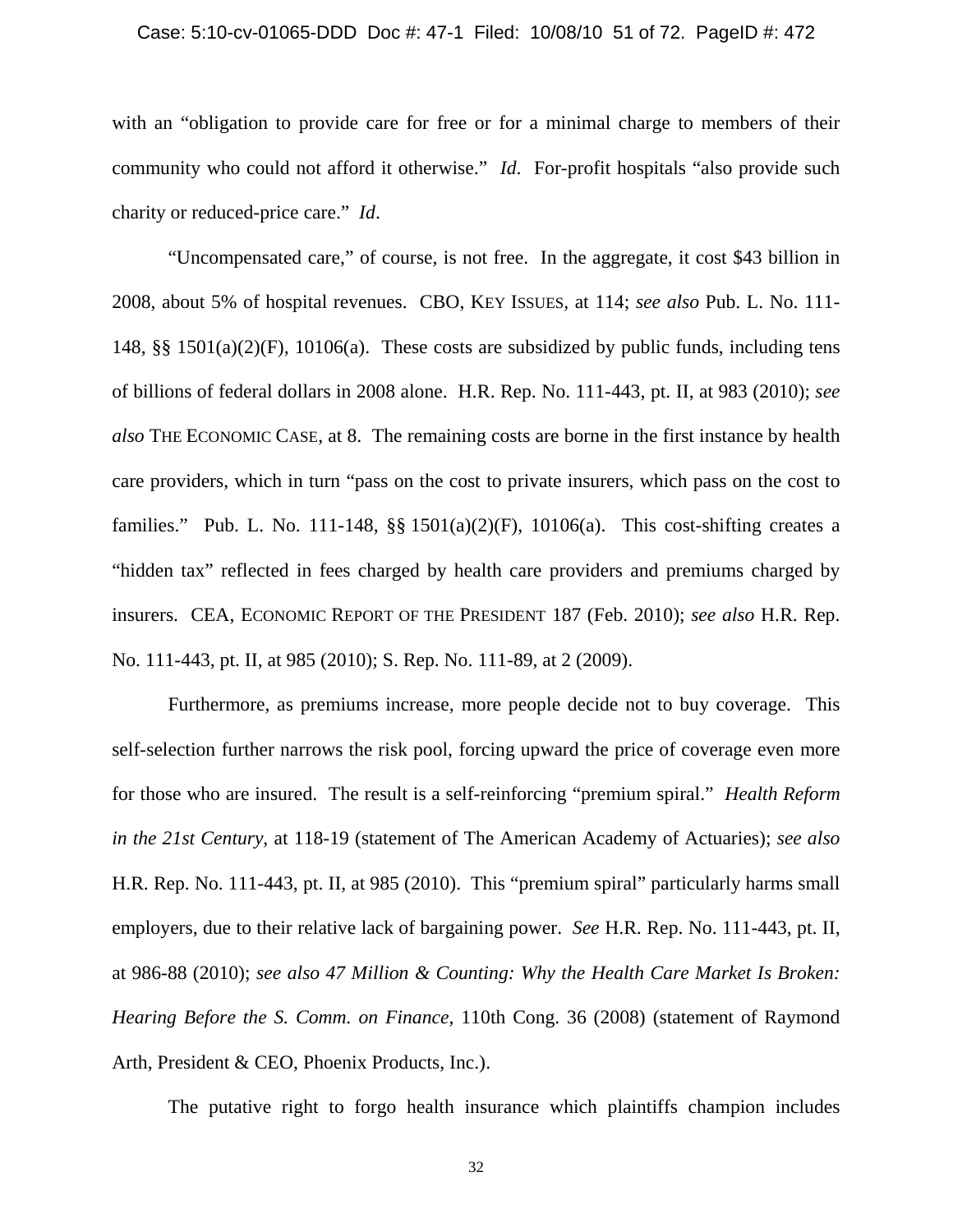with an "obligation to provide care for free or for a minimal charge to members of their community who could not afford it otherwise." *Id*. For-profit hospitals "also provide such charity or reduced-price care." *Id*.

"Uncompensated care," of course, is not free. In the aggregate, it cost $43 billion in 2008, about 5% of hospital revenues. CBO, KEY ISSUES, at 114; *see also* Pub. L. No. 111-148, §§ 1501(a)(2)(F), 10106(a). These costs are subsidized by public funds, including tens of billions of federal dollars in 2008 alone. H.R. Rep. No. 111-443, pt. II, at 983 (2010); *see also* THE ECONOMIC CASE, at 8. The remaining costs are borne in the first instance by health care providers, which in turn "pass on the cost to private insurers, which pass on the cost to families." Pub. L. No. 111-148, §§ 1501(a)(2)(F), 10106(a). This cost-shifting creates a "hidden tax" reflected in fees charged by health care providers and premiums charged by insurers. CEA, ECONOMIC REPORT OF THE PRESIDENT 187 (Feb. 2010); *see also* H.R. Rep. No. 111-443, pt. II, at 985 (2010); S. Rep. No. 111-89, at 2 (2009).

Furthermore, as premiums increase, more people decide not to buy coverage. This self-selection further narrows the risk pool, forcing upward the price of coverage even more for those who are insured. The result is a self-reinforcing "premium spiral." *Health Reform in the 21st Century*, at 118-19 (statement of The American Academy of Actuaries); *see also* H.R. Rep. No. 111-443, pt. II, at 985 (2010). This "premium spiral" particularly harms small employers, due to their relative lack of bargaining power. *See* H.R. Rep. No. 111-443, pt. II, at 986-88 (2010); *see also 47 Million & Counting: Why the Health Care Market Is Broken: Hearing Before the S. Comm. on Finance*, 110th Cong. 36 (2008) (statement of Raymond Arth, President & CEO, Phoenix Products, Inc.).

The putative right to forgo health insurance which plaintiffs champion includes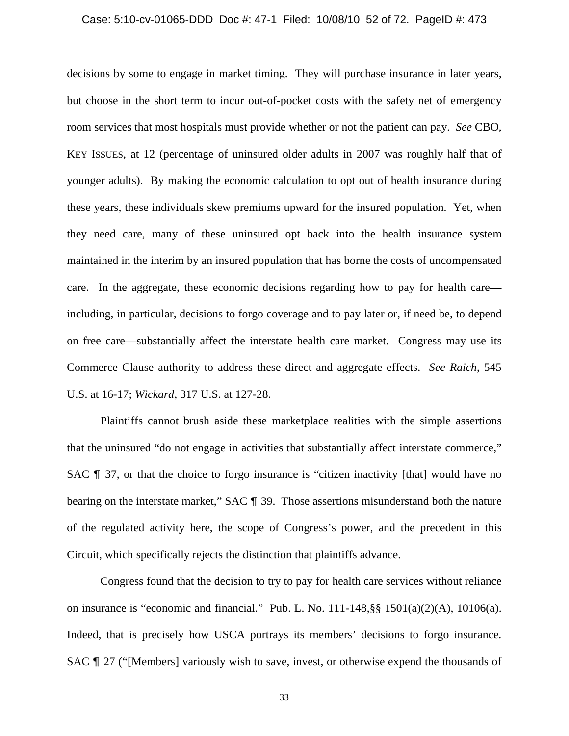decisions by some to engage in market timing. They will purchase insurance in later years, but choose in the short term to incur out-of-pocket costs with the safety net of emergency room services that most hospitals must provide whether or not the patient can pay. *See* CBO, KEY ISSUES, at 12 (percentage of uninsured older adults in 2007 was roughly half that of younger adults). By making the economic calculation to opt out of health insurance during these years, these individuals skew premiums upward for the insured population. Yet, when they need care, many of these uninsured opt back into the health insurance system maintained in the interim by an insured population that has borne the costs of uncompensated care. In the aggregate, these economic decisions regarding how to pay for health care—including, in particular, decisions to forgo coverage and to pay later or, if need be, to depend on free care—substantially affect the interstate health care market. Congress may use its Commerce Clause authority to address these direct and aggregate effects. *See Raich*, 545 U.S. at 16-17; *Wickard*, 317 U.S. at 127-28.

Plaintiffs cannot brush aside these marketplace realities with the simple assertions that the uninsured "do not engage in activities that substantially affect interstate commerce," SAC ¶ 37, or that the choice to forgo insurance is "citizen inactivity [that] would have no bearing on the interstate market," SAC ¶ 39. Those assertions misunderstand both the nature of the regulated activity here, the scope of Congress's power, and the precedent in this Circuit, which specifically rejects the distinction that plaintiffs advance.

Congress found that the decision to try to pay for health care services without reliance on insurance is "economic and financial." Pub. L. No. 111-148,§§ 1501(a)(2)(A), 10106(a). Indeed, that is precisely how USCA portrays its members' decisions to forgo insurance. SAC ¶ 27 ("[Members] variously wish to save, invest, or otherwise expend the thousands of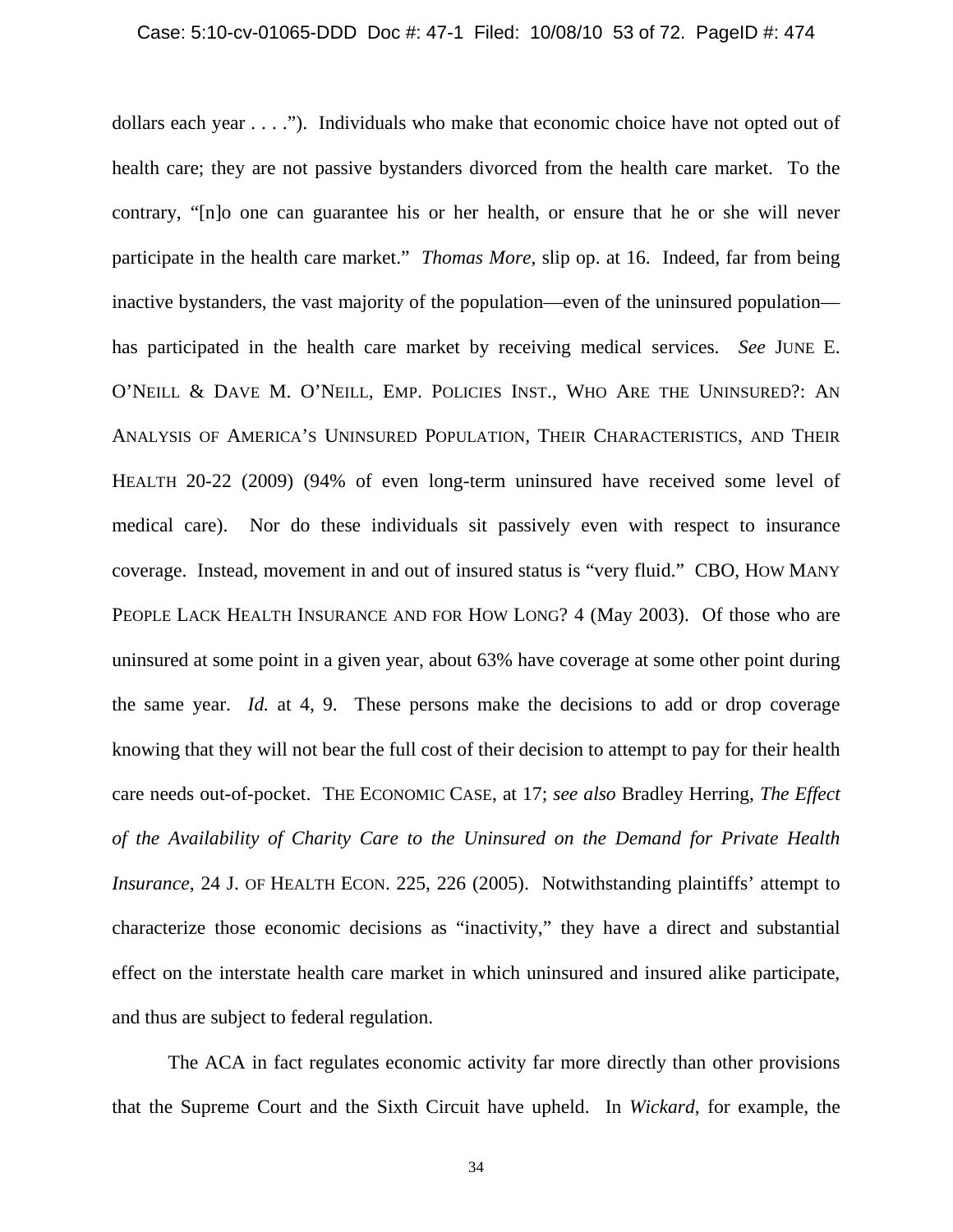dollars each year . . . ."). Individuals who make that economic choice have not opted out of health care; they are not passive bystanders divorced from the health care market. To the contrary, "[n]o one can guarantee his or her health, or ensure that he or she will never participate in the health care market." *Thomas More*, slip op. at 16. Indeed, far from being inactive bystanders, the vast majority of the population—even of the uninsured population—has participated in the health care market by receiving medical services. *See* JUNE E. O'NEILL & DAVE M. O'NEILL, EMP. POLICIES INST., WHO ARE THE UNINSURED?: AN ANALYSIS OF AMERICA'S UNINSURED POPULATION, THEIR CHARACTERISTICS, AND THEIR HEALTH 20-22 (2009) (94% of even long-term uninsured have received some level of medical care). Nor do these individuals sit passively even with respect to insurance coverage. Instead, movement in and out of insured status is "very fluid." CBO, HOW MANY PEOPLE LACK HEALTH INSURANCE AND FOR HOW LONG? 4 (May 2003). Of those who are uninsured at some point in a given year, about 63% have coverage at some other point during the same year. *Id.* at 4, 9. These persons make the decisions to add or drop coverage knowing that they will not bear the full cost of their decision to attempt to pay for their health care needs out-of-pocket. THE ECONOMIC CASE, at 17; *see also* Bradley Herring, *The Effect of the Availability of Charity Care to the Uninsured on the Demand for Private Health Insurance*, 24 J. OF HEALTH ECON. 225, 226 (2005). Notwithstanding plaintiffs' attempt to characterize those economic decisions as "inactivity," they have a direct and substantial effect on the interstate health care market in which uninsured and insured alike participate, and thus are subject to federal regulation.

The ACA in fact regulates economic activity far more directly than other provisions that the Supreme Court and the Sixth Circuit have upheld. In *Wickard*, for example, the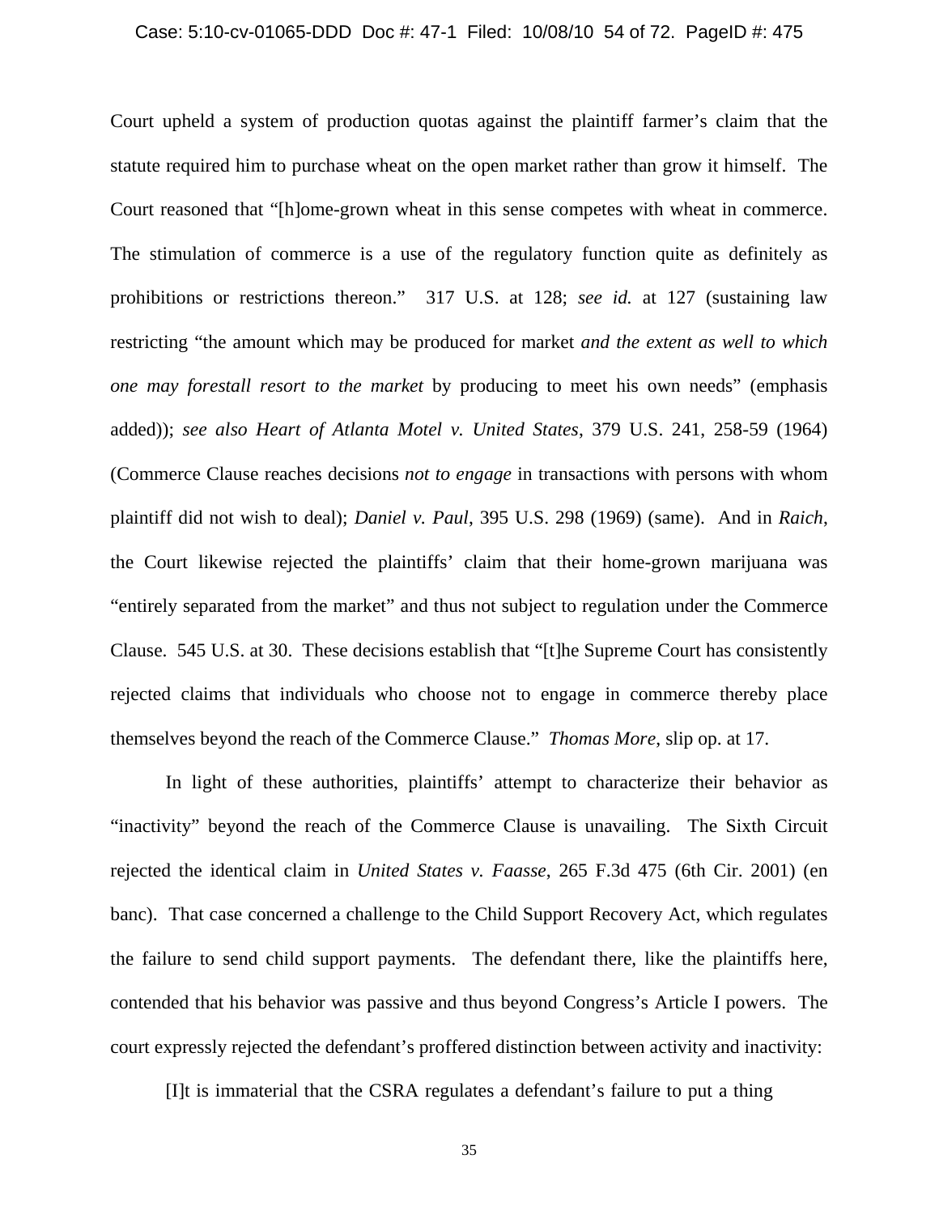Court upheld a system of production quotas against the plaintiff farmer's claim that the statute required him to purchase wheat on the open market rather than grow it himself. The Court reasoned that "[h]ome-grown wheat in this sense competes with wheat in commerce. The stimulation of commerce is a use of the regulatory function quite as definitely as prohibitions or restrictions thereon." 317 U.S. at 128; *see id.* at 127 (sustaining law restricting "the amount which may be produced for market *and the extent as well to which one may forestall resort to the market* by producing to meet his own needs" (emphasis added)); *see also Heart of Atlanta Motel v. United States*, 379 U.S. 241, 258-59 (1964) (Commerce Clause reaches decisions *not to engage* in transactions with persons with whom plaintiff did not wish to deal); *Daniel v. Paul*, 395 U.S. 298 (1969) (same). And in *Raich*, the Court likewise rejected the plaintiffs' claim that their home-grown marijuana was "entirely separated from the market" and thus not subject to regulation under the Commerce Clause. 545 U.S. at 30. These decisions establish that "[t]he Supreme Court has consistently rejected claims that individuals who choose not to engage in commerce thereby place themselves beyond the reach of the Commerce Clause." *Thomas More*, slip op. at 17.

In light of these authorities, plaintiffs' attempt to characterize their behavior as "inactivity" beyond the reach of the Commerce Clause is unavailing. The Sixth Circuit rejected the identical claim in *United States v. Faasse*, 265 F.3d 475 (6th Cir. 2001) (en banc). That case concerned a challenge to the Child Support Recovery Act, which regulates the failure to send child support payments. The defendant there, like the plaintiffs here, contended that his behavior was passive and thus beyond Congress's Article I powers. The court expressly rejected the defendant's proffered distinction between activity and inactivity:

> [I]t is immaterial that the CSRA regulates a defendant's failure to put a thing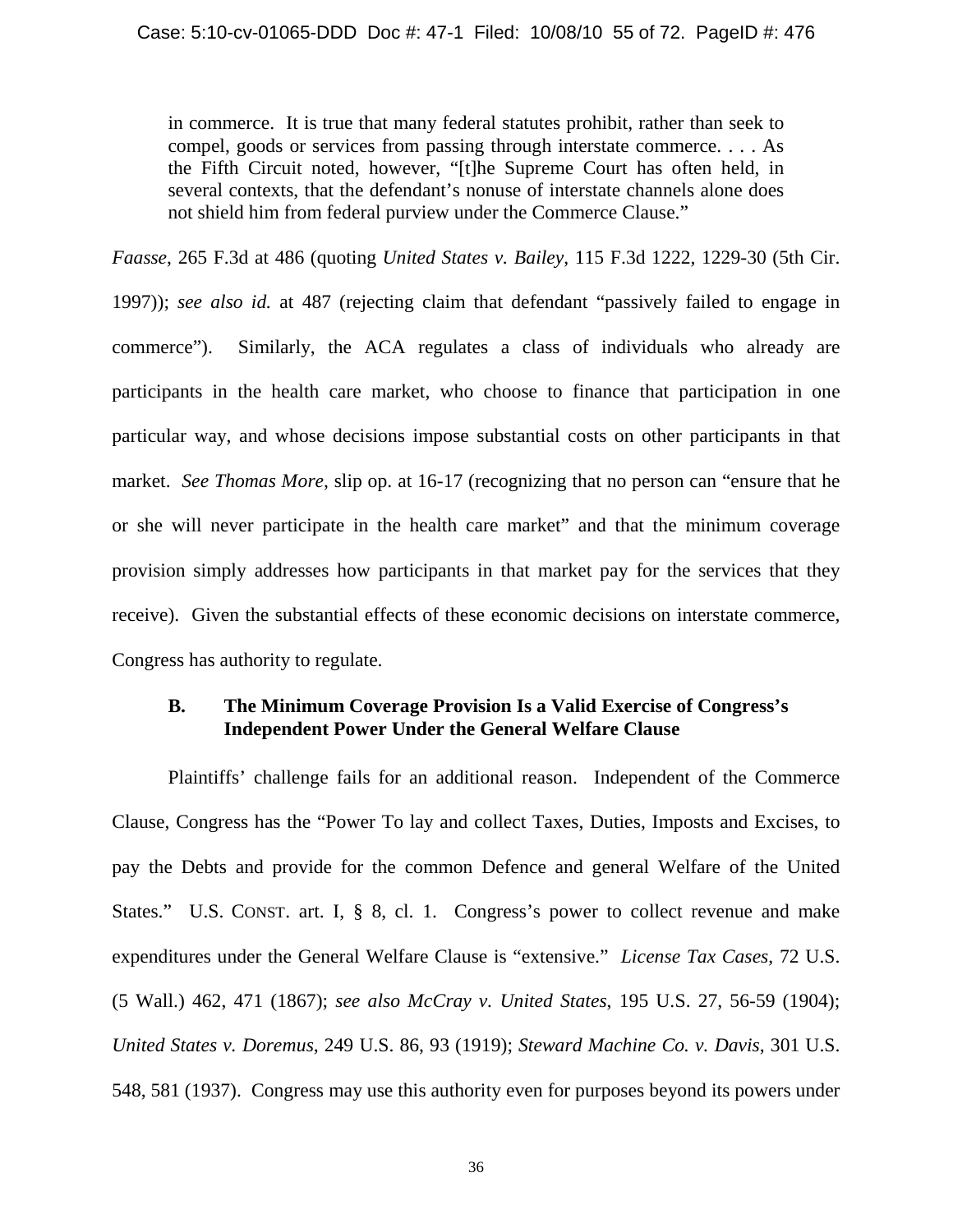> in commerce. It is true that many federal statutes prohibit, rather than seek to compel, goods or services from passing through interstate commerce. . . . As the Fifth Circuit noted, however, "[t]he Supreme Court has often held, in several contexts, that the defendant's nonuse of interstate channels alone does not shield him from federal purview under the Commerce Clause."

*Faasse*, 265 F.3d at 486 (quoting *United States v. Bailey*, 115 F.3d 1222, 1229-30 (5th Cir. 1997)); *see also id.* at 487 (rejecting claim that defendant "passively failed to engage in commerce"). Similarly, the ACA regulates a class of individuals who already are participants in the health care market, who choose to finance that participation in one particular way, and whose decisions impose substantial costs on other participants in that market. *See Thomas More*, slip op. at 16-17 (recognizing that no person can "ensure that he or she will never participate in the health care market" and that the minimum coverage provision simply addresses how participants in that market pay for the services that they receive). Given the substantial effects of these economic decisions on interstate commerce, Congress has authority to regulate.

### B. The Minimum Coverage Provision Is a Valid Exercise of Congress's Independent Power Under the General Welfare Clause

Plaintiffs' challenge fails for an additional reason. Independent of the Commerce Clause, Congress has the "Power To lay and collect Taxes, Duties, Imposts and Excises, to pay the Debts and provide for the common Defence and general Welfare of the United States." U.S. CONST. art. I, § 8, cl. 1. Congress's power to collect revenue and make expenditures under the General Welfare Clause is "extensive." *License Tax Cases*, 72 U.S. (5 Wall.) 462, 471 (1867); *see also McCray v. United States*, 195 U.S. 27, 56-59 (1904); *United States v. Doremus*, 249 U.S. 86, 93 (1919); *Steward Machine Co. v. Davis*, 301 U.S. 548, 581 (1937). Congress may use this authority even for purposes beyond its powers under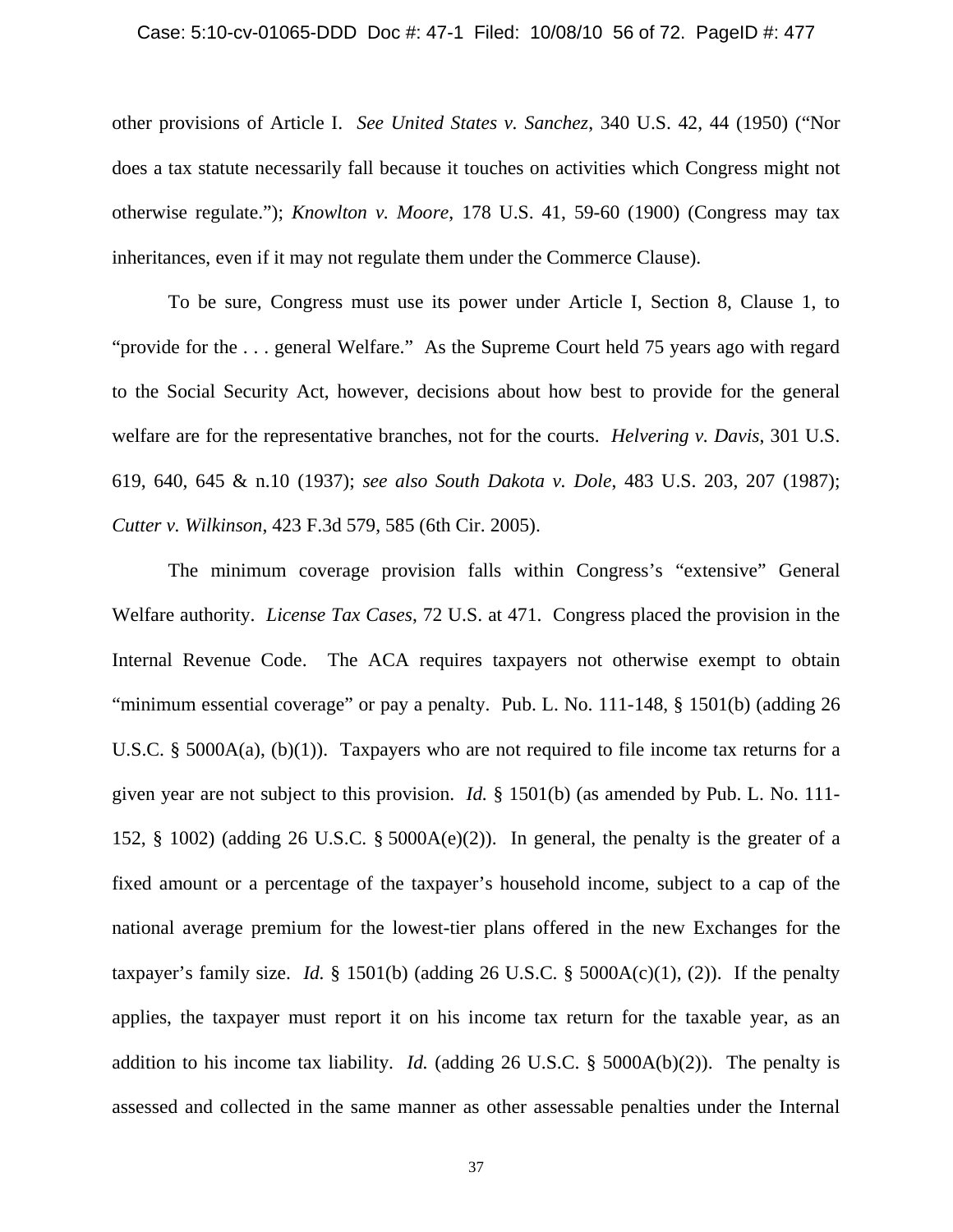other provisions of Article I. *See United States v. Sanchez*, 340 U.S. 42, 44 (1950) ("Nor does a tax statute necessarily fall because it touches on activities which Congress might not otherwise regulate."); *Knowlton v. Moore*, 178 U.S. 41, 59-60 (1900) (Congress may tax inheritances, even if it may not regulate them under the Commerce Clause).

To be sure, Congress must use its power under Article I, Section 8, Clause 1, to "provide for the . . . general Welfare." As the Supreme Court held 75 years ago with regard to the Social Security Act, however, decisions about how best to provide for the general welfare are for the representative branches, not for the courts. *Helvering v. Davis*, 301 U.S. 619, 640, 645 & n.10 (1937); *see also South Dakota v. Dole*, 483 U.S. 203, 207 (1987); *Cutter v. Wilkinson*, 423 F.3d 579, 585 (6th Cir. 2005).

The minimum coverage provision falls within Congress's "extensive" General Welfare authority. *License Tax Cases*, 72 U.S. at 471. Congress placed the provision in the Internal Revenue Code. The ACA requires taxpayers not otherwise exempt to obtain "minimum essential coverage" or pay a penalty. Pub. L. No. 111-148, § 1501(b) (adding 26 U.S.C. § 5000A(a), (b)(1)). Taxpayers who are not required to file income tax returns for a given year are not subject to this provision. *Id.* § 1501(b) (as amended by Pub. L. No. 111-152, § 1002) (adding 26 U.S.C. § 5000A(e)(2)). In general, the penalty is the greater of a fixed amount or a percentage of the taxpayer's household income, subject to a cap of the national average premium for the lowest-tier plans offered in the new Exchanges for the taxpayer's family size. *Id.* § 1501(b) (adding 26 U.S.C. § 5000A(c)(1), (2)). If the penalty applies, the taxpayer must report it on his income tax return for the taxable year, as an addition to his income tax liability. *Id.* (adding 26 U.S.C. § 5000A(b)(2)). The penalty is assessed and collected in the same manner as other assessable penalties under the Internal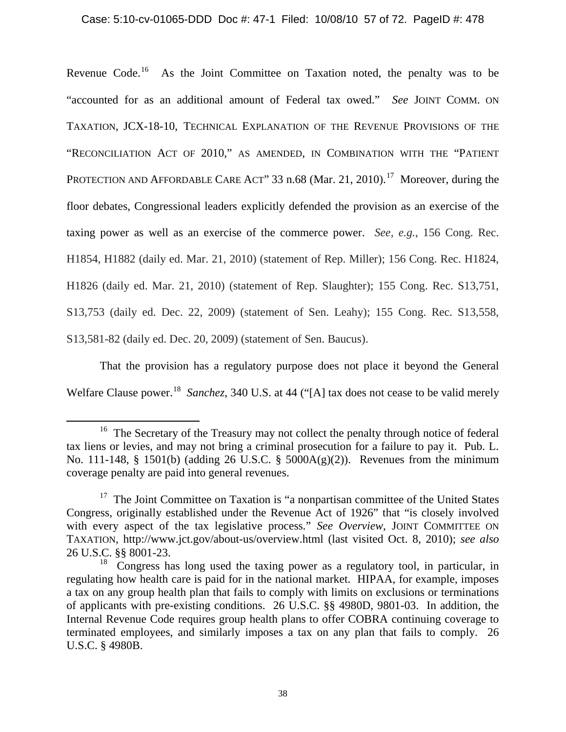Revenue Code.[16] As the Joint Committee on Taxation noted, the penalty was to be "accounted for as an additional amount of Federal tax owed." *See* JOINT COMM. ON TAXATION, JCX-18-10, TECHNICAL EXPLANATION OF THE REVENUE PROVISIONS OF THE "RECONCILIATION ACT OF 2010," AS AMENDED, IN COMBINATION WITH THE "PATIENT PROTECTION AND AFFORDABLE CARE ACT" 33 n.68 (Mar. 21, 2010).[17] Moreover, during the floor debates, Congressional leaders explicitly defended the provision as an exercise of the taxing power as well as an exercise of the commerce power. *See, e.g.*, 156 Cong. Rec. H1854, H1882 (daily ed. Mar. 21, 2010) (statement of Rep. Miller); 156 Cong. Rec. H1824, H1826 (daily ed. Mar. 21, 2010) (statement of Rep. Slaughter); 155 Cong. Rec. S13,751, S13,753 (daily ed. Dec. 22, 2009) (statement of Sen. Leahy); 155 Cong. Rec. S13,558, S13,581-82 (daily ed. Dec. 20, 2009) (statement of Sen. Baucus).

That the provision has a regulatory purpose does not place it beyond the General Welfare Clause power.[18] *Sanchez*, 340 U.S. at 44 ("[A] tax does not cease to be valid merely

---

[16] The Secretary of the Treasury may not collect the penalty through notice of federal tax liens or levies, and may not bring a criminal prosecution for a failure to pay it. Pub. L. No. 111-148, § 1501(b) (adding 26 U.S.C. § 5000A(g)(2)). Revenues from the minimum coverage penalty are paid into general revenues.

[17] The Joint Committee on Taxation is "a nonpartisan committee of the United States Congress, originally established under the Revenue Act of 1926" that "is closely involved with every aspect of the tax legislative process." *See Overview*, JOINT COMMITTEE ON TAXATION, http://www.jct.gov/about-us/overview.html (last visited Oct. 8, 2010); *see also* 26 U.S.C. §§ 8001-23.

[18] Congress has long used the taxing power as a regulatory tool, in particular, in regulating how health care is paid for in the national market. HIPAA, for example, imposes a tax on any group health plan that fails to comply with limits on exclusions or terminations of applicants with pre-existing conditions. 26 U.S.C. §§ 4980D, 9801-03. In addition, the Internal Revenue Code requires group health plans to offer COBRA continuing coverage to terminated employees, and similarly imposes a tax on any plan that fails to comply. 26 U.S.C. § 4980B.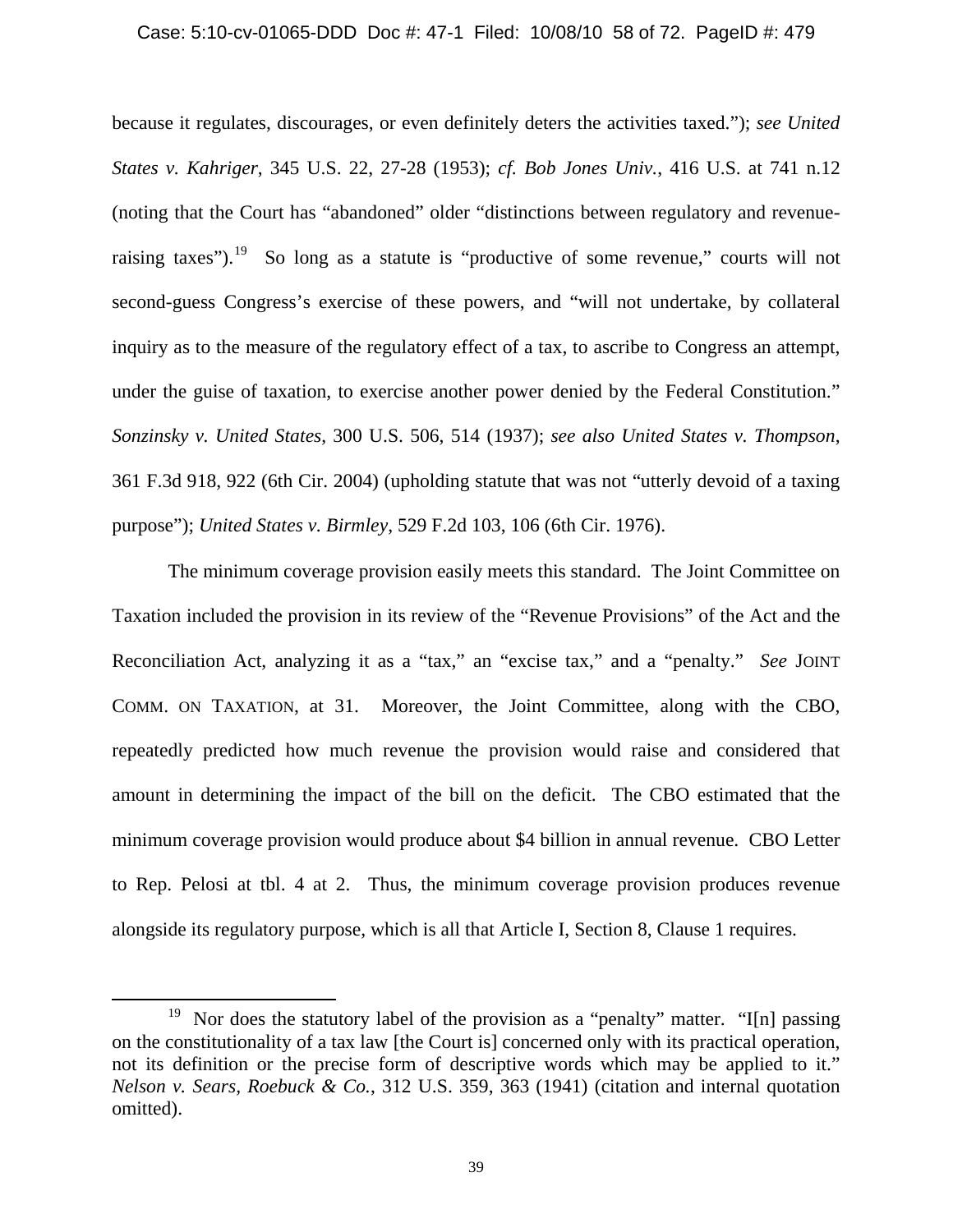because it regulates, discourages, or even definitely deters the activities taxed."); *see United States v. Kahriger*, 345 U.S. 22, 27-28 (1953); *cf. Bob Jones Univ.*, 416 U.S. at 741 n.12 (noting that the Court has "abandoned" older "distinctions between regulatory and revenue-raising taxes").[19] So long as a statute is "productive of some revenue," courts will not second-guess Congress's exercise of these powers, and "will not undertake, by collateral inquiry as to the measure of the regulatory effect of a tax, to ascribe to Congress an attempt, under the guise of taxation, to exercise another power denied by the Federal Constitution." *Sonzinsky v. United States*, 300 U.S. 506, 514 (1937); *see also United States v. Thompson*, 361 F.3d 918, 922 (6th Cir. 2004) (upholding statute that was not "utterly devoid of a taxing purpose"); *United States v. Birmley*, 529 F.2d 103, 106 (6th Cir. 1976).

The minimum coverage provision easily meets this standard. The Joint Committee on Taxation included the provision in its review of the "Revenue Provisions" of the Act and the Reconciliation Act, analyzing it as a "tax," an "excise tax," and a "penalty." *See* JOINT COMM. ON TAXATION, at 31. Moreover, the Joint Committee, along with the CBO, repeatedly predicted how much revenue the provision would raise and considered that amount in determining the impact of the bill on the deficit. The CBO estimated that the minimum coverage provision would produce about $4 billion in annual revenue. CBO Letter to Rep. Pelosi at tbl. 4 at 2. Thus, the minimum coverage provision produces revenue alongside its regulatory purpose, which is all that Article I, Section 8, Clause 1 requires.

---

[19] Nor does the statutory label of the provision as a "penalty" matter. "I[n] passing on the constitutionality of a tax law [the Court is] concerned only with its practical operation, not its definition or the precise form of descriptive words which may be applied to it." *Nelson v. Sears, Roebuck & Co.*, 312 U.S. 359, 363 (1941) (citation and internal quotation omitted).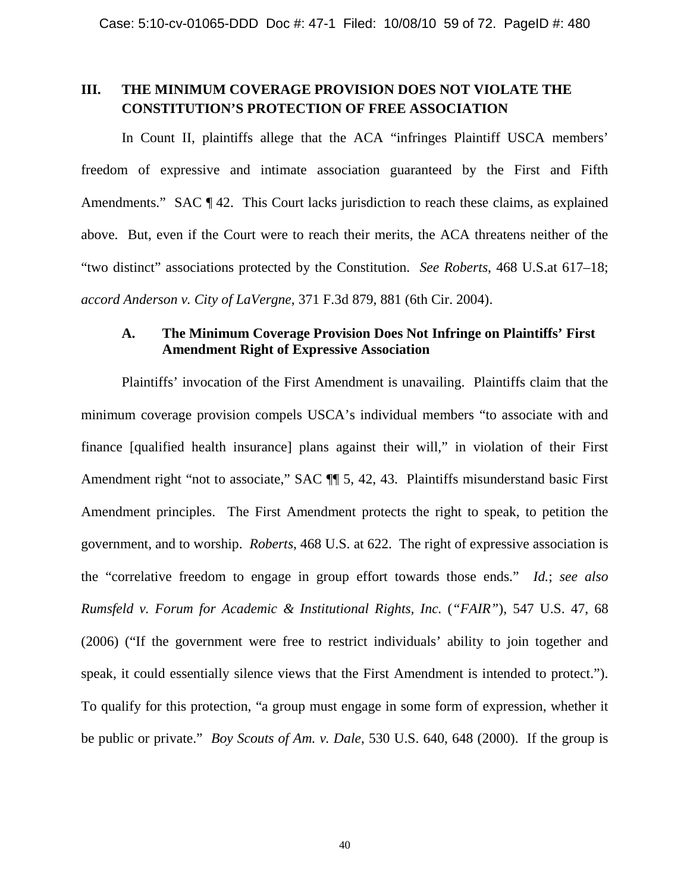## III. THE MINIMUM COVERAGE PROVISION DOES NOT VIOLATE THE CONSTITUTION'S PROTECTION OF FREE ASSOCIATION

In Count II, plaintiffs allege that the ACA "infringes Plaintiff USCA members' freedom of expressive and intimate association guaranteed by the First and Fifth Amendments." SAC ¶ 42. This Court lacks jurisdiction to reach these claims, as explained above. But, even if the Court were to reach their merits, the ACA threatens neither of the "two distinct" associations protected by the Constitution. *See Roberts*, 468 U.S.at 617–18; *accord Anderson v. City of LaVergne*, 371 F.3d 879, 881 (6th Cir. 2004).

### A. The Minimum Coverage Provision Does Not Infringe on Plaintiffs' First Amendment Right of Expressive Association

Plaintiffs' invocation of the First Amendment is unavailing. Plaintiffs claim that the minimum coverage provision compels USCA's individual members "to associate with and finance [qualified health insurance] plans against their will," in violation of their First Amendment right "not to associate," SAC ¶¶ 5, 42, 43. Plaintiffs misunderstand basic First Amendment principles. The First Amendment protects the right to speak, to petition the government, and to worship. *Roberts*, 468 U.S. at 622. The right of expressive association is the "correlative freedom to engage in group effort towards those ends." *Id.*; *see also Rumsfeld v. Forum for Academic & Institutional Rights, Inc.* (*"FAIR"*), 547 U.S. 47, 68 (2006) ("If the government were free to restrict individuals' ability to join together and speak, it could essentially silence views that the First Amendment is intended to protect."). To qualify for this protection, "a group must engage in some form of expression, whether it be public or private." *Boy Scouts of Am. v. Dale*, 530 U.S. 640, 648 (2000). If the group is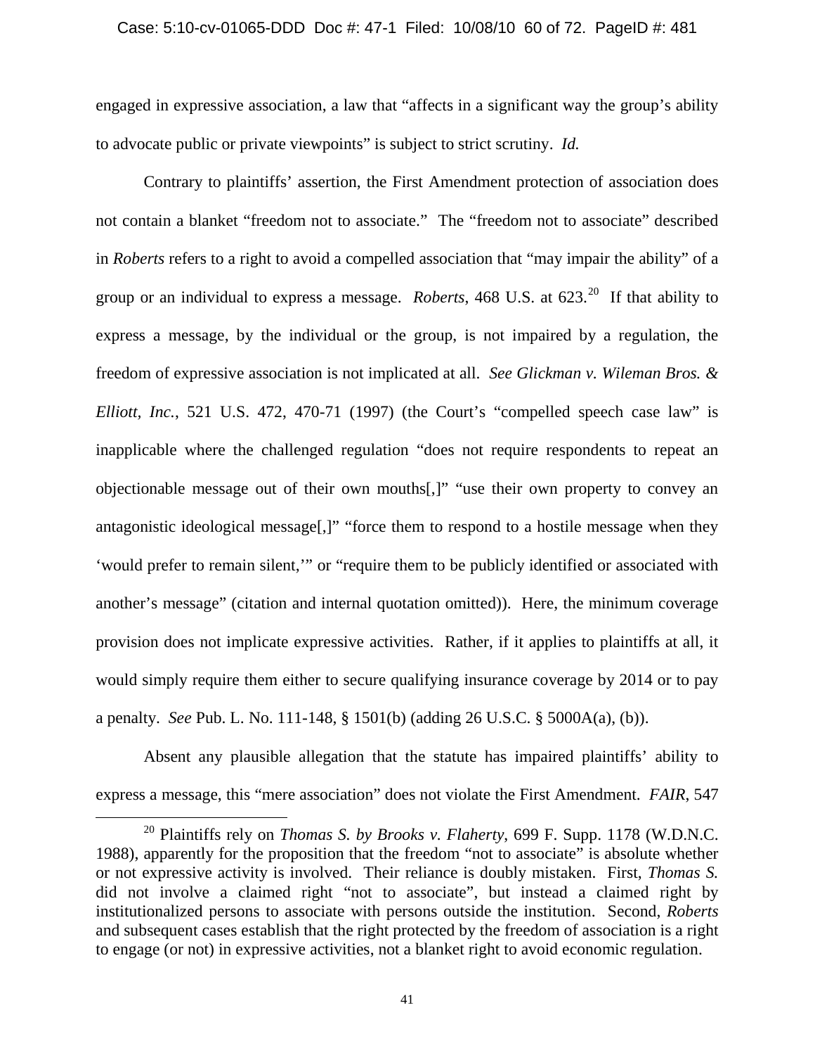engaged in expressive association, a law that "affects in a significant way the group's ability to advocate public or private viewpoints" is subject to strict scrutiny. *Id.*

Contrary to plaintiffs' assertion, the First Amendment protection of association does not contain a blanket "freedom not to associate." The "freedom not to associate" described in *Roberts* refers to a right to avoid a compelled association that "may impair the ability" of a group or an individual to express a message. *Roberts*, 468 U.S. at 623.[20] If that ability to express a message, by the individual or the group, is not impaired by a regulation, the freedom of expressive association is not implicated at all. *See Glickman v. Wileman Bros. & Elliott, Inc.*, 521 U.S. 472, 470-71 (1997) (the Court's "compelled speech case law" is inapplicable where the challenged regulation "does not require respondents to repeat an objectionable message out of their own mouths[,]" "use their own property to convey an antagonistic ideological message[,]" "force them to respond to a hostile message when they 'would prefer to remain silent,'" or "require them to be publicly identified or associated with another's message" (citation and internal quotation omitted)). Here, the minimum coverage provision does not implicate expressive activities. Rather, if it applies to plaintiffs at all, it would simply require them either to secure qualifying insurance coverage by 2014 or to pay a penalty. *See* Pub. L. No. 111-148, § 1501(b) (adding 26 U.S.C. § 5000A(a), (b)).

Absent any plausible allegation that the statute has impaired plaintiffs' ability to express a message, this "mere association" does not violate the First Amendment. *FAIR*, 547

[20] Plaintiffs rely on *Thomas S. by Brooks v. Flaherty*, 699 F. Supp. 1178 (W.D.N.C. 1988), apparently for the proposition that the freedom "not to associate" is absolute whether or not expressive activity is involved. Their reliance is doubly mistaken. First, *Thomas S.* did not involve a claimed right "not to associate", but instead a claimed right by institutionalized persons to associate with persons outside the institution. Second, *Roberts* and subsequent cases establish that the right protected by the freedom of association is a right to engage (or not) in expressive activities, not a blanket right to avoid economic regulation.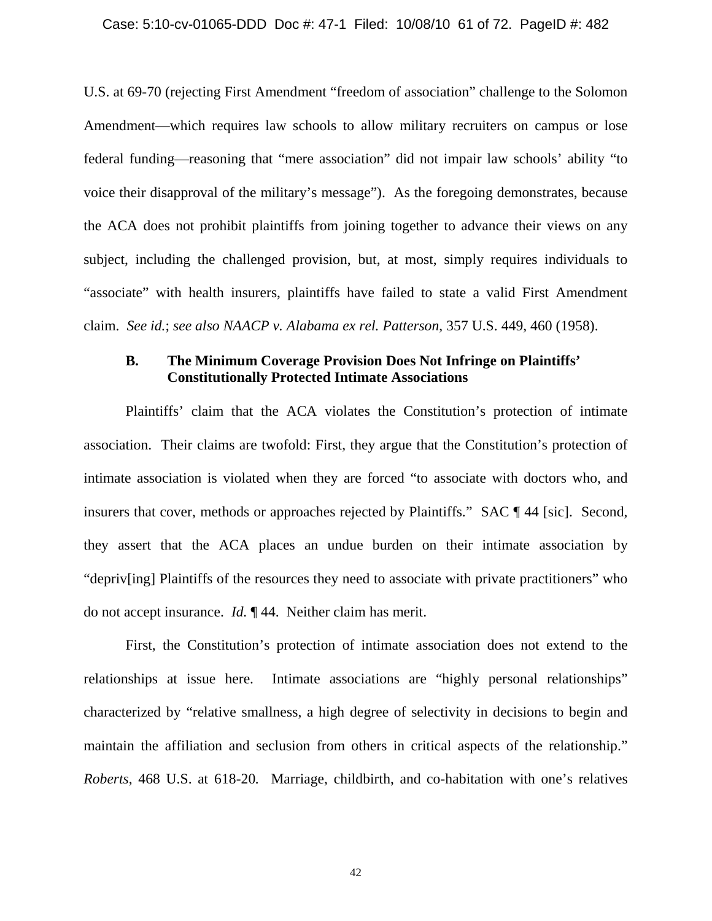U.S. at 69-70 (rejecting First Amendment "freedom of association" challenge to the Solomon Amendment—which requires law schools to allow military recruiters on campus or lose federal funding—reasoning that "mere association" did not impair law schools' ability "to voice their disapproval of the military's message"). As the foregoing demonstrates, because the ACA does not prohibit plaintiffs from joining together to advance their views on any subject, including the challenged provision, but, at most, simply requires individuals to "associate" with health insurers, plaintiffs have failed to state a valid First Amendment claim. *See id.*; *see also NAACP v. Alabama ex rel. Patterson*, 357 U.S. 449, 460 (1958).

### B. The Minimum Coverage Provision Does Not Infringe on Plaintiffs' Constitutionally Protected Intimate Associations

Plaintiffs' claim that the ACA violates the Constitution's protection of intimate association. Their claims are twofold: First, they argue that the Constitution's protection of intimate association is violated when they are forced "to associate with doctors who, and insurers that cover, methods or approaches rejected by Plaintiffs." SAC ¶ 44 [sic]. Second, they assert that the ACA places an undue burden on their intimate association by "depriv[ing] Plaintiffs of the resources they need to associate with private practitioners" who do not accept insurance. *Id.* ¶ 44. Neither claim has merit.

First, the Constitution's protection of intimate association does not extend to the relationships at issue here. Intimate associations are "highly personal relationships" characterized by "relative smallness, a high degree of selectivity in decisions to begin and maintain the affiliation and seclusion from others in critical aspects of the relationship." *Roberts*, 468 U.S. at 618-20. Marriage, childbirth, and co-habitation with one's relatives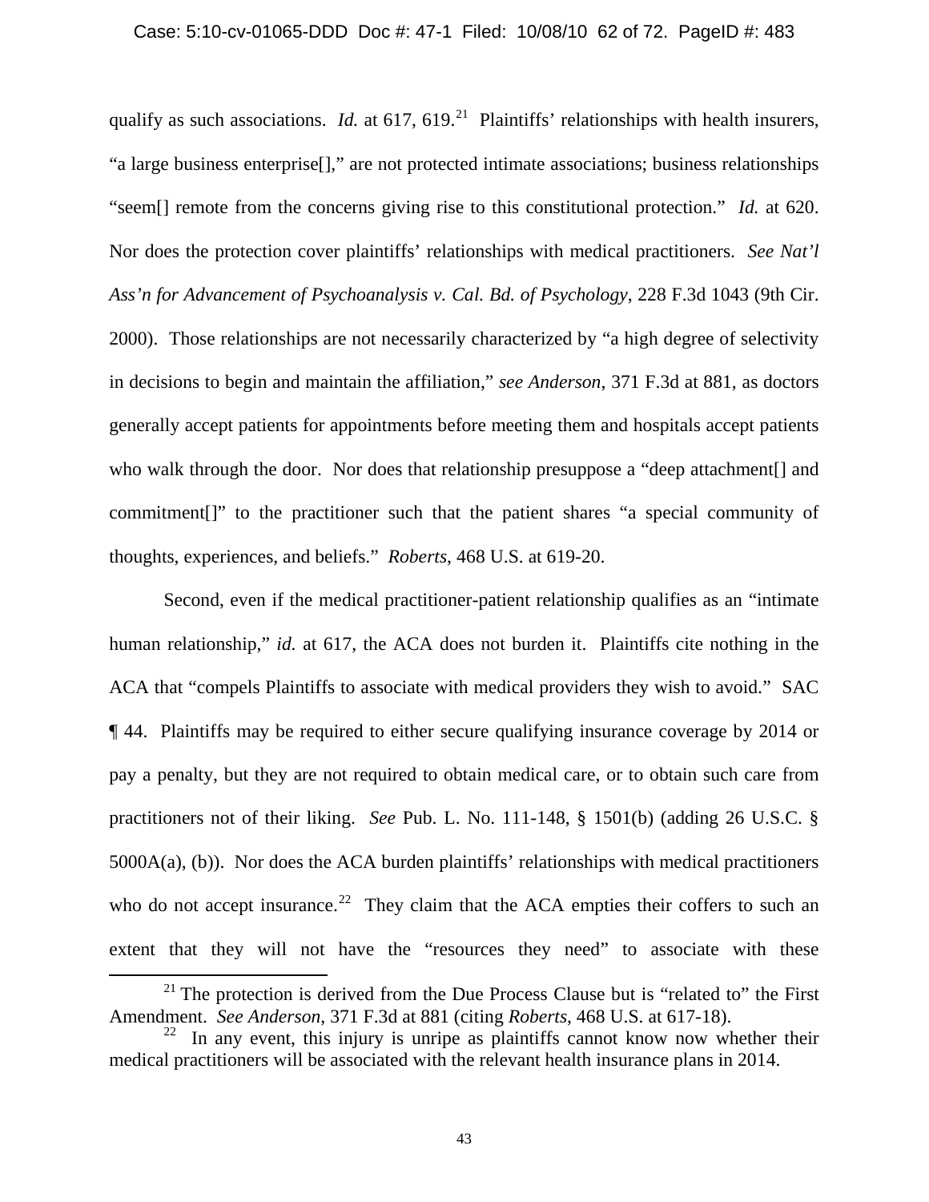qualify as such associations. *Id.* at 617, 619.[21] Plaintiffs' relationships with health insurers, "a large business enterprise[]," are not protected intimate associations; business relationships "seem[] remote from the concerns giving rise to this constitutional protection." *Id.* at 620. Nor does the protection cover plaintiffs' relationships with medical practitioners. *See Nat'l Ass'n for Advancement of Psychoanalysis v. Cal. Bd. of Psychology*, 228 F.3d 1043 (9th Cir. 2000). Those relationships are not necessarily characterized by "a high degree of selectivity in decisions to begin and maintain the affiliation," *see Anderson*, 371 F.3d at 881, as doctors generally accept patients for appointments before meeting them and hospitals accept patients who walk through the door. Nor does that relationship presuppose a "deep attachment[] and commitment[]" to the practitioner such that the patient shares "a special community of thoughts, experiences, and beliefs." *Roberts*, 468 U.S. at 619-20.

Second, even if the medical practitioner-patient relationship qualifies as an "intimate human relationship," *id.* at 617, the ACA does not burden it. Plaintiffs cite nothing in the ACA that "compels Plaintiffs to associate with medical providers they wish to avoid." SAC ¶ 44. Plaintiffs may be required to either secure qualifying insurance coverage by 2014 or pay a penalty, but they are not required to obtain medical care, or to obtain such care from practitioners not of their liking. *See* Pub. L. No. 111-148, § 1501(b) (adding 26 U.S.C. § 5000A(a), (b)). Nor does the ACA burden plaintiffs' relationships with medical practitioners who do not accept insurance.[22] They claim that the ACA empties their coffers to such an extent that they will not have the "resources they need" to associate with these

[21] The protection is derived from the Due Process Clause but is "related to" the First Amendment. *See Anderson*, 371 F.3d at 881 (citing *Roberts*, 468 U.S. at 617-18).

[22] In any event, this injury is unripe as plaintiffs cannot know now whether their medical practitioners will be associated with the relevant health insurance plans in 2014.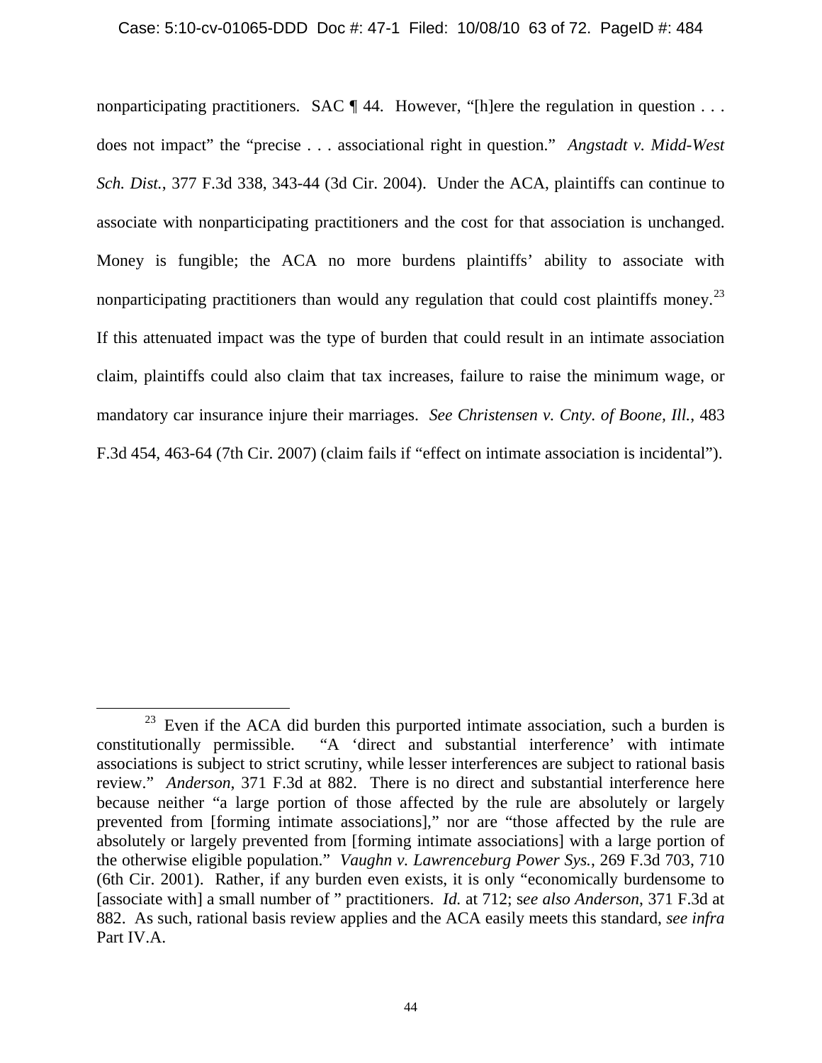nonparticipating practitioners. SAC ¶ 44. However, "[h]ere the regulation in question . . . does not impact" the "precise . . . associational right in question." *Angstadt v. Midd-West Sch. Dist.*, 377 F.3d 338, 343-44 (3d Cir. 2004). Under the ACA, plaintiffs can continue to associate with nonparticipating practitioners and the cost for that association is unchanged. Money is fungible; the ACA no more burdens plaintiffs' ability to associate with nonparticipating practitioners than would any regulation that could cost plaintiffs money.[23] If this attenuated impact was the type of burden that could result in an intimate association claim, plaintiffs could also claim that tax increases, failure to raise the minimum wage, or mandatory car insurance injure their marriages. *See Christensen v. Cnty. of Boone, Ill.*, 483 F.3d 454, 463-64 (7th Cir. 2007) (claim fails if "effect on intimate association is incidental").

---

[23] Even if the ACA did burden this purported intimate association, such a burden is constitutionally permissible. "A 'direct and substantial interference' with intimate associations is subject to strict scrutiny, while lesser interferences are subject to rational basis review." *Anderson*, 371 F.3d at 882. There is no direct and substantial interference here because neither "a large portion of those affected by the rule are absolutely or largely prevented from [forming intimate associations]," nor are "those affected by the rule are absolutely or largely prevented from [forming intimate associations] with a large portion of the otherwise eligible population." *Vaughn v. Lawrenceburg Power Sys.*, 269 F.3d 703, 710 (6th Cir. 2001). Rather, if any burden even exists, it is only "economically burdensome to [associate with] a small number of " practitioners. *Id.* at 712; s*ee also Anderson*, 371 F.3d at 882. As such, rational basis review applies and the ACA easily meets this standard, *see infra* Part IV.A.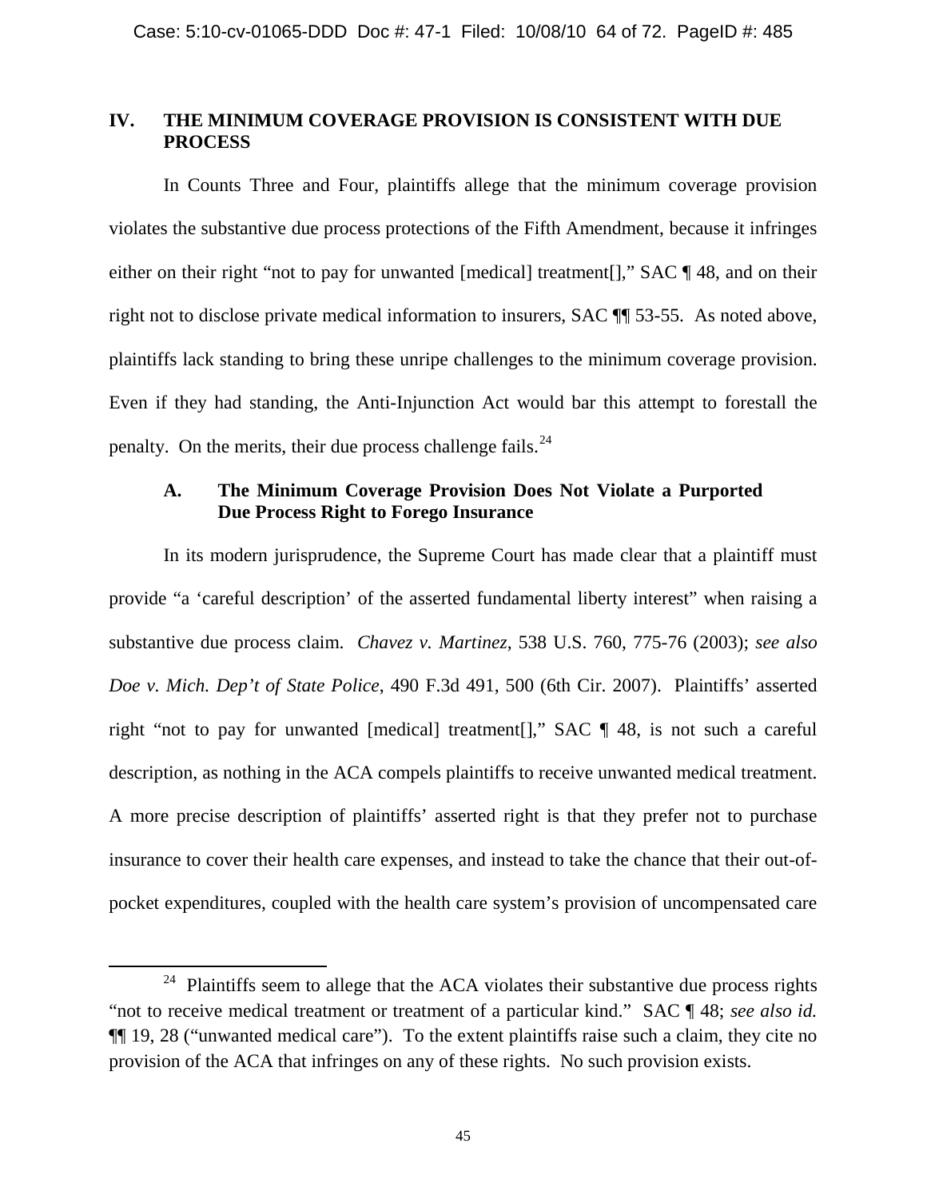## IV. THE MINIMUM COVERAGE PROVISION IS CONSISTENT WITH DUE PROCESS

In Counts Three and Four, plaintiffs allege that the minimum coverage provision violates the substantive due process protections of the Fifth Amendment, because it infringes either on their right "not to pay for unwanted [medical] treatment[]," SAC ¶ 48, and on their right not to disclose private medical information to insurers, SAC ¶¶ 53-55. As noted above, plaintiffs lack standing to bring these unripe challenges to the minimum coverage provision. Even if they had standing, the Anti-Injunction Act would bar this attempt to forestall the penalty. On the merits, their due process challenge fails.[24]

### A. The Minimum Coverage Provision Does Not Violate a Purported Due Process Right to Forego Insurance

In its modern jurisprudence, the Supreme Court has made clear that a plaintiff must provide "a 'careful description' of the asserted fundamental liberty interest" when raising a substantive due process claim. *Chavez v. Martinez*, 538 U.S. 760, 775-76 (2003); *see also Doe v. Mich. Dep't of State Police*, 490 F.3d 491, 500 (6th Cir. 2007). Plaintiffs' asserted right "not to pay for unwanted [medical] treatment[]," SAC ¶ 48, is not such a careful description, as nothing in the ACA compels plaintiffs to receive unwanted medical treatment. A more precise description of plaintiffs' asserted right is that they prefer not to purchase insurance to cover their health care expenses, and instead to take the chance that their out-of-pocket expenditures, coupled with the health care system's provision of uncompensated care

---

[24] Plaintiffs seem to allege that the ACA violates their substantive due process rights "not to receive medical treatment or treatment of a particular kind." SAC ¶ 48; *see also id.* ¶¶ 19, 28 ("unwanted medical care"). To the extent plaintiffs raise such a claim, they cite no provision of the ACA that infringes on any of these rights. No such provision exists.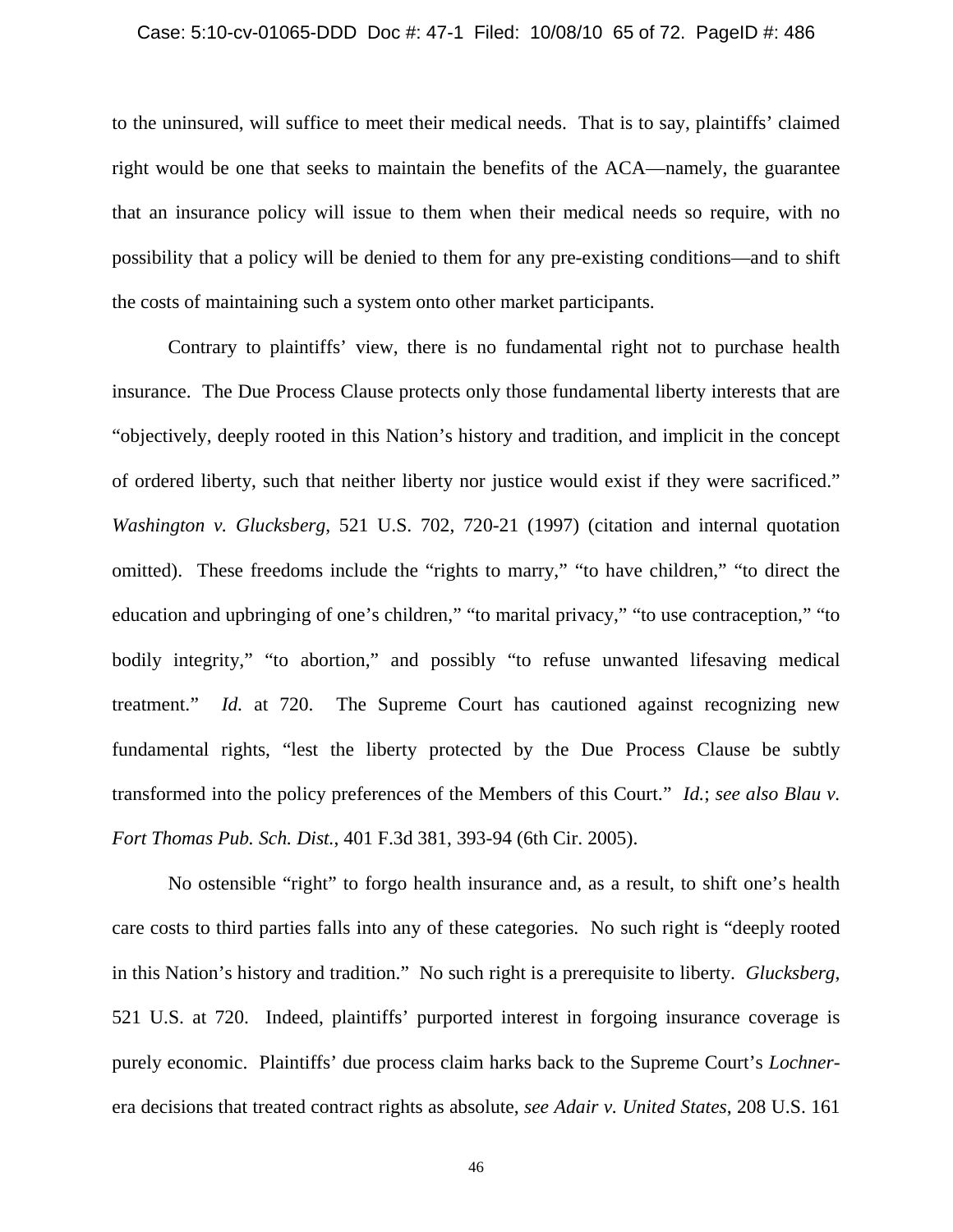to the uninsured, will suffice to meet their medical needs. That is to say, plaintiffs' claimed right would be one that seeks to maintain the benefits of the ACA—namely, the guarantee that an insurance policy will issue to them when their medical needs so require, with no possibility that a policy will be denied to them for any pre-existing conditions—and to shift the costs of maintaining such a system onto other market participants.

Contrary to plaintiffs' view, there is no fundamental right not to purchase health insurance. The Due Process Clause protects only those fundamental liberty interests that are "objectively, deeply rooted in this Nation's history and tradition, and implicit in the concept of ordered liberty, such that neither liberty nor justice would exist if they were sacrificed." *Washington v. Glucksberg*, 521 U.S. 702, 720-21 (1997) (citation and internal quotation omitted). These freedoms include the "rights to marry," "to have children," "to direct the education and upbringing of one's children," "to marital privacy," "to use contraception," "to bodily integrity," "to abortion," and possibly "to refuse unwanted lifesaving medical treatment." *Id.* at 720. The Supreme Court has cautioned against recognizing new fundamental rights, "lest the liberty protected by the Due Process Clause be subtly transformed into the policy preferences of the Members of this Court." *Id.*; *see also Blau v. Fort Thomas Pub. Sch. Dist.*, 401 F.3d 381, 393-94 (6th Cir. 2005).

No ostensible "right" to forgo health insurance and, as a result, to shift one's health care costs to third parties falls into any of these categories. No such right is "deeply rooted in this Nation's history and tradition." No such right is a prerequisite to liberty. *Glucksberg*, 521 U.S. at 720. Indeed, plaintiffs' purported interest in forgoing insurance coverage is purely economic. Plaintiffs' due process claim harks back to the Supreme Court's *Lochner*-era decisions that treated contract rights as absolute, *see Adair v. United States*, 208 U.S. 161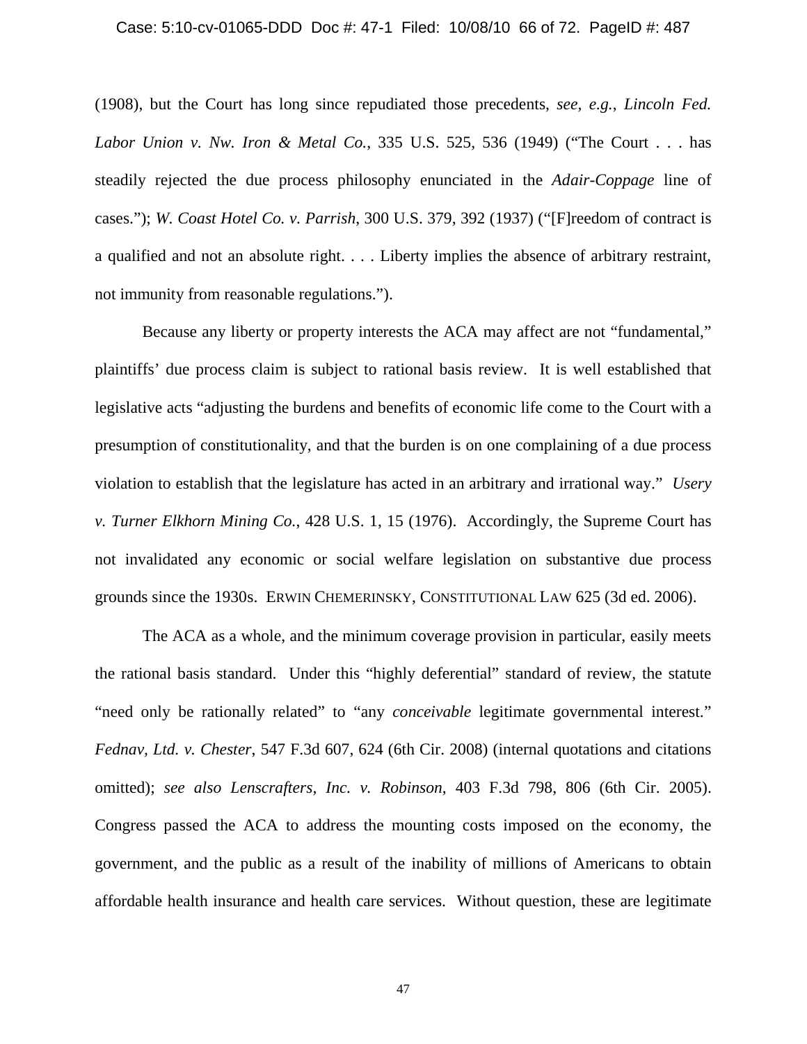(1908), but the Court has long since repudiated those precedents, *see, e.g.*, *Lincoln Fed. Labor Union v. Nw. Iron & Metal Co.*, 335 U.S. 525, 536 (1949) ("The Court . . . has steadily rejected the due process philosophy enunciated in the *Adair-Coppage* line of cases."); *W. Coast Hotel Co. v. Parrish*, 300 U.S. 379, 392 (1937) ("[F]reedom of contract is a qualified and not an absolute right. . . . Liberty implies the absence of arbitrary restraint, not immunity from reasonable regulations.").

Because any liberty or property interests the ACA may affect are not "fundamental," plaintiffs' due process claim is subject to rational basis review. It is well established that legislative acts "adjusting the burdens and benefits of economic life come to the Court with a presumption of constitutionality, and that the burden is on one complaining of a due process violation to establish that the legislature has acted in an arbitrary and irrational way." *Usery v. Turner Elkhorn Mining Co.*, 428 U.S. 1, 15 (1976). Accordingly, the Supreme Court has not invalidated any economic or social welfare legislation on substantive due process grounds since the 1930s. ERWIN CHEMERINSKY, CONSTITUTIONAL LAW 625 (3d ed. 2006).

The ACA as a whole, and the minimum coverage provision in particular, easily meets the rational basis standard. Under this "highly deferential" standard of review, the statute "need only be rationally related" to "any *conceivable* legitimate governmental interest." *Fednav, Ltd. v. Chester*, 547 F.3d 607, 624 (6th Cir. 2008) (internal quotations and citations omitted); *see also Lenscrafters, Inc. v. Robinson*, 403 F.3d 798, 806 (6th Cir. 2005). Congress passed the ACA to address the mounting costs imposed on the economy, the government, and the public as a result of the inability of millions of Americans to obtain affordable health insurance and health care services. Without question, these are legitimate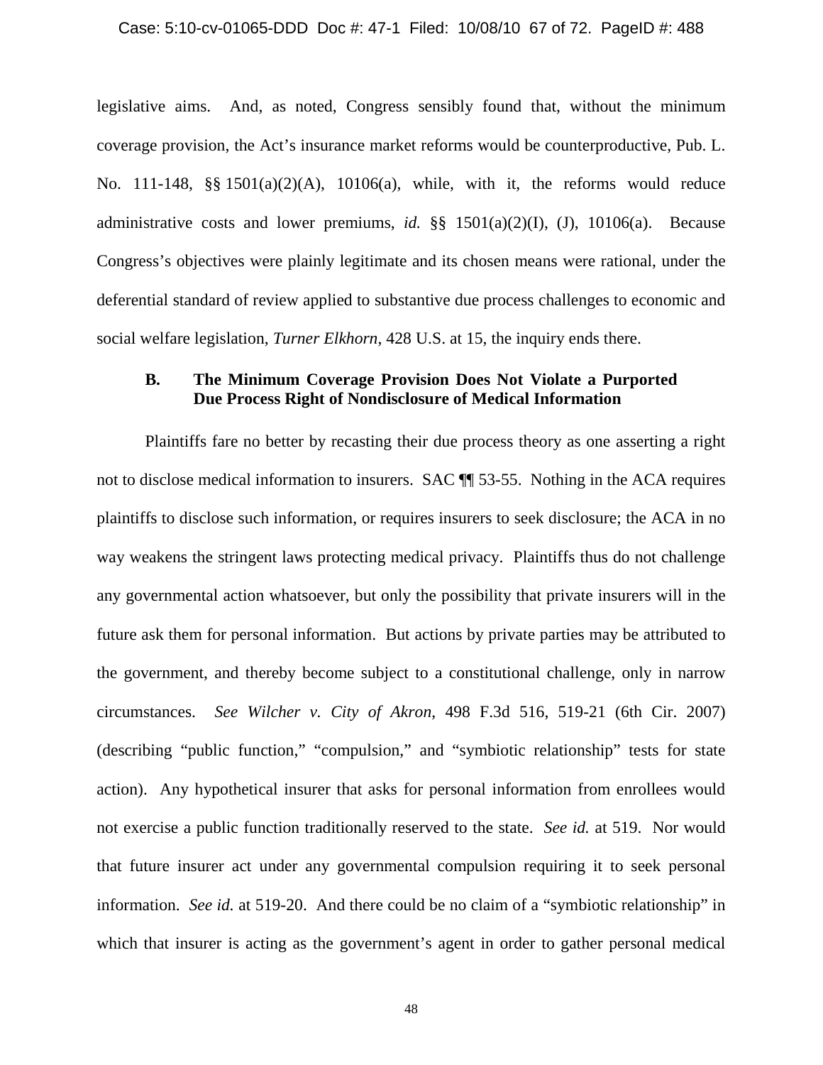legislative aims. And, as noted, Congress sensibly found that, without the minimum coverage provision, the Act's insurance market reforms would be counterproductive, Pub. L. No. 111-148, §§ 1501(a)(2)(A), 10106(a), while, with it, the reforms would reduce administrative costs and lower premiums, *id.* §§ 1501(a)(2)(I), (J), 10106(a). Because Congress's objectives were plainly legitimate and its chosen means were rational, under the deferential standard of review applied to substantive due process challenges to economic and social welfare legislation, *Turner Elkhorn*, 428 U.S. at 15, the inquiry ends there.

### B. The Minimum Coverage Provision Does Not Violate a Purported Due Process Right of Nondisclosure of Medical Information

Plaintiffs fare no better by recasting their due process theory as one asserting a right not to disclose medical information to insurers. SAC ¶¶ 53-55. Nothing in the ACA requires plaintiffs to disclose such information, or requires insurers to seek disclosure; the ACA in no way weakens the stringent laws protecting medical privacy. Plaintiffs thus do not challenge any governmental action whatsoever, but only the possibility that private insurers will in the future ask them for personal information. But actions by private parties may be attributed to the government, and thereby become subject to a constitutional challenge, only in narrow circumstances. *See Wilcher v. City of Akron*, 498 F.3d 516, 519-21 (6th Cir. 2007) (describing "public function," "compulsion," and "symbiotic relationship" tests for state action). Any hypothetical insurer that asks for personal information from enrollees would not exercise a public function traditionally reserved to the state. *See id.* at 519. Nor would that future insurer act under any governmental compulsion requiring it to seek personal information. *See id.* at 519-20. And there could be no claim of a "symbiotic relationship" in which that insurer is acting as the government's agent in order to gather personal medical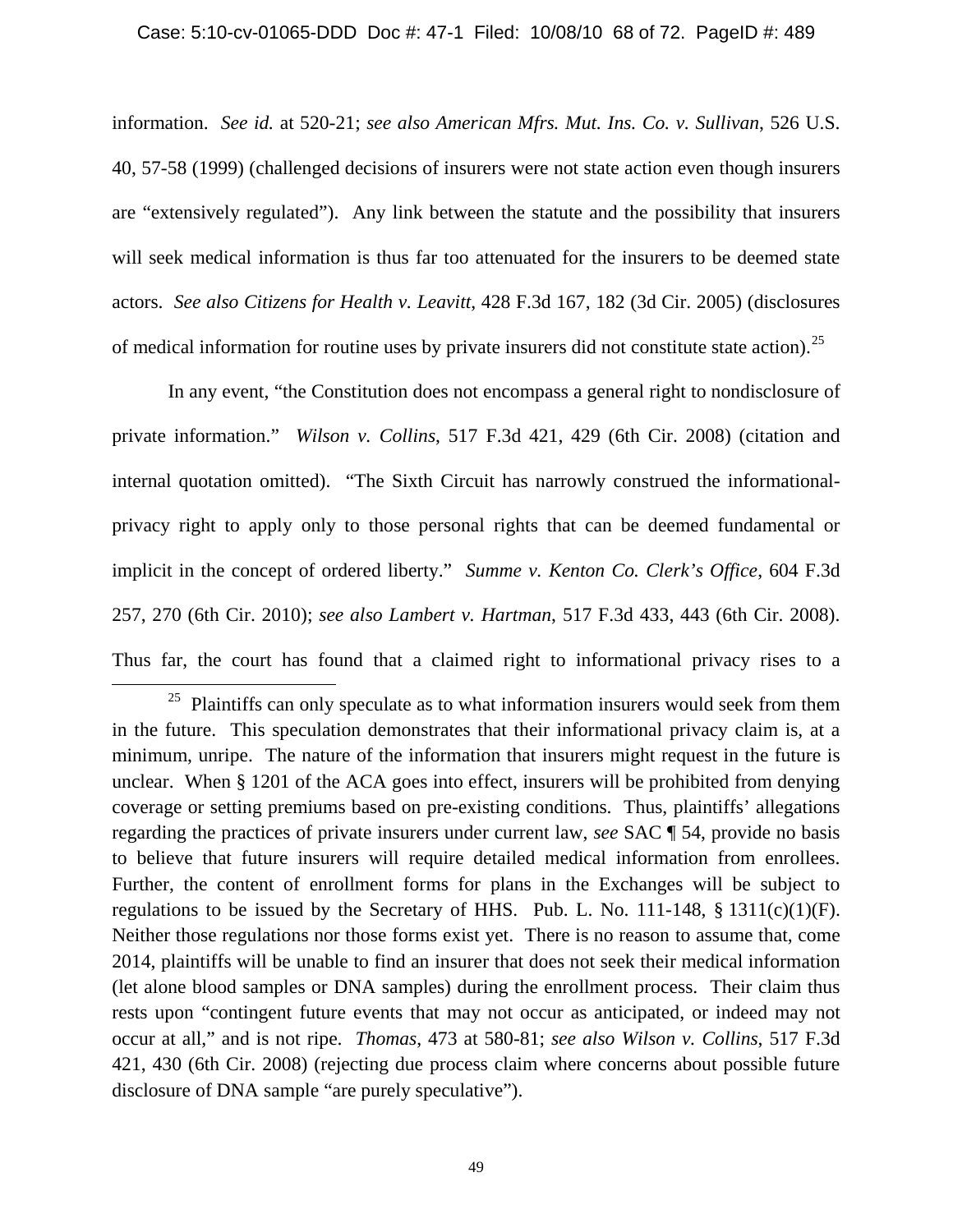information. *See id.* at 520-21; *see also American Mfrs. Mut. Ins. Co. v. Sullivan*, 526 U.S. 40, 57-58 (1999) (challenged decisions of insurers were not state action even though insurers are "extensively regulated"). Any link between the statute and the possibility that insurers will seek medical information is thus far too attenuated for the insurers to be deemed state actors. *See also Citizens for Health v. Leavitt*, 428 F.3d 167, 182 (3d Cir. 2005) (disclosures of medical information for routine uses by private insurers did not constitute state action).[25]

In any event, "the Constitution does not encompass a general right to nondisclosure of private information." *Wilson v. Collins*, 517 F.3d 421, 429 (6th Cir. 2008) (citation and internal quotation omitted). "The Sixth Circuit has narrowly construed the informational-privacy right to apply only to those personal rights that can be deemed fundamental or implicit in the concept of ordered liberty." *Summe v. Kenton Co. Clerk's Office*, 604 F.3d 257, 270 (6th Cir. 2010); *see also Lambert v. Hartman*, 517 F.3d 433, 443 (6th Cir. 2008). Thus far, the court has found that a claimed right to informational privacy rises to a

---

[25] Plaintiffs can only speculate as to what information insurers would seek from them in the future. This speculation demonstrates that their informational privacy claim is, at a minimum, unripe. The nature of the information that insurers might request in the future is unclear. When § 1201 of the ACA goes into effect, insurers will be prohibited from denying coverage or setting premiums based on pre-existing conditions. Thus, plaintiffs' allegations regarding the practices of private insurers under current law, *see* SAC ¶ 54, provide no basis to believe that future insurers will require detailed medical information from enrollees. Further, the content of enrollment forms for plans in the Exchanges will be subject to regulations to be issued by the Secretary of HHS. Pub. L. No. 111-148, § 1311(c)(1)(F). Neither those regulations nor those forms exist yet. There is no reason to assume that, come 2014, plaintiffs will be unable to find an insurer that does not seek their medical information (let alone blood samples or DNA samples) during the enrollment process. Their claim thus rests upon "contingent future events that may not occur as anticipated, or indeed may not occur at all," and is not ripe. *Thomas*, 473 at 580-81; *see also Wilson v. Collins*, 517 F.3d 421, 430 (6th Cir. 2008) (rejecting due process claim where concerns about possible future disclosure of DNA sample "are purely speculative").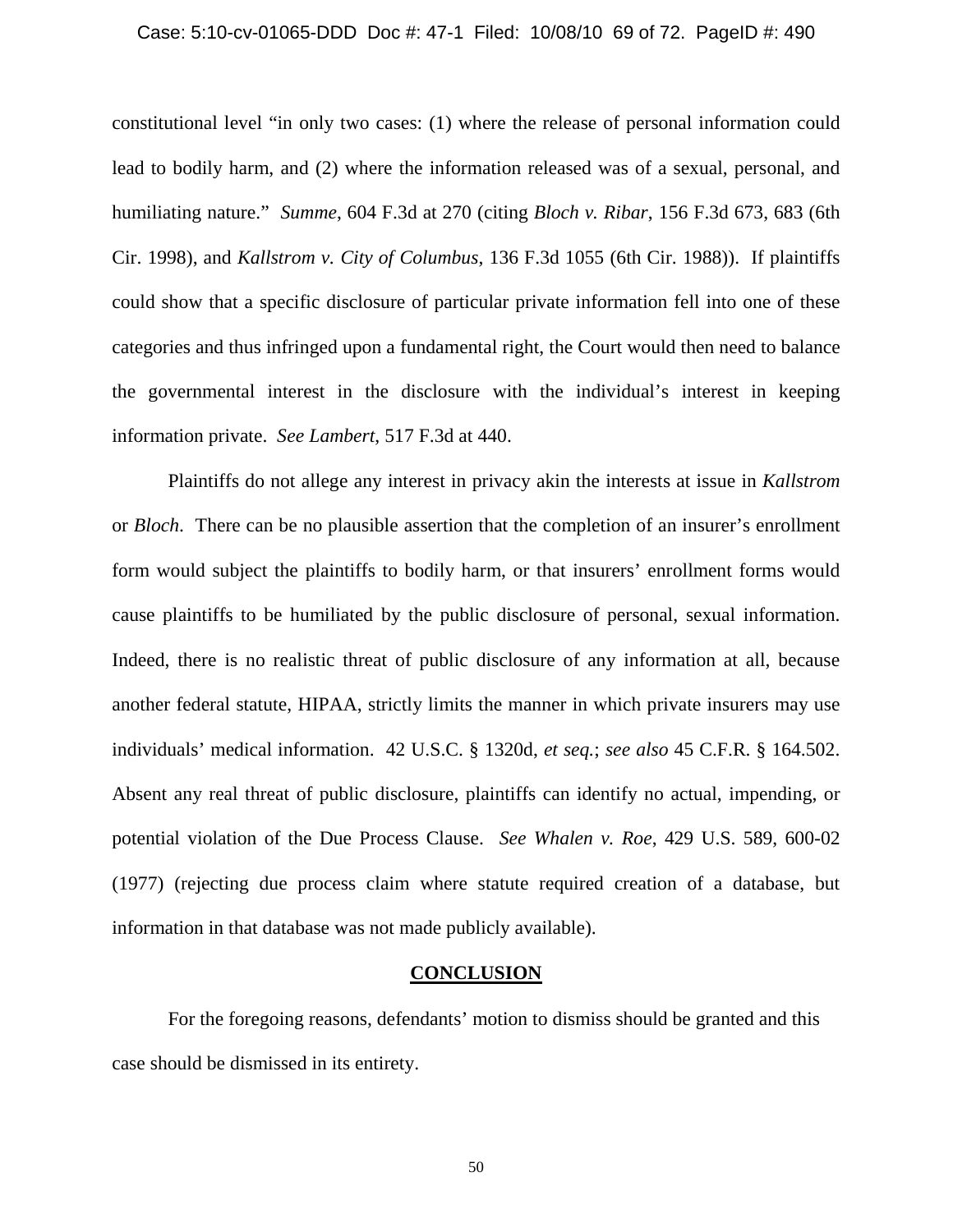constitutional level "in only two cases: (1) where the release of personal information could lead to bodily harm, and (2) where the information released was of a sexual, personal, and humiliating nature." *Summe*, 604 F.3d at 270 (citing *Bloch v. Ribar*, 156 F.3d 673, 683 (6th Cir. 1998), and *Kallstrom v. City of Columbus*, 136 F.3d 1055 (6th Cir. 1988)). If plaintiffs could show that a specific disclosure of particular private information fell into one of these categories and thus infringed upon a fundamental right, the Court would then need to balance the governmental interest in the disclosure with the individual's interest in keeping information private. *See Lambert*, 517 F.3d at 440.

Plaintiffs do not allege any interest in privacy akin the interests at issue in *Kallstrom* or *Bloch*. There can be no plausible assertion that the completion of an insurer's enrollment form would subject the plaintiffs to bodily harm, or that insurers' enrollment forms would cause plaintiffs to be humiliated by the public disclosure of personal, sexual information. Indeed, there is no realistic threat of public disclosure of any information at all, because another federal statute, HIPAA, strictly limits the manner in which private insurers may use individuals' medical information. 42 U.S.C. § 1320d, *et seq.*; *see also* 45 C.F.R. § 164.502. Absent any real threat of public disclosure, plaintiffs can identify no actual, impending, or potential violation of the Due Process Clause. *See Whalen v. Roe*, 429 U.S. 589, 600-02 (1977) (rejecting due process claim where statute required creation of a database, but information in that database was not made publicly available).

## CONCLUSION

For the foregoing reasons, defendants' motion to dismiss should be granted and this case should be dismissed in its entirety.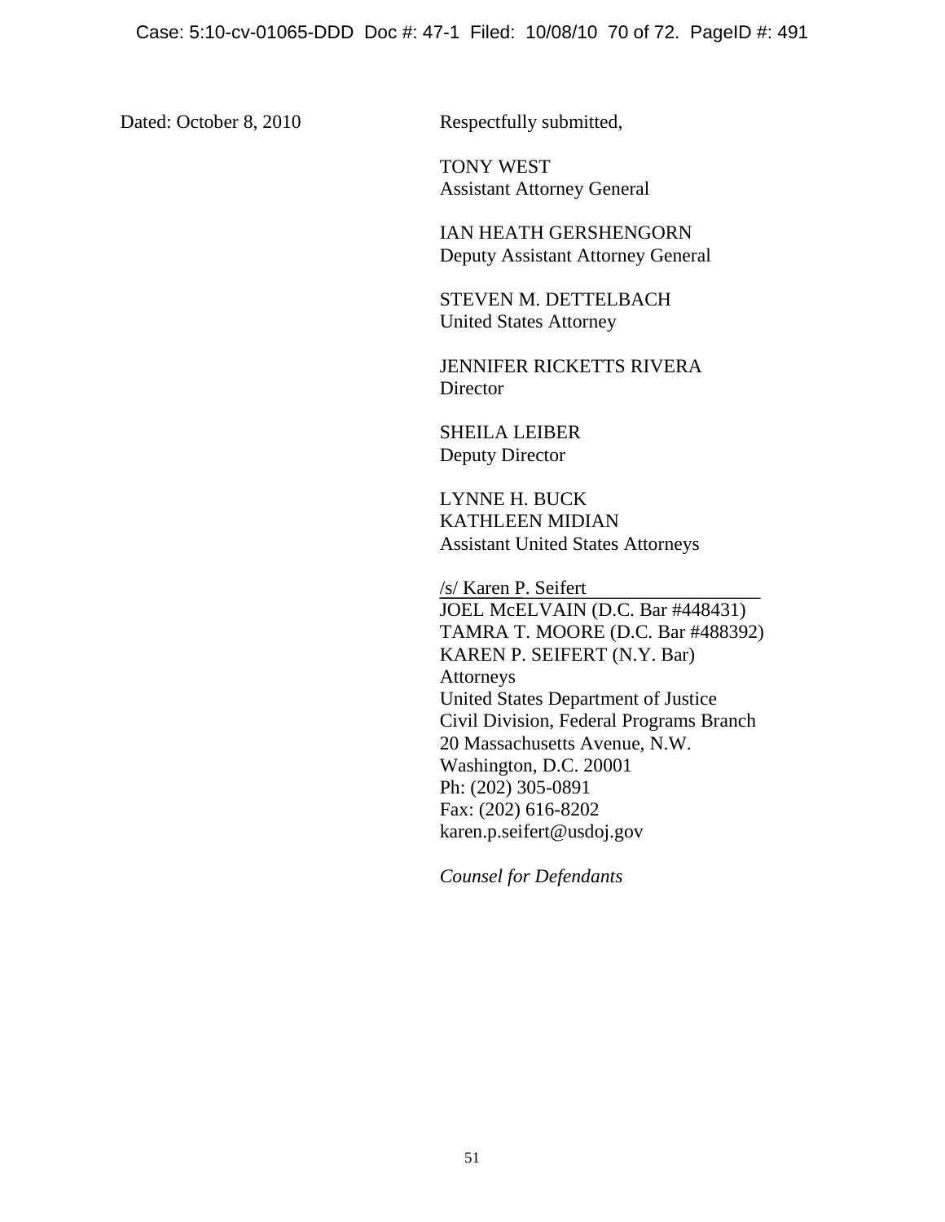Dated: October 8, 2010

Respectfully submitted,

TONY WEST
Assistant Attorney General

IAN HEATH GERSHENGORN
Deputy Assistant Attorney General

STEVEN M. DETTELBACH
United States Attorney

JENNIFER RICKETTS RIVERA
Director

SHEILA LEIBER
Deputy Director

LYNNE H. BUCK
KATHLEEN MIDIAN
Assistant United States Attorneys

/s/ Karen P. Seifert
JOEL McELVAIN (D.C. Bar #448431)
TAMRA T. MOORE (D.C. Bar #488392)
KAREN P. SEIFERT (N.Y. Bar)
Attorneys
United States Department of Justice
Civil Division, Federal Programs Branch
20 Massachusetts Avenue, N.W.
Washington, D.C. 20001
Ph: (202) 305-0891
Fax: (202) 616-8202
karen.p.seifert@usdoj.gov

*Counsel for Defendants*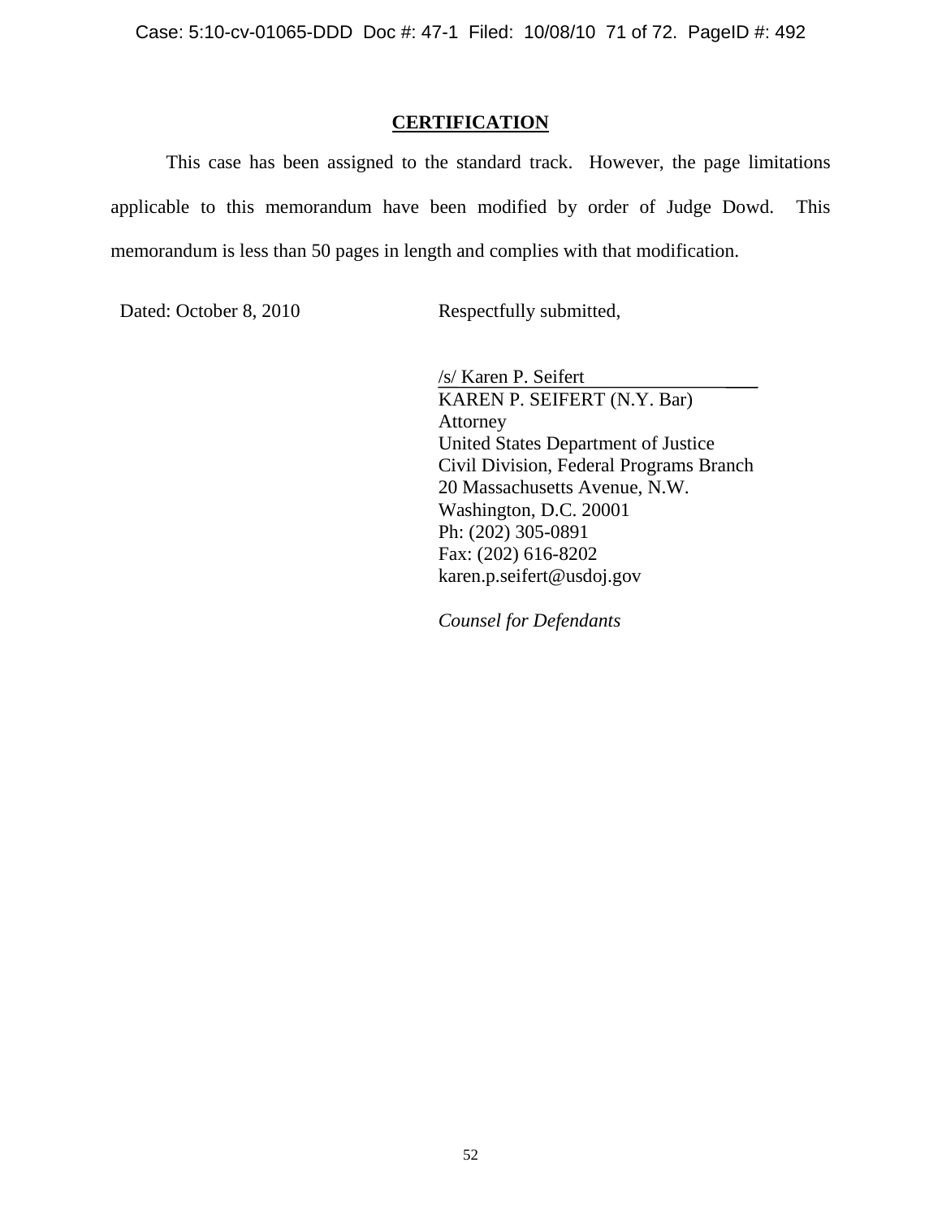## CERTIFICATION

This case has been assigned to the standard track. However, the page limitations applicable to this memorandum have been modified by order of Judge Dowd. This memorandum is less than 50 pages in length and complies with that modification.

Dated: October 8, 2010

Respectfully submitted,

/s/ Karen P. Seifert
KAREN P. SEIFERT (N.Y. Bar)
Attorney
United States Department of Justice
Civil Division, Federal Programs Branch
20 Massachusetts Avenue, N.W.
Washington, D.C. 20001
Ph: (202) 305-0891
Fax: (202) 616-8202
karen.p.seifert@usdoj.gov

*Counsel for Defendants*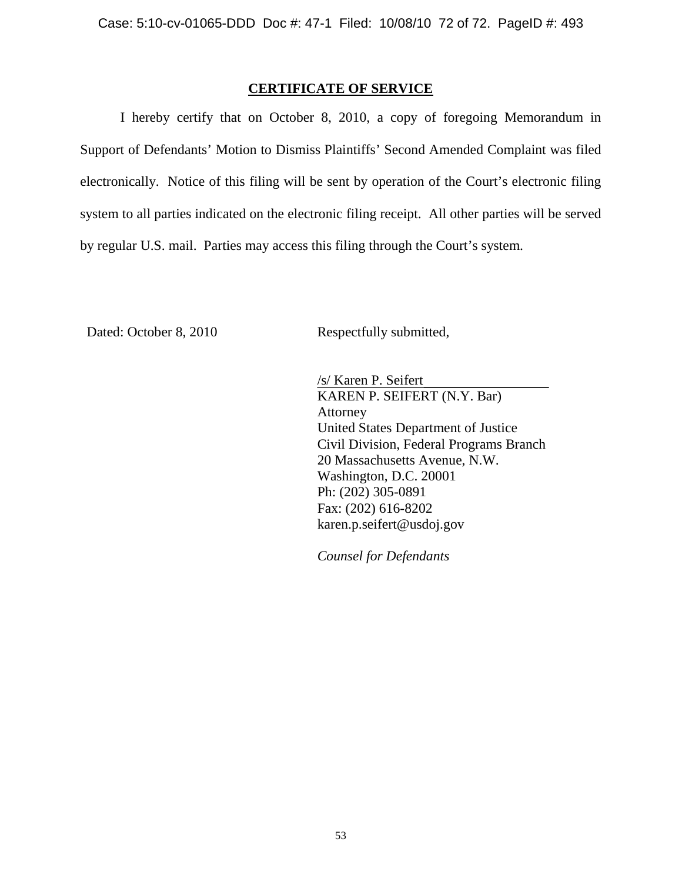**CERTIFICATE OF SERVICE**

I hereby certify that on October 8, 2010, a copy of foregoing Memorandum in Support of Defendants' Motion to Dismiss Plaintiffs' Second Amended Complaint was filed electronically. Notice of this filing will be sent by operation of the Court's electronic filing system to all parties indicated on the electronic filing receipt. All other parties will be served by regular U.S. mail. Parties may access this filing through the Court's system.

Dated: October 8, 2010

Respectfully submitted,

/s/ Karen P. Seifert
KAREN P. SEIFERT (N.Y. Bar)
Attorney
United States Department of Justice
Civil Division, Federal Programs Branch
20 Massachusetts Avenue, N.W.
Washington, D.C. 20001
Ph: (202) 305-0891
Fax: (202) 616-8202
karen.p.seifert@usdoj.gov

*Counsel for Defendants*